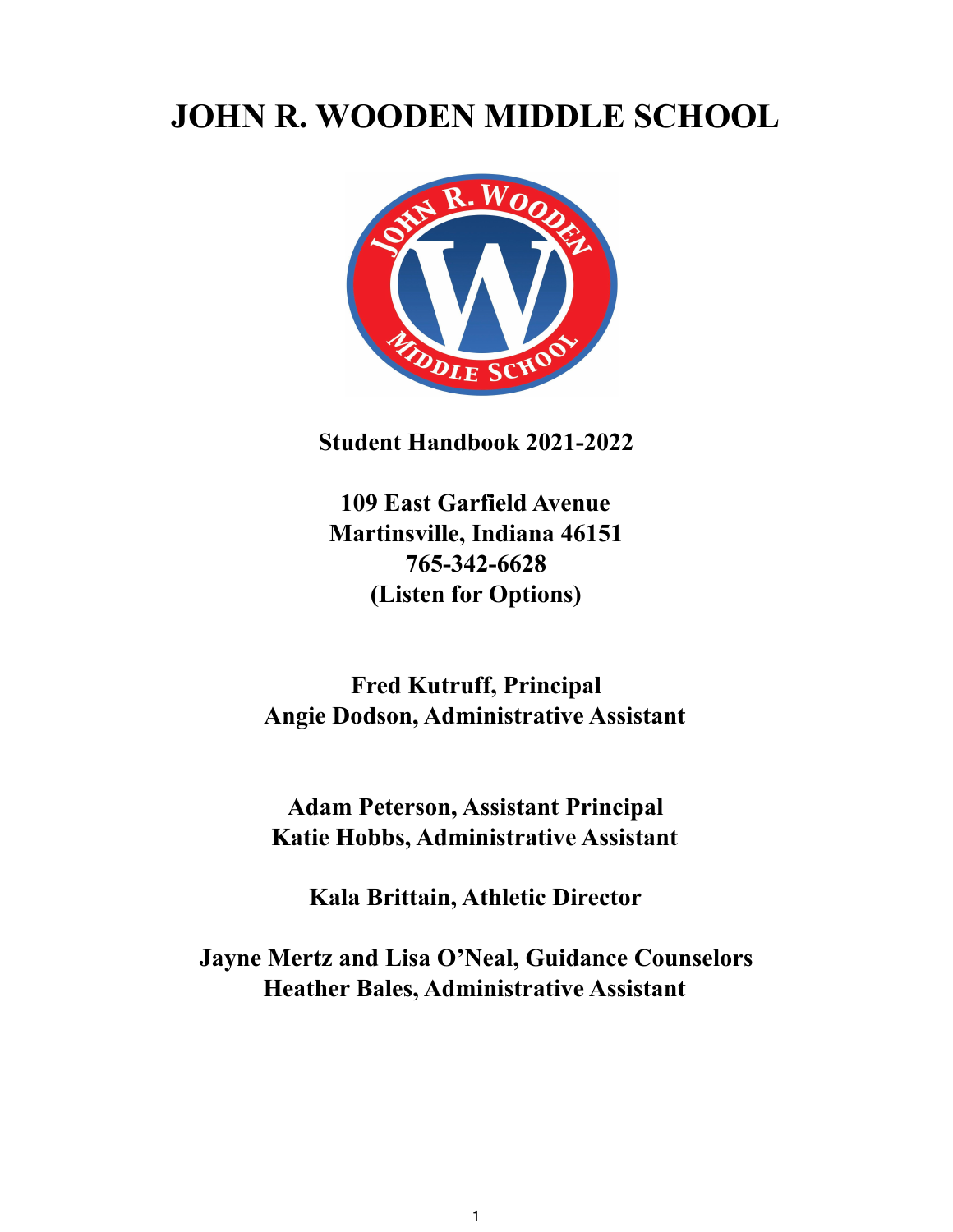# JOHN R. WOODEN MIDDLE SCHOOL

**Student Handbook 2021-2022**

**109 East Garfield Avenue**
**Martinsville, Indiana 46151**
**765-342-6628**
**(Listen for Options)**

**Fred Kutruff, Principal**
**Angie Dodson, Administrative Assistant**

**Adam Peterson, Assistant Principal**
**Katie Hobbs, Administrative Assistant**

**Kala Brittain, Athletic Director**

**Jayne Mertz and Lisa O'Neal, Guidance Counselors**
**Heather Bales, Administrative Assistant**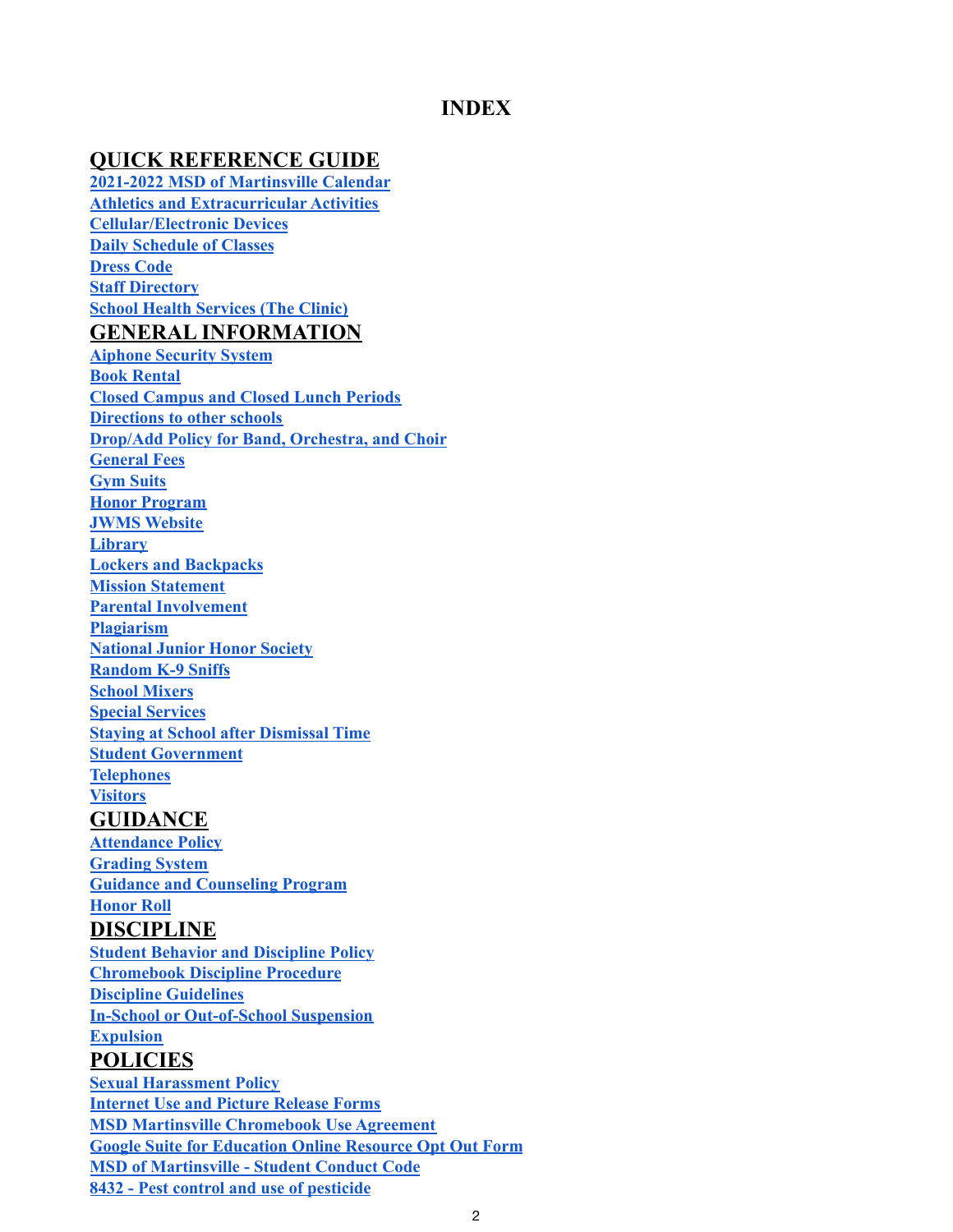# INDEX

## QUICK REFERENCE GUIDE

**2021-2022 MSD of Martinsville Calendar**
**Athletics and Extracurricular Activities**
**Cellular/Electronic Devices**
**Daily Schedule of Classes**
**Dress Code**
**Staff Directory**
**School Health Services (The Clinic)**

## GENERAL INFORMATION

**Aiphone Security System**
**Book Rental**
**Closed Campus and Closed Lunch Periods**
**Directions to other schools**
**Drop/Add Policy for Band, Orchestra, and Choir**
**General Fees**
**Gym Suits**
**Honor Program**
**JWMS Website**
**Library**
**Lockers and Backpacks**
**Mission Statement**
**Parental Involvement**
**Plagiarism**
**National Junior Honor Society**
**Random K-9 Sniffs**
**School Mixers**
**Special Services**
**Staying at School after Dismissal Time**
**Student Government**
**Telephones**
**Visitors**

## GUIDANCE

**Attendance Policy**
**Grading System**
**Guidance and Counseling Program**
**Honor Roll**

## DISCIPLINE

**Student Behavior and Discipline Policy**
**Chromebook Discipline Procedure**
**Discipline Guidelines**
**In-School or Out-of-School Suspension**
**Expulsion**

## POLICIES

**Sexual Harassment Policy**
**Internet Use and Picture Release Forms**
**MSD Martinsville Chromebook Use Agreement**
**Google Suite for Education Online Resource Opt Out Form**
**MSD of Martinsville - Student Conduct Code**
**8432 - Pest control and use of pesticide**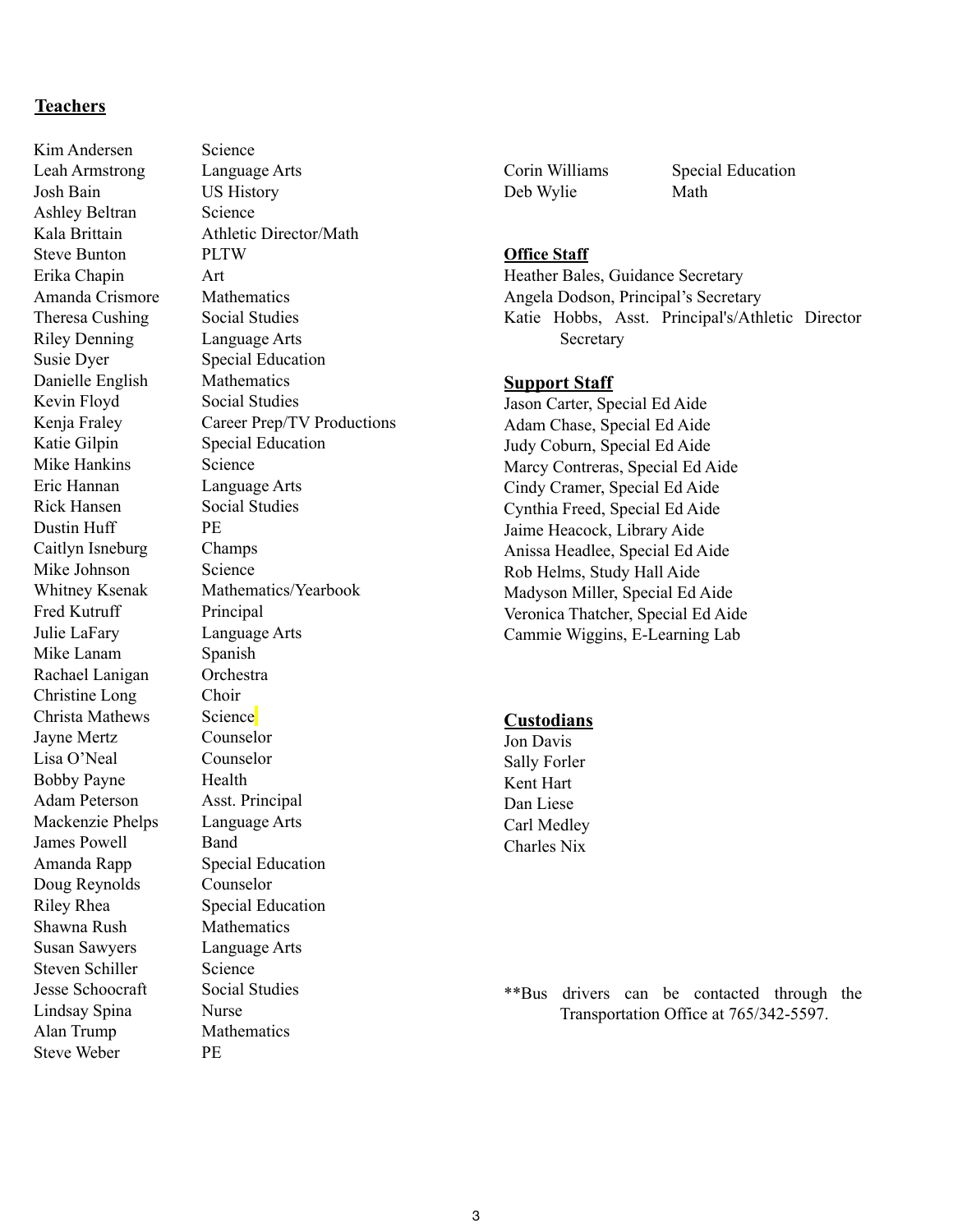## Teachers

| Name | Position |
|---|---|
| Kim Andersen | Science |
| Leah Armstrong | Language Arts |
| Josh Bain | US History |
| Ashley Beltran | Science |
| Kala Brittain | Athletic Director/Math |
| Steve Bunton | PLTW |
| Erika Chapin | Art |
| Amanda Crismore | Mathematics |
| Theresa Cushing | Social Studies |
| Riley Denning | Language Arts |
| Susie Dyer | Special Education |
| Danielle English | Mathematics |
| Kevin Floyd | Social Studies |
| Kenja Fraley | Career Prep/TV Productions |
| Katie Gilpin | Special Education |
| Mike Hankins | Science |
| Eric Hannan | Language Arts |
| Rick Hansen | Social Studies |
| Dustin Huff | PE |
| Caitlyn Isneburg | Champs |
| Mike Johnson | Science |
| Whitney Ksenak | Mathematics/Yearbook |
| Fred Kutruff | Principal |
| Julie LaFary | Language Arts |
| Mike Lanam | Spanish |
| Rachael Lanigan | Orchestra |
| Christine Long | Choir |
| Christa Mathews | Science |
| Jayne Mertz | Counselor |
| Lisa O'Neal | Counselor |
| Bobby Payne | Health |
| Adam Peterson | Asst. Principal |
| Mackenzie Phelps | Language Arts |
| James Powell | Band |
| Amanda Rapp | Special Education |
| Doug Reynolds | Counselor |
| Riley Rhea | Special Education |
| Shawna Rush | Mathematics |
| Susan Sawyers | Language Arts |
| Steven Schiller | Science |
| Jesse Schoocraft | Social Studies |
| Lindsay Spina | Nurse |
| Alan Trump | Mathematics |
| Steve Weber | PE |
| Corin Williams | Special Education |
| Deb Wylie | Math |

## Office Staff

Heather Bales, Guidance Secretary
Angela Dodson, Principal's Secretary
Katie Hobbs, Asst. Principal's/Athletic Director Secretary

## Support Staff

Jason Carter, Special Ed Aide
Adam Chase, Special Ed Aide
Judy Coburn, Special Ed Aide
Marcy Contreras, Special Ed Aide
Cindy Cramer, Special Ed Aide
Cynthia Freed, Special Ed Aide
Jaime Heacock, Library Aide
Anissa Headlee, Special Ed Aide
Rob Helms, Study Hall Aide
Madyson Miller, Special Ed Aide
Veronica Thatcher, Special Ed Aide
Cammie Wiggins, E-Learning Lab

## Custodians

Jon Davis
Sally Forler
Kent Hart
Dan Liese
Carl Medley
Charles Nix

**Bus drivers can be contacted through the Transportation Office at 765/342-5597.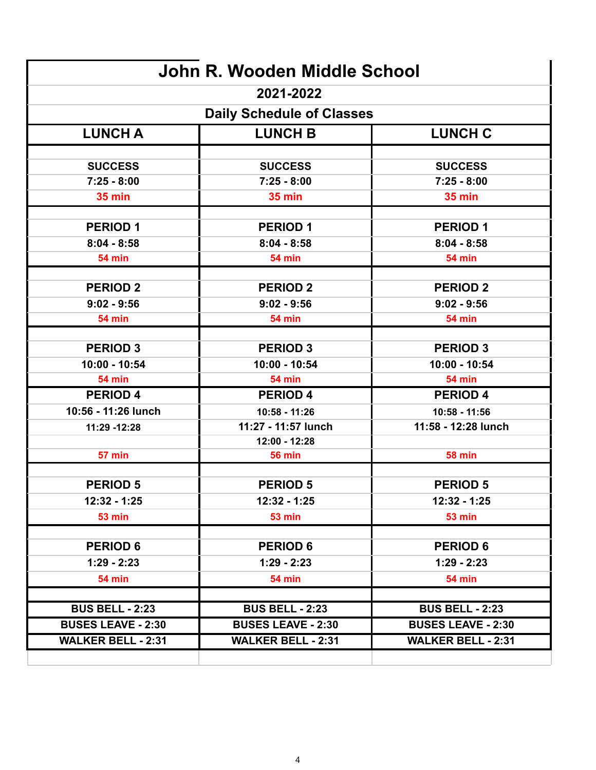# John R. Wooden Middle School

## 2021-2022

## Daily Schedule of Classes

| LUNCH A | LUNCH B | LUNCH C |
|---|---|---|
| | | |
| **SUCCESS** | **SUCCESS** | **SUCCESS** |
| **7:25 - 8:00** | **7:25 - 8:00** | **7:25 - 8:00** |
| **35 min** | **35 min** | **35 min** |
| | | |
| **PERIOD 1** | **PERIOD 1** | **PERIOD 1** |
| **8:04 - 8:58** | **8:04 - 8:58** | **8:04 - 8:58** |
| **54 min** | **54 min** | **54 min** |
| | | |
| **PERIOD 2** | **PERIOD 2** | **PERIOD 2** |
| **9:02 - 9:56** | **9:02 - 9:56** | **9:02 - 9:56** |
| **54 min** | **54 min** | **54 min** |
| | | |
| **PERIOD 3** | **PERIOD 3** | **PERIOD 3** |
| **10:00 - 10:54** | **10:00 - 10:54** | **10:00 - 10:54** |
| **54 min** | **54 min** | **54 min** |
| **PERIOD 4** | **PERIOD 4** | **PERIOD 4** |
| **10:56 - 11:26 lunch** | **10:58 - 11:26** | **10:58 - 11:56** |
| **11:29 -12:28** | **11:27 - 11:57 lunch** | **11:58 - 12:28 lunch** |
| | **12:00 - 12:28** | |
| **57 min** | **56 min** | **58 min** |
| | | |
| **PERIOD 5** | **PERIOD 5** | **PERIOD 5** |
| **12:32 - 1:25** | **12:32 - 1:25** | **12:32 - 1:25** |
| **53 min** | **53 min** | **53 min** |
| | | |
| **PERIOD 6** | **PERIOD 6** | **PERIOD 6** |
| **1:29 - 2:23** | **1:29 - 2:23** | **1:29 - 2:23** |
| **54 min** | **54 min** | **54 min** |
| | | |
| **BUS BELL - 2:23** | **BUS BELL - 2:23** | **BUS BELL - 2:23** |
| **BUSES LEAVE - 2:30** | **BUSES LEAVE - 2:30** | **BUSES LEAVE - 2:30** |
| **WALKER BELL - 2:31** | **WALKER BELL - 2:31** | **WALKER BELL - 2:31** |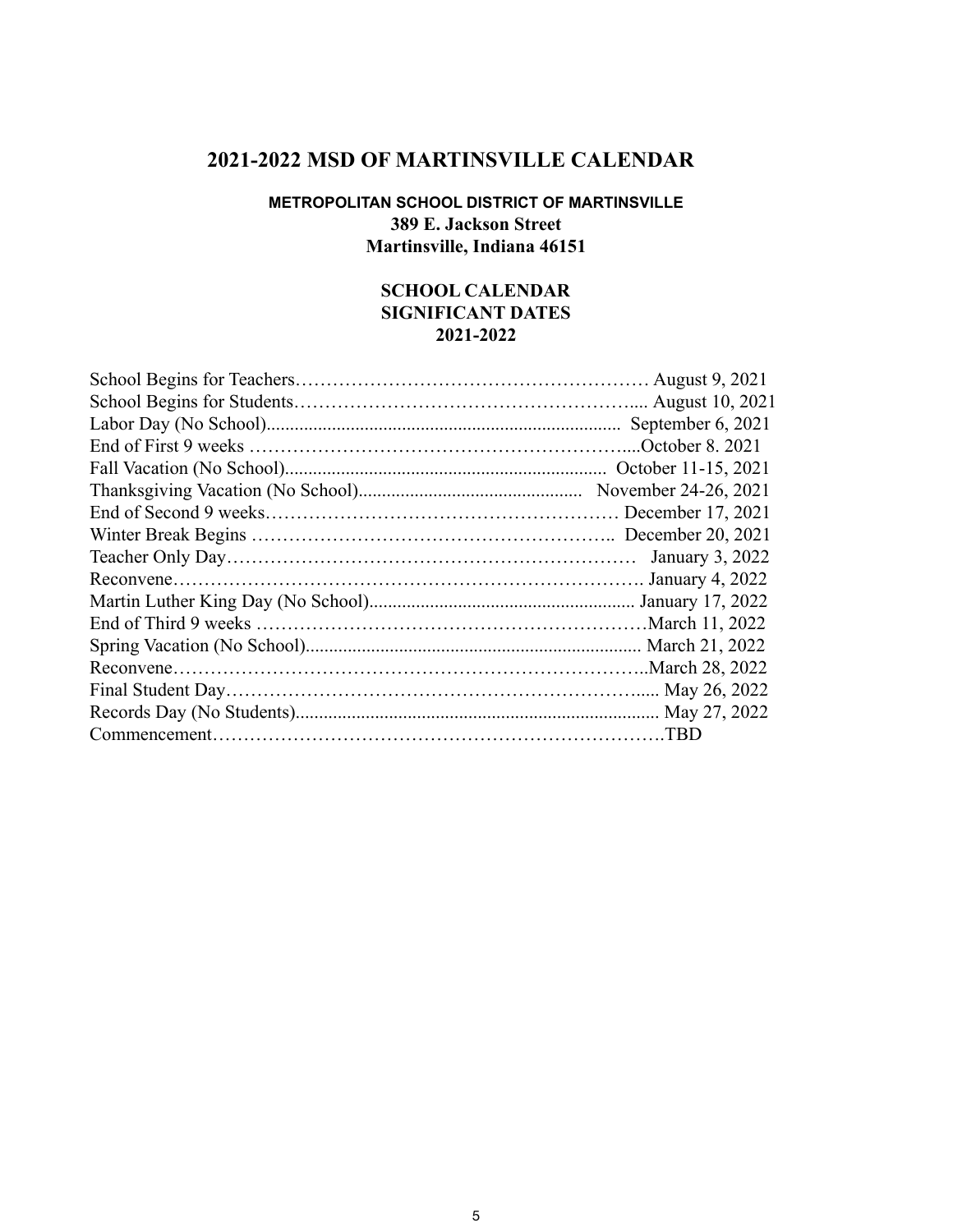# 2021-2022 MSD OF MARTINSVILLE CALENDAR

**METROPOLITAN SCHOOL DISTRICT OF MARTINSVILLE**
**389 E. Jackson Street**
**Martinsville, Indiana 46151**

**SCHOOL CALENDAR**
**SIGNIFICANT DATES**
**2021-2022**

| Event | Date |
|---|---|
| School Begins for Teachers | August 9, 2021 |
| School Begins for Students | August 10, 2021 |
| Labor Day (No School) | September 6, 2021 |
| End of First 9 weeks | October 8. 2021 |
| Fall Vacation (No School) | October 11-15, 2021 |
| Thanksgiving Vacation (No School) | November 24-26, 2021 |
| End of Second 9 weeks | December 17, 2021 |
| Winter Break Begins | December 20, 2021 |
| Teacher Only Day | January 3, 2022 |
| Reconvene | January 4, 2022 |
| Martin Luther King Day (No School) | January 17, 2022 |
| End of Third 9 weeks | March 11, 2022 |
| Spring Vacation (No School) | March 21, 2022 |
| Reconvene | March 28, 2022 |
| Final Student Day | May 26, 2022 |
| Records Day (No Students) | May 27, 2022 |
| Commencement | TBD |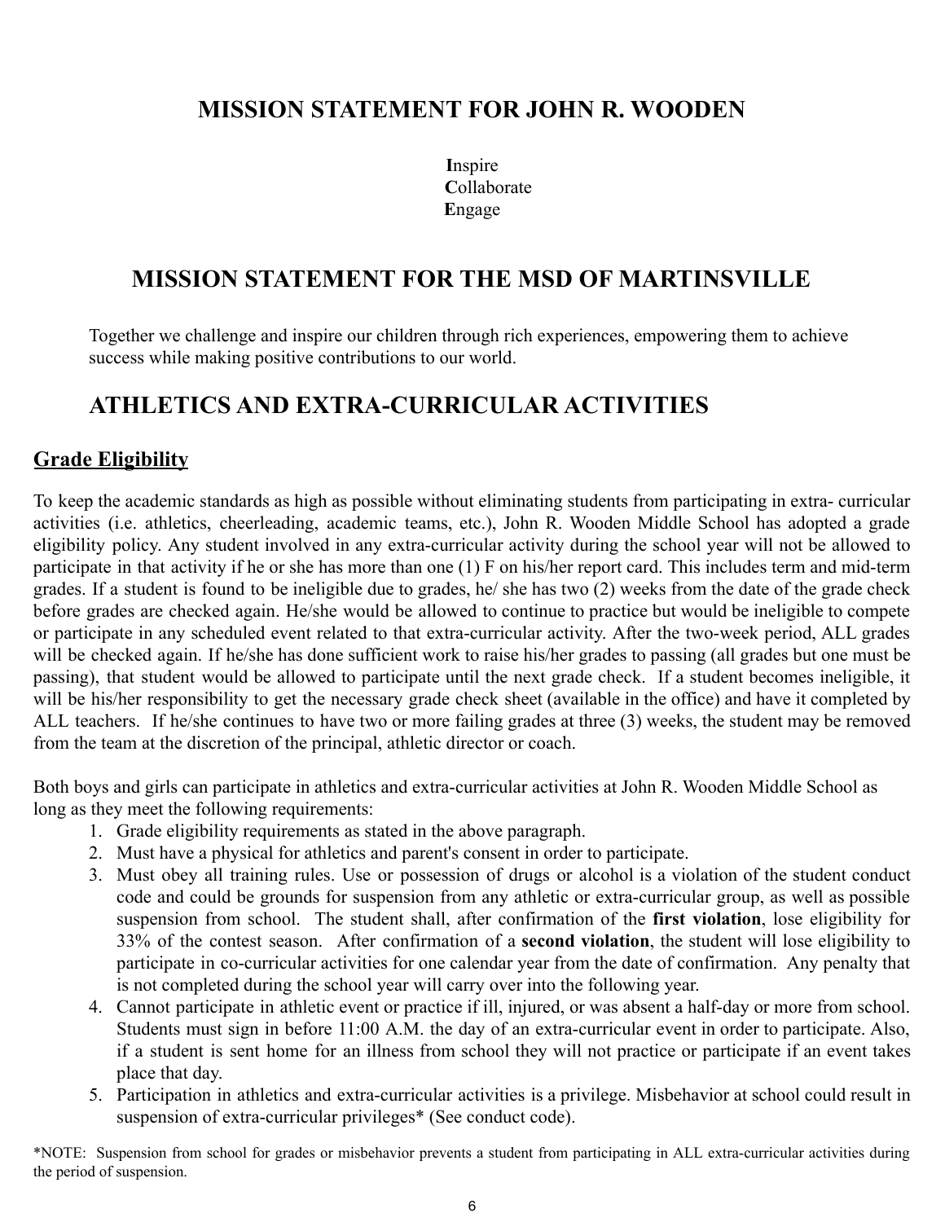## MISSION STATEMENT FOR JOHN R. WOODEN

**I**nspire
**C**ollaborate
**E**ngage

## MISSION STATEMENT FOR THE MSD OF MARTINSVILLE

Together we challenge and inspire our children through rich experiences, empowering them to achieve success while making positive contributions to our world.

## ATHLETICS AND EXTRA-CURRICULAR ACTIVITIES

### Grade Eligibility

To keep the academic standards as high as possible without eliminating students from participating in extra- curricular activities (i.e. athletics, cheerleading, academic teams, etc.), John R. Wooden Middle School has adopted a grade eligibility policy. Any student involved in any extra-curricular activity during the school year will not be allowed to participate in that activity if he or she has more than one (1) F on his/her report card. This includes term and mid-term grades. If a student is found to be ineligible due to grades, he/ she has two (2) weeks from the date of the grade check before grades are checked again. He/she would be allowed to continue to practice but would be ineligible to compete or participate in any scheduled event related to that extra-curricular activity. After the two-week period, ALL grades will be checked again. If he/she has done sufficient work to raise his/her grades to passing (all grades but one must be passing), that student would be allowed to participate until the next grade check. If a student becomes ineligible, it will be his/her responsibility to get the necessary grade check sheet (available in the office) and have it completed by ALL teachers. If he/she continues to have two or more failing grades at three (3) weeks, the student may be removed from the team at the discretion of the principal, athletic director or coach.

Both boys and girls can participate in athletics and extra-curricular activities at John R. Wooden Middle School as long as they meet the following requirements:

1. Grade eligibility requirements as stated in the above paragraph.
2. Must have a physical for athletics and parent's consent in order to participate.
3. Must obey all training rules. Use or possession of drugs or alcohol is a violation of the student conduct code and could be grounds for suspension from any athletic or extra-curricular group, as well as possible suspension from school. The student shall, after confirmation of the **first violation**, lose eligibility for 33% of the contest season. After confirmation of a **second violation**, the student will lose eligibility to participate in co-curricular activities for one calendar year from the date of confirmation. Any penalty that is not completed during the school year will carry over into the following year.
4. Cannot participate in athletic event or practice if ill, injured, or was absent a half-day or more from school. Students must sign in before 11:00 A.M. the day of an extra-curricular event in order to participate. Also, if a student is sent home for an illness from school they will not practice or participate if an event takes place that day.
5. Participation in athletics and extra-curricular activities is a privilege. Misbehavior at school could result in suspension of extra-curricular privileges* (See conduct code).

*NOTE: Suspension from school for grades or misbehavior prevents a student from participating in ALL extra-curricular activities during the period of suspension.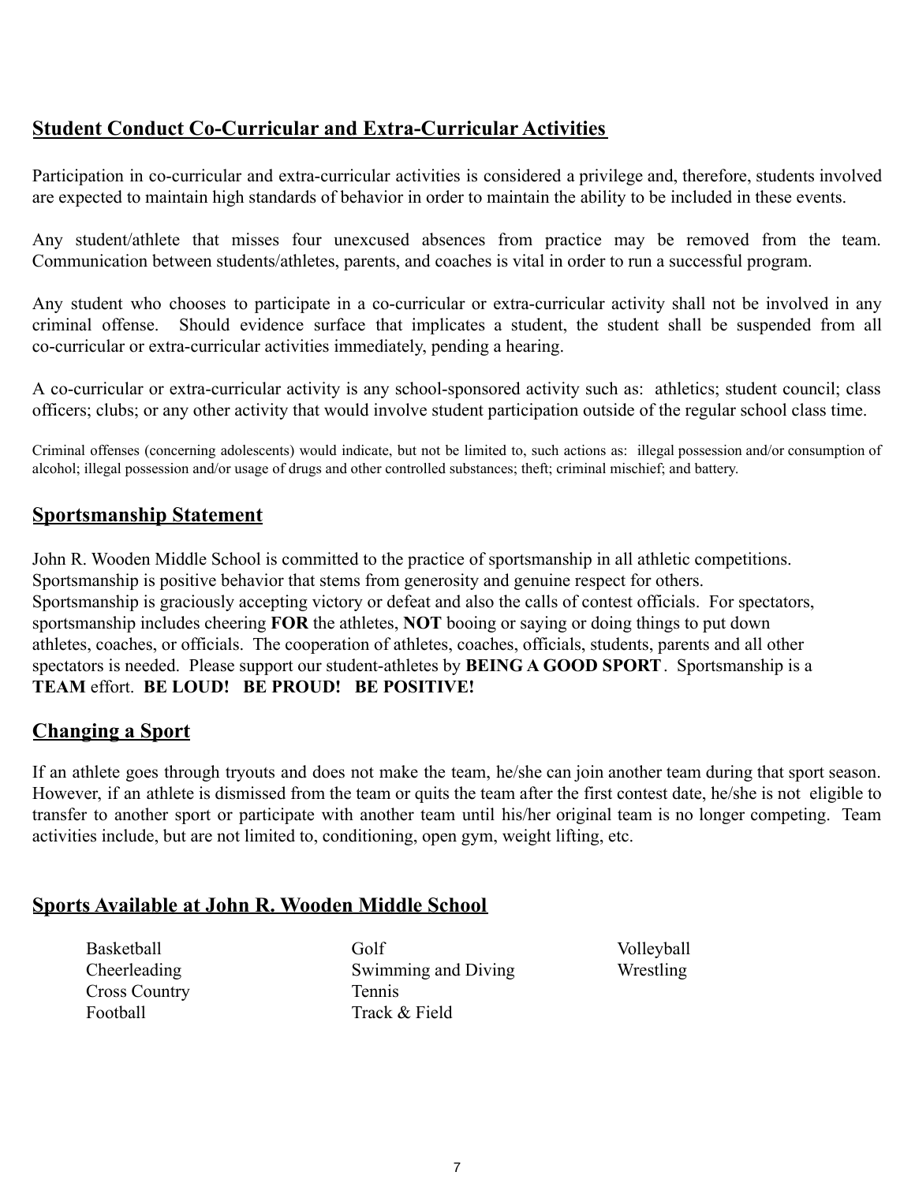## Student Conduct Co-Curricular and Extra-Curricular Activities

Participation in co-curricular and extra-curricular activities is considered a privilege and, therefore, students involved are expected to maintain high standards of behavior in order to maintain the ability to be included in these events.

Any student/athlete that misses four unexcused absences from practice may be removed from the team. Communication between students/athletes, parents, and coaches is vital in order to run a successful program.

Any student who chooses to participate in a co-curricular or extra-curricular activity shall not be involved in any criminal offense. Should evidence surface that implicates a student, the student shall be suspended from all co-curricular or extra-curricular activities immediately, pending a hearing.

A co-curricular or extra-curricular activity is any school-sponsored activity such as: athletics; student council; class officers; clubs; or any other activity that would involve student participation outside of the regular school class time.

Criminal offenses (concerning adolescents) would indicate, but not be limited to, such actions as: illegal possession and/or consumption of alcohol; illegal possession and/or usage of drugs and other controlled substances; theft; criminal mischief; and battery.

## Sportsmanship Statement

John R. Wooden Middle School is committed to the practice of sportsmanship in all athletic competitions. Sportsmanship is positive behavior that stems from generosity and genuine respect for others. Sportsmanship is graciously accepting victory or defeat and also the calls of contest officials. For spectators, sportsmanship includes cheering **FOR** the athletes, **NOT** booing or saying or doing things to put down athletes, coaches, or officials. The cooperation of athletes, coaches, officials, students, parents and all other spectators is needed. Please support our student-athletes by **BEING A GOOD SPORT**. Sportsmanship is a **TEAM** effort. **BE LOUD! BE PROUD! BE POSITIVE!**

## Changing a Sport

If an athlete goes through tryouts and does not make the team, he/she can join another team during that sport season. However, if an athlete is dismissed from the team or quits the team after the first contest date, he/she is not eligible to transfer to another sport or participate with another team until his/her original team is no longer competing. Team activities include, but are not limited to, conditioning, open gym, weight lifting, etc.

## Sports Available at John R. Wooden Middle School

- Basketball
- Cheerleading
- Cross Country
- Football
- Golf
- Swimming and Diving
- Tennis
- Track & Field
- Volleyball
- Wrestling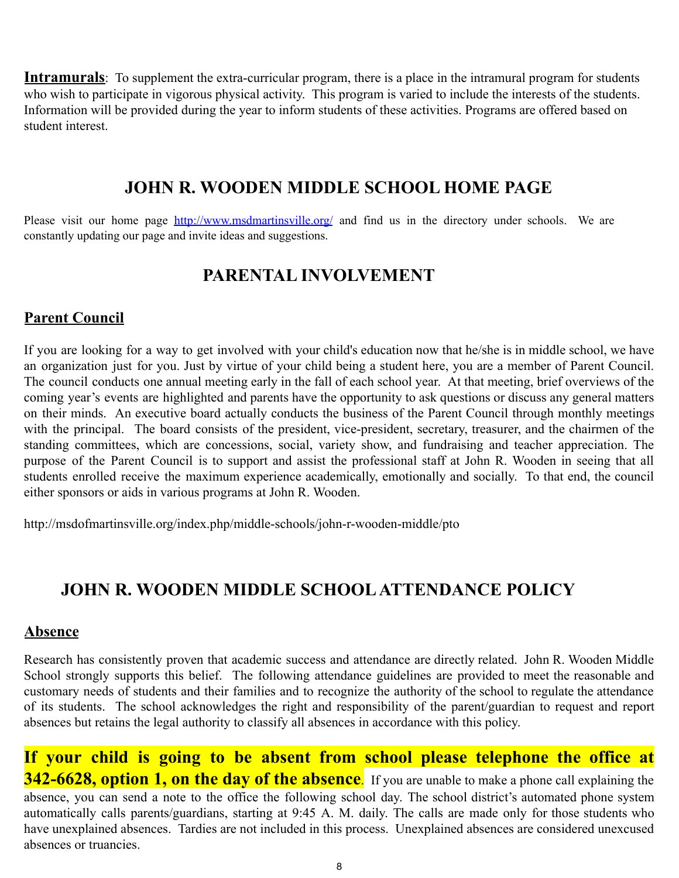**Intramurals**: To supplement the extra-curricular program, there is a place in the intramural program for students who wish to participate in vigorous physical activity. This program is varied to include the interests of the students. Information will be provided during the year to inform students of these activities. Programs are offered based on student interest.

## JOHN R. WOODEN MIDDLE SCHOOL HOME PAGE

Please visit our home page [http://www.msdmartinsville.org/](http://www.msdmartinsville.org/) and find us in the directory under schools. We are constantly updating our page and invite ideas and suggestions.

## PARENTAL INVOLVEMENT

### Parent Council

If you are looking for a way to get involved with your child's education now that he/she is in middle school, we have an organization just for you. Just by virtue of your child being a student here, you are a member of Parent Council. The council conducts one annual meeting early in the fall of each school year. At that meeting, brief overviews of the coming year's events are highlighted and parents have the opportunity to ask questions or discuss any general matters on their minds. An executive board actually conducts the business of the Parent Council through monthly meetings with the principal. The board consists of the president, vice-president, secretary, treasurer, and the chairmen of the standing committees, which are concessions, social, variety show, and fundraising and teacher appreciation. The purpose of the Parent Council is to support and assist the professional staff at John R. Wooden in seeing that all students enrolled receive the maximum experience academically, emotionally and socially. To that end, the council either sponsors or aids in various programs at John R. Wooden.

http://msdofmartinsville.org/index.php/middle-schools/john-r-wooden-middle/pto

## JOHN R. WOODEN MIDDLE SCHOOL ATTENDANCE POLICY

### Absence

Research has consistently proven that academic success and attendance are directly related. John R. Wooden Middle School strongly supports this belief. The following attendance guidelines are provided to meet the reasonable and customary needs of students and their families and to recognize the authority of the school to regulate the attendance of its students. The school acknowledges the right and responsibility of the parent/guardian to request and report absences but retains the legal authority to classify all absences in accordance with this policy.

**If your child is going to be absent from school please telephone the office at 342-6628, option 1, on the day of the absence**. If you are unable to make a phone call explaining the absence, you can send a note to the office the following school day. The school district's automated phone system automatically calls parents/guardians, starting at 9:45 A. M. daily. The calls are made only for those students who have unexplained absences. Tardies are not included in this process. Unexplained absences are considered unexcused absences or truancies.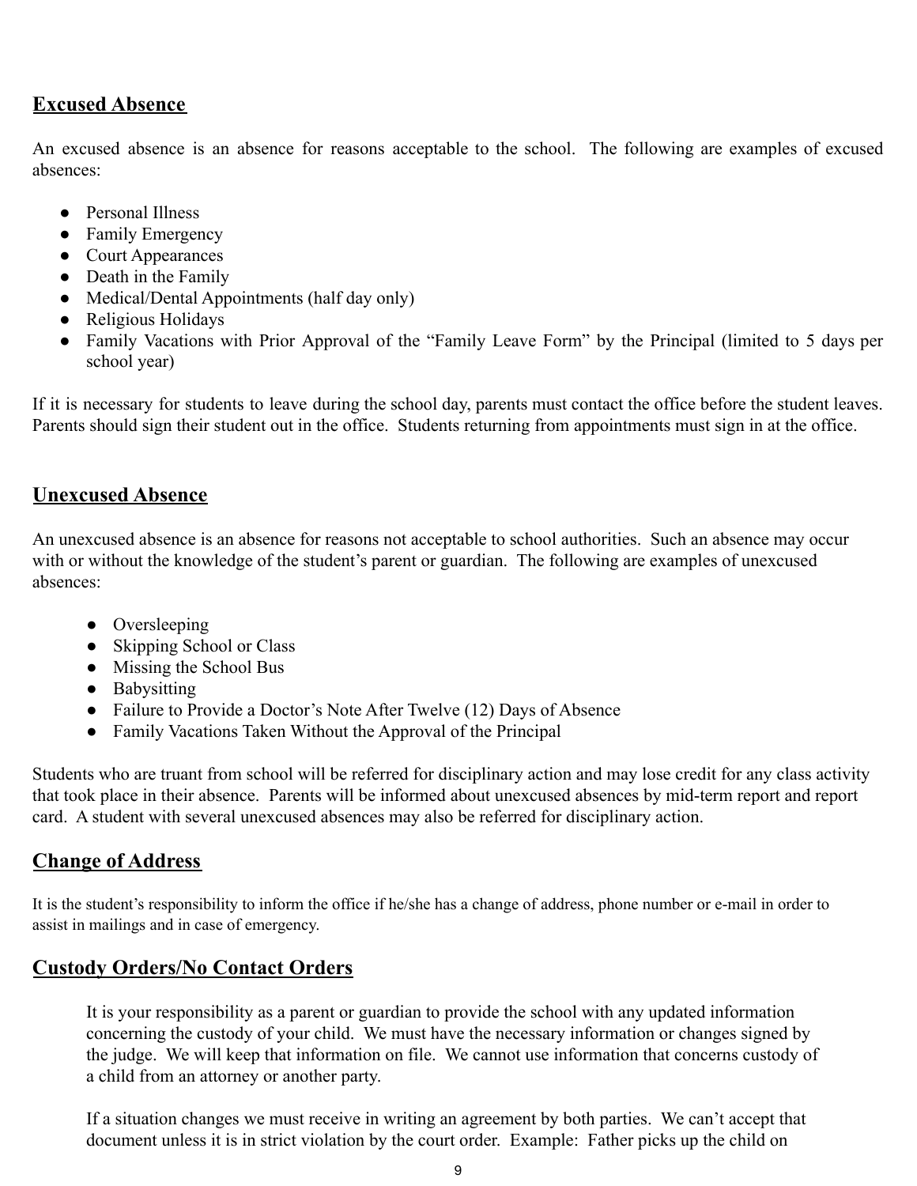## Excused Absence

An excused absence is an absence for reasons acceptable to the school. The following are examples of excused absences:

- Personal Illness
- Family Emergency
- Court Appearances
- Death in the Family
- Medical/Dental Appointments (half day only)
- Religious Holidays
- Family Vacations with Prior Approval of the "Family Leave Form" by the Principal (limited to 5 days per school year)

If it is necessary for students to leave during the school day, parents must contact the office before the student leaves. Parents should sign their student out in the office. Students returning from appointments must sign in at the office.

## Unexcused Absence

An unexcused absence is an absence for reasons not acceptable to school authorities. Such an absence may occur with or without the knowledge of the student's parent or guardian. The following are examples of unexcused absences:

- Oversleeping
- Skipping School or Class
- Missing the School Bus
- Babysitting
- Failure to Provide a Doctor's Note After Twelve (12) Days of Absence
- Family Vacations Taken Without the Approval of the Principal

Students who are truant from school will be referred for disciplinary action and may lose credit for any class activity that took place in their absence. Parents will be informed about unexcused absences by mid-term report and report card. A student with several unexcused absences may also be referred for disciplinary action.

## Change of Address

It is the student's responsibility to inform the office if he/she has a change of address, phone number or e-mail in order to assist in mailings and in case of emergency.

## Custody Orders/No Contact Orders

It is your responsibility as a parent or guardian to provide the school with any updated information concerning the custody of your child. We must have the necessary information or changes signed by the judge. We will keep that information on file. We cannot use information that concerns custody of a child from an attorney or another party.

If a situation changes we must receive in writing an agreement by both parties. We can't accept that document unless it is in strict violation by the court order. Example: Father picks up the child on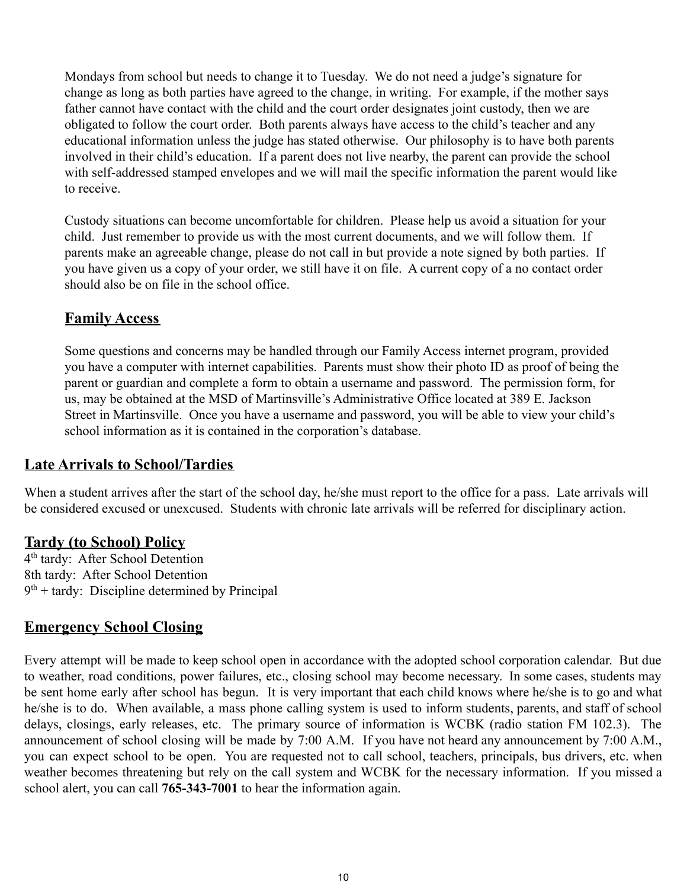Mondays from school but needs to change it to Tuesday. We do not need a judge's signature for change as long as both parties have agreed to the change, in writing. For example, if the mother says father cannot have contact with the child and the court order designates joint custody, then we are obligated to follow the court order. Both parents always have access to the child's teacher and any educational information unless the judge has stated otherwise. Our philosophy is to have both parents involved in their child's education. If a parent does not live nearby, the parent can provide the school with self-addressed stamped envelopes and we will mail the specific information the parent would like to receive.

Custody situations can become uncomfortable for children. Please help us avoid a situation for your child. Just remember to provide us with the most current documents, and we will follow them. If parents make an agreeable change, please do not call in but provide a note signed by both parties. If you have given us a copy of your order, we still have it on file. A current copy of a no contact order should also be on file in the school office.

### Family Access

Some questions and concerns may be handled through our Family Access internet program, provided you have a computer with internet capabilities. Parents must show their photo ID as proof of being the parent or guardian and complete a form to obtain a username and password. The permission form, for us, may be obtained at the MSD of Martinsville's Administrative Office located at 389 E. Jackson Street in Martinsville. Once you have a username and password, you will be able to view your child's school information as it is contained in the corporation's database.

## Late Arrivals to School/Tardies

When a student arrives after the start of the school day, he/she must report to the office for a pass. Late arrivals will be considered excused or unexcused. Students with chronic late arrivals will be referred for disciplinary action.

## Tardy (to School) Policy

4th tardy: After School Detention
8th tardy: After School Detention
9th + tardy: Discipline determined by Principal

## Emergency School Closing

Every attempt will be made to keep school open in accordance with the adopted school corporation calendar. But due to weather, road conditions, power failures, etc., closing school may become necessary. In some cases, students may be sent home early after school has begun. It is very important that each child knows where he/she is to go and what he/she is to do. When available, a mass phone calling system is used to inform students, parents, and staff of school delays, closings, early releases, etc. The primary source of information is WCBK (radio station FM 102.3). The announcement of school closing will be made by 7:00 A.M. If you have not heard any announcement by 7:00 A.M., you can expect school to be open. You are requested not to call school, teachers, principals, bus drivers, etc. when weather becomes threatening but rely on the call system and WCBK for the necessary information. If you missed a school alert, you can call **765-343-7001** to hear the information again.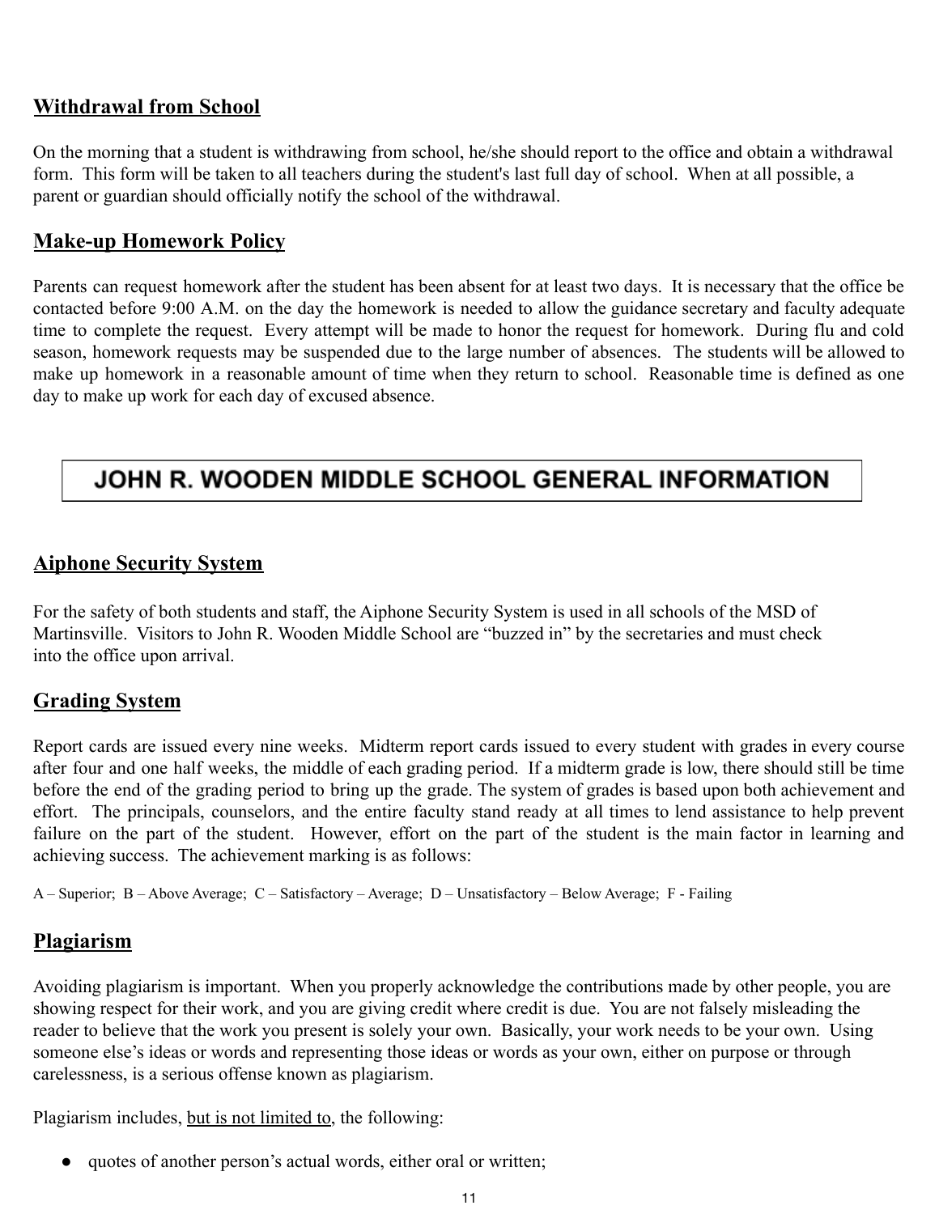## Withdrawal from School

On the morning that a student is withdrawing from school, he/she should report to the office and obtain a withdrawal form. This form will be taken to all teachers during the student's last full day of school. When at all possible, a parent or guardian should officially notify the school of the withdrawal.

## Make-up Homework Policy

Parents can request homework after the student has been absent for at least two days. It is necessary that the office be contacted before 9:00 A.M. on the day the homework is needed to allow the guidance secretary and faculty adequate time to complete the request. Every attempt will be made to honor the request for homework. During flu and cold season, homework requests may be suspended due to the large number of absences. The students will be allowed to make up homework in a reasonable amount of time when they return to school. Reasonable time is defined as one day to make up work for each day of excused absence.

# JOHN R. WOODEN MIDDLE SCHOOL GENERAL INFORMATION

## Aiphone Security System

For the safety of both students and staff, the Aiphone Security System is used in all schools of the MSD of Martinsville. Visitors to John R. Wooden Middle School are "buzzed in" by the secretaries and must check into the office upon arrival.

## Grading System

Report cards are issued every nine weeks. Midterm report cards issued to every student with grades in every course after four and one half weeks, the middle of each grading period. If a midterm grade is low, there should still be time before the end of the grading period to bring up the grade. The system of grades is based upon both achievement and effort. The principals, counselors, and the entire faculty stand ready at all times to lend assistance to help prevent failure on the part of the student. However, effort on the part of the student is the main factor in learning and achieving success. The achievement marking is as follows:

A – Superior; B – Above Average; C – Satisfactory – Average; D – Unsatisfactory – Below Average; F - Failing

## Plagiarism

Avoiding plagiarism is important. When you properly acknowledge the contributions made by other people, you are showing respect for their work, and you are giving credit where credit is due. You are not falsely misleading the reader to believe that the work you present is solely your own. Basically, your work needs to be your own. Using someone else's ideas or words and representing those ideas or words as your own, either on purpose or through carelessness, is a serious offense known as plagiarism.

Plagiarism includes, <u>but is not limited to</u>, the following:

- quotes of another person's actual words, either oral or written;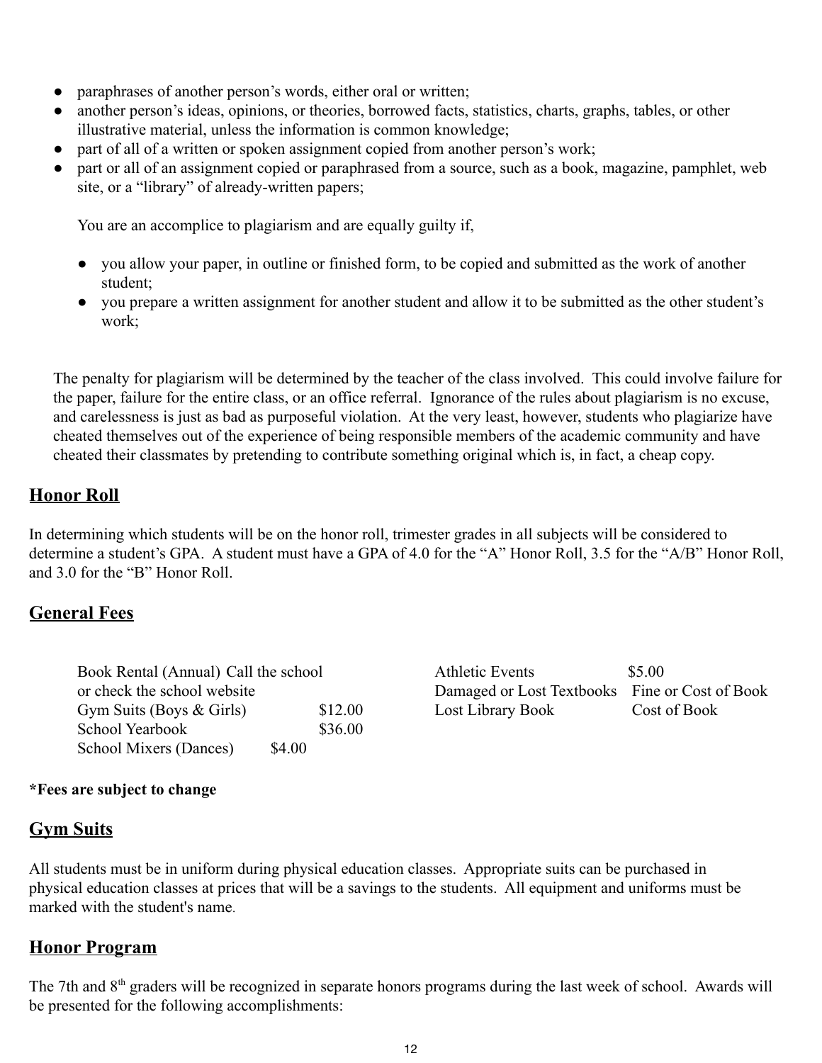- paraphrases of another person's words, either oral or written;
- another person's ideas, opinions, or theories, borrowed facts, statistics, charts, graphs, tables, or other illustrative material, unless the information is common knowledge;
- part of all of a written or spoken assignment copied from another person's work;
- part or all of an assignment copied or paraphrased from a source, such as a book, magazine, pamphlet, web site, or a "library" of already-written papers;

You are an accomplice to plagiarism and are equally guilty if,

- you allow your paper, in outline or finished form, to be copied and submitted as the work of another student;
- you prepare a written assignment for another student and allow it to be submitted as the other student's work;

The penalty for plagiarism will be determined by the teacher of the class involved. This could involve failure for the paper, failure for the entire class, or an office referral. Ignorance of the rules about plagiarism is no excuse, and carelessness is just as bad as purposeful violation. At the very least, however, students who plagiarize have cheated themselves out of the experience of being responsible members of the academic community and have cheated their classmates by pretending to contribute something original which is, in fact, a cheap copy.

## Honor Roll

In determining which students will be on the honor roll, trimester grades in all subjects will be considered to determine a student's GPA. A student must have a GPA of 4.0 for the "A" Honor Roll, 3.5 for the "A/B" Honor Roll, and 3.0 for the "B" Honor Roll.

## General Fees

| Item | Fee | Item | Fee |
|---|---|---|---|
| Book Rental (Annual) | Call the school or check the school website | Athletic Events | $5.00 |
| Gym Suits (Boys & Girls) | $12.00 | Damaged or Lost Textbooks | Fine or Cost of Book |
| School Yearbook | $36.00 | Lost Library Book | Cost of Book |
| School Mixers (Dances) | $4.00 | | |

**\*Fees are subject to change**

## Gym Suits

All students must be in uniform during physical education classes. Appropriate suits can be purchased in physical education classes at prices that will be a savings to the students. All equipment and uniforms must be marked with the student's name.

## Honor Program

The 7th and 8th graders will be recognized in separate honors programs during the last week of school. Awards will be presented for the following accomplishments: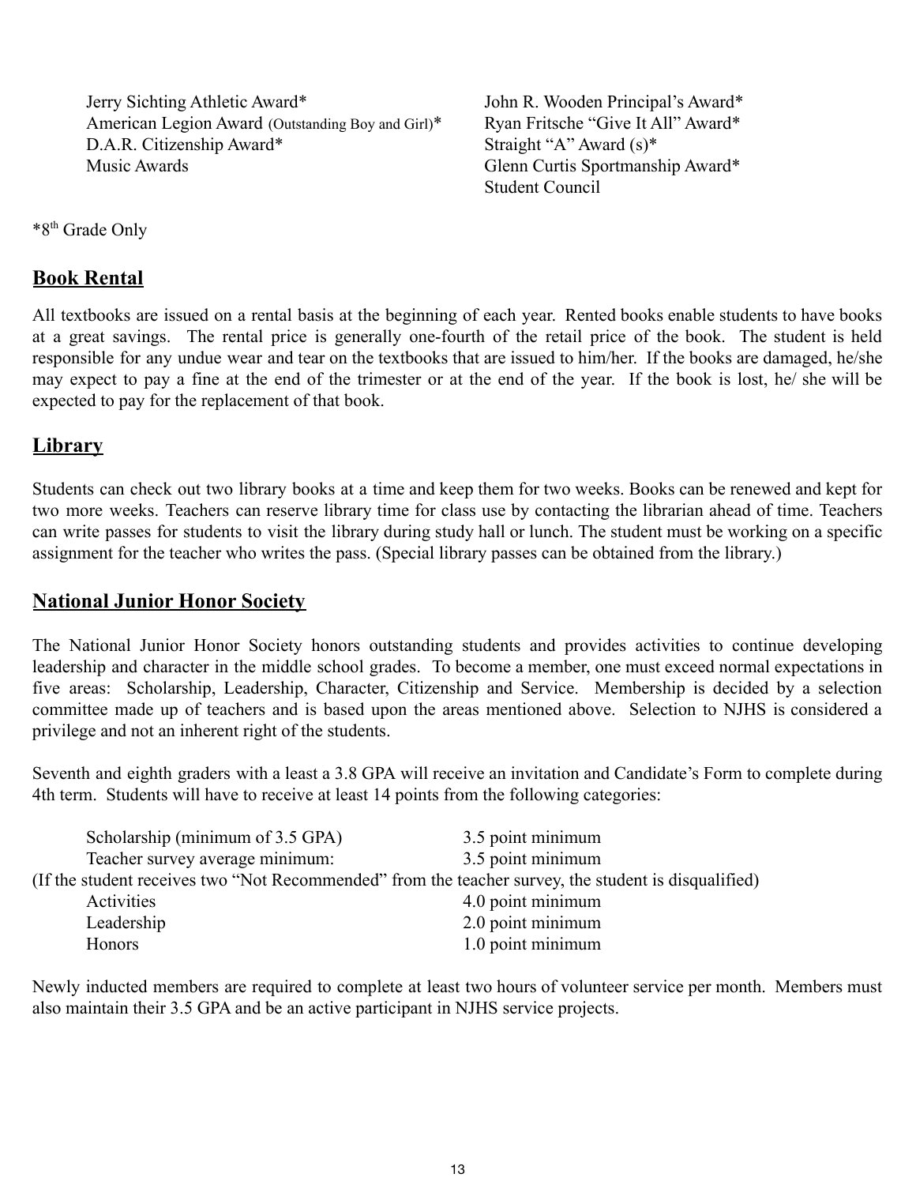Jerry Sichting Athletic Award*
American Legion Award (Outstanding Boy and Girl)*
D.A.R. Citizenship Award*
Music Awards
John R. Wooden Principal's Award*
Ryan Fritsche "Give It All" Award*
Straight "A" Award (s)*
Glenn Curtis Sportmanship Award*
Student Council

*8th Grade Only

## Book Rental

All textbooks are issued on a rental basis at the beginning of each year. Rented books enable students to have books at a great savings. The rental price is generally one-fourth of the retail price of the book. The student is held responsible for any undue wear and tear on the textbooks that are issued to him/her. If the books are damaged, he/she may expect to pay a fine at the end of the trimester or at the end of the year. If the book is lost, he/ she will be expected to pay for the replacement of that book.

## Library

Students can check out two library books at a time and keep them for two weeks. Books can be renewed and kept for two more weeks. Teachers can reserve library time for class use by contacting the librarian ahead of time. Teachers can write passes for students to visit the library during study hall or lunch. The student must be working on a specific assignment for the teacher who writes the pass. (Special library passes can be obtained from the library.)

## National Junior Honor Society

The National Junior Honor Society honors outstanding students and provides activities to continue developing leadership and character in the middle school grades. To become a member, one must exceed normal expectations in five areas: Scholarship, Leadership, Character, Citizenship and Service. Membership is decided by a selection committee made up of teachers and is based upon the areas mentioned above. Selection to NJHS is considered a privilege and not an inherent right of the students.

Seventh and eighth graders with a least a 3.8 GPA will receive an invitation and Candidate's Form to complete during 4th term. Students will have to receive at least 14 points from the following categories:

| Category | Minimum |
| --- | --- |
| Scholarship (minimum of 3.5 GPA) | 3.5 point minimum |
| Teacher survey average minimum: | 3.5 point minimum |
| (If the student receives two "Not Recommended" from the teacher survey, the student is disqualified) | |
| Activities | 4.0 point minimum |
| Leadership | 2.0 point minimum |
| Honors | 1.0 point minimum |

Newly inducted members are required to complete at least two hours of volunteer service per month. Members must also maintain their 3.5 GPA and be an active participant in NJHS service projects.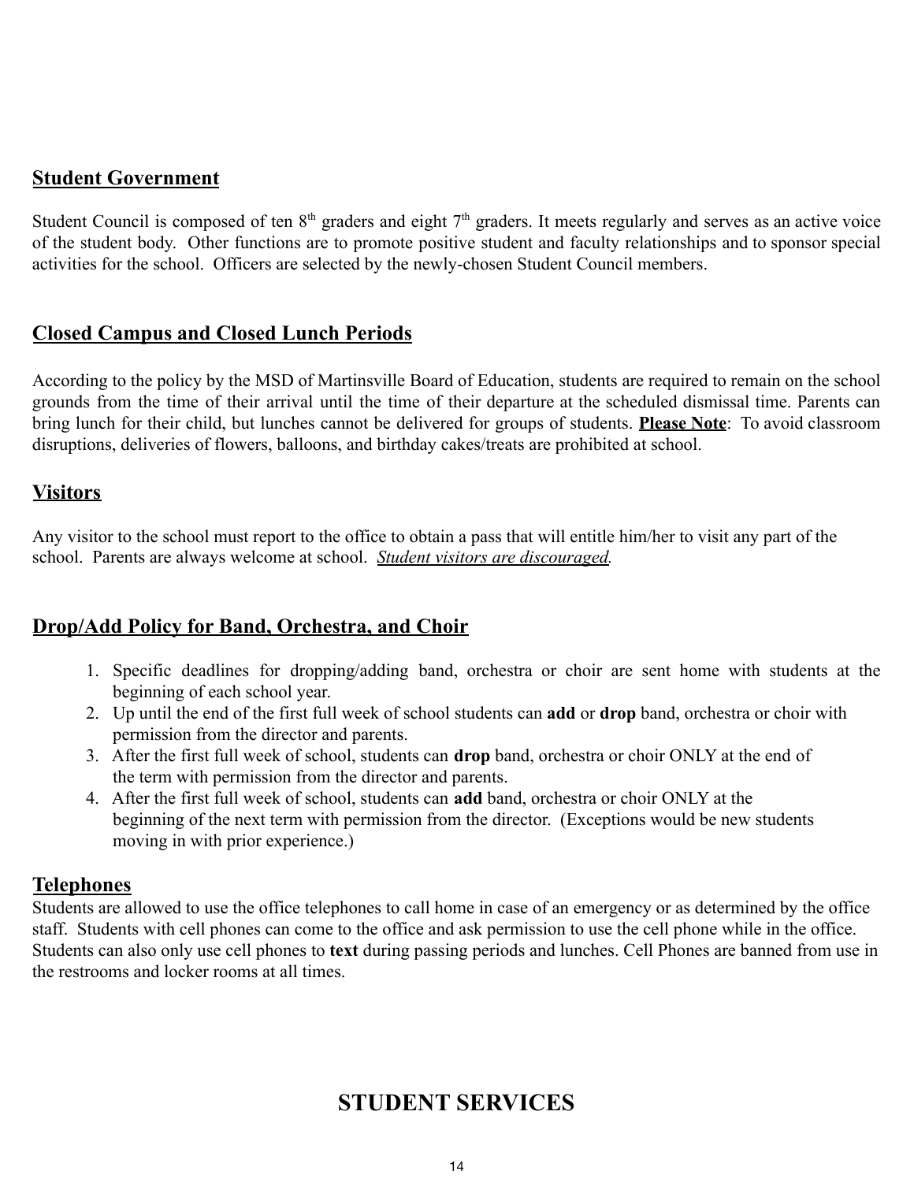## Student Government

Student Council is composed of ten 8th graders and eight 7th graders. It meets regularly and serves as an active voice of the student body. Other functions are to promote positive student and faculty relationships and to sponsor special activities for the school. Officers are selected by the newly-chosen Student Council members.

## Closed Campus and Closed Lunch Periods

According to the policy by the MSD of Martinsville Board of Education, students are required to remain on the school grounds from the time of their arrival until the time of their departure at the scheduled dismissal time. Parents can bring lunch for their child, but lunches cannot be delivered for groups of students. **Please Note**: To avoid classroom disruptions, deliveries of flowers, balloons, and birthday cakes/treats are prohibited at school.

## Visitors

Any visitor to the school must report to the office to obtain a pass that will entitle him/her to visit any part of the school. Parents are always welcome at school. *Student visitors are discouraged.*

## Drop/Add Policy for Band, Orchestra, and Choir

1. Specific deadlines for dropping/adding band, orchestra or choir are sent home with students at the beginning of each school year.
2. Up until the end of the first full week of school students can **add** or **drop** band, orchestra or choir with permission from the director and parents.
3. After the first full week of school, students can **drop** band, orchestra or choir ONLY at the end of the term with permission from the director and parents.
4. After the first full week of school, students can **add** band, orchestra or choir ONLY at the beginning of the next term with permission from the director. (Exceptions would be new students moving in with prior experience.)

## Telephones

Students are allowed to use the office telephones to call home in case of an emergency or as determined by the office staff. Students with cell phones can come to the office and ask permission to use the cell phone while in the office. Students can also only use cell phones to **text** during passing periods and lunches. Cell Phones are banned from use in the restrooms and locker rooms at all times.

# STUDENT SERVICES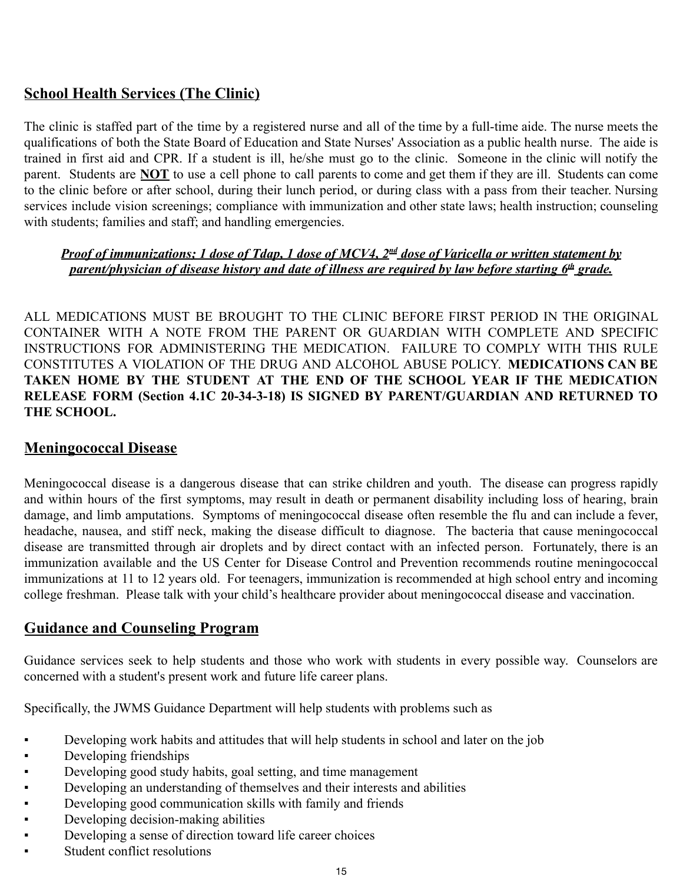## School Health Services (The Clinic)

The clinic is staffed part of the time by a registered nurse and all of the time by a full-time aide. The nurse meets the qualifications of both the State Board of Education and State Nurses' Association as a public health nurse. The aide is trained in first aid and CPR. If a student is ill, he/she must go to the clinic. Someone in the clinic will notify the parent. Students are **NOT** to use a cell phone to call parents to come and get them if they are ill. Students can come to the clinic before or after school, during their lunch period, or during class with a pass from their teacher. Nursing services include vision screenings; compliance with immunization and other state laws; health instruction; counseling with students; families and staff; and handling emergencies.

***Proof of immunizations; 1 dose of Tdap, 1 dose of MCV4, 2nd dose of Varicella or written statement by parent/physician of disease history and date of illness are required by law before starting 6th grade.***

ALL MEDICATIONS MUST BE BROUGHT TO THE CLINIC BEFORE FIRST PERIOD IN THE ORIGINAL CONTAINER WITH A NOTE FROM THE PARENT OR GUARDIAN WITH COMPLETE AND SPECIFIC INSTRUCTIONS FOR ADMINISTERING THE MEDICATION. FAILURE TO COMPLY WITH THIS RULE CONSTITUTES A VIOLATION OF THE DRUG AND ALCOHOL ABUSE POLICY. **MEDICATIONS CAN BE TAKEN HOME BY THE STUDENT AT THE END OF THE SCHOOL YEAR IF THE MEDICATION RELEASE FORM (Section 4.1C 20-34-3-18) IS SIGNED BY PARENT/GUARDIAN AND RETURNED TO THE SCHOOL.**

## Meningococcal Disease

Meningococcal disease is a dangerous disease that can strike children and youth. The disease can progress rapidly and within hours of the first symptoms, may result in death or permanent disability including loss of hearing, brain damage, and limb amputations. Symptoms of meningococcal disease often resemble the flu and can include a fever, headache, nausea, and stiff neck, making the disease difficult to diagnose. The bacteria that cause meningococcal disease are transmitted through air droplets and by direct contact with an infected person. Fortunately, there is an immunization available and the US Center for Disease Control and Prevention recommends routine meningococcal immunizations at 11 to 12 years old. For teenagers, immunization is recommended at high school entry and incoming college freshman. Please talk with your child's healthcare provider about meningococcal disease and vaccination.

## Guidance and Counseling Program

Guidance services seek to help students and those who work with students in every possible way. Counselors are concerned with a student's present work and future life career plans.

Specifically, the JWMS Guidance Department will help students with problems such as

- Developing work habits and attitudes that will help students in school and later on the job
- Developing friendships
- Developing good study habits, goal setting, and time management
- Developing an understanding of themselves and their interests and abilities
- Developing good communication skills with family and friends
- Developing decision-making abilities
- Developing a sense of direction toward life career choices
- Student conflict resolutions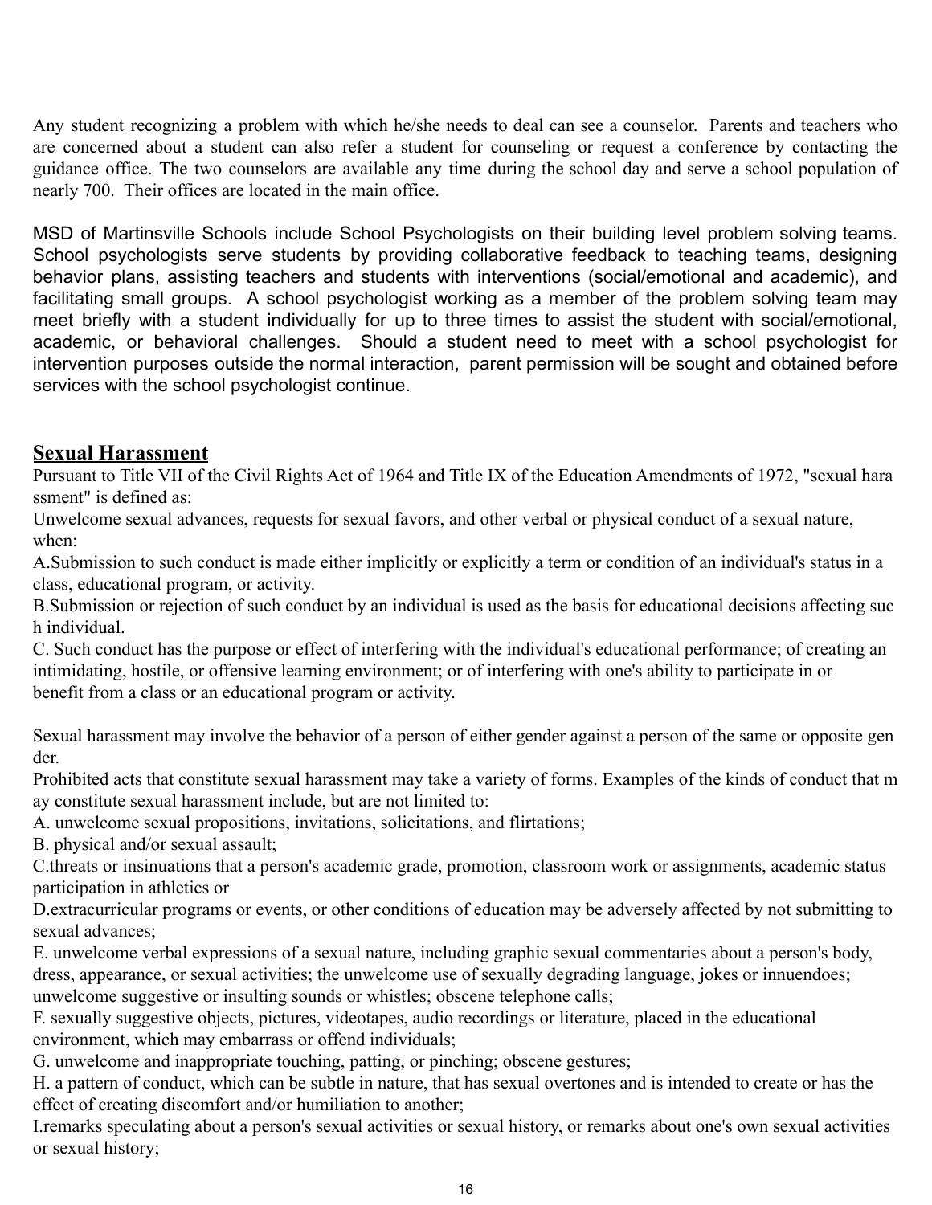Any student recognizing a problem with which he/she needs to deal can see a counselor. Parents and teachers who are concerned about a student can also refer a student for counseling or request a conference by contacting the guidance office. The two counselors are available any time during the school day and serve a school population of nearly 700. Their offices are located in the main office.

MSD of Martinsville Schools include School Psychologists on their building level problem solving teams. School psychologists serve students by providing collaborative feedback to teaching teams, designing behavior plans, assisting teachers and students with interventions (social/emotional and academic), and facilitating small groups. A school psychologist working as a member of the problem solving team may meet briefly with a student individually for up to three times to assist the student with social/emotional, academic, or behavioral challenges. Should a student need to meet with a school psychologist for intervention purposes outside the normal interaction, parent permission will be sought and obtained before services with the school psychologist continue.

## Sexual Harassment

Pursuant to Title VII of the Civil Rights Act of 1964 and Title IX of the Education Amendments of 1972, "sexual harassment" is defined as:

Unwelcome sexual advances, requests for sexual favors, and other verbal or physical conduct of a sexual nature, when:

A.Submission to such conduct is made either implicitly or explicitly a term or condition of an individual's status in a class, educational program, or activity.

B.Submission or rejection of such conduct by an individual is used as the basis for educational decisions affecting such individual.

C. Such conduct has the purpose or effect of interfering with the individual's educational performance; of creating an intimidating, hostile, or offensive learning environment; or of interfering with one's ability to participate in or benefit from a class or an educational program or activity.

Sexual harassment may involve the behavior of a person of either gender against a person of the same or opposite gender.

Prohibited acts that constitute sexual harassment may take a variety of forms. Examples of the kinds of conduct that may constitute sexual harassment include, but are not limited to:

A. unwelcome sexual propositions, invitations, solicitations, and flirtations;

B. physical and/or sexual assault;

C.threats or insinuations that a person's academic grade, promotion, classroom work or assignments, academic status participation in athletics or

D.extracurricular programs or events, or other conditions of education may be adversely affected by not submitting to sexual advances;

E. unwelcome verbal expressions of a sexual nature, including graphic sexual commentaries about a person's body, dress, appearance, or sexual activities; the unwelcome use of sexually degrading language, jokes or innuendoes; unwelcome suggestive or insulting sounds or whistles; obscene telephone calls;

F. sexually suggestive objects, pictures, videotapes, audio recordings or literature, placed in the educational environment, which may embarrass or offend individuals;

G. unwelcome and inappropriate touching, patting, or pinching; obscene gestures;

H. a pattern of conduct, which can be subtle in nature, that has sexual overtones and is intended to create or has the effect of creating discomfort and/or humiliation to another;

I.remarks speculating about a person's sexual activities or sexual history, or remarks about one's own sexual activities or sexual history;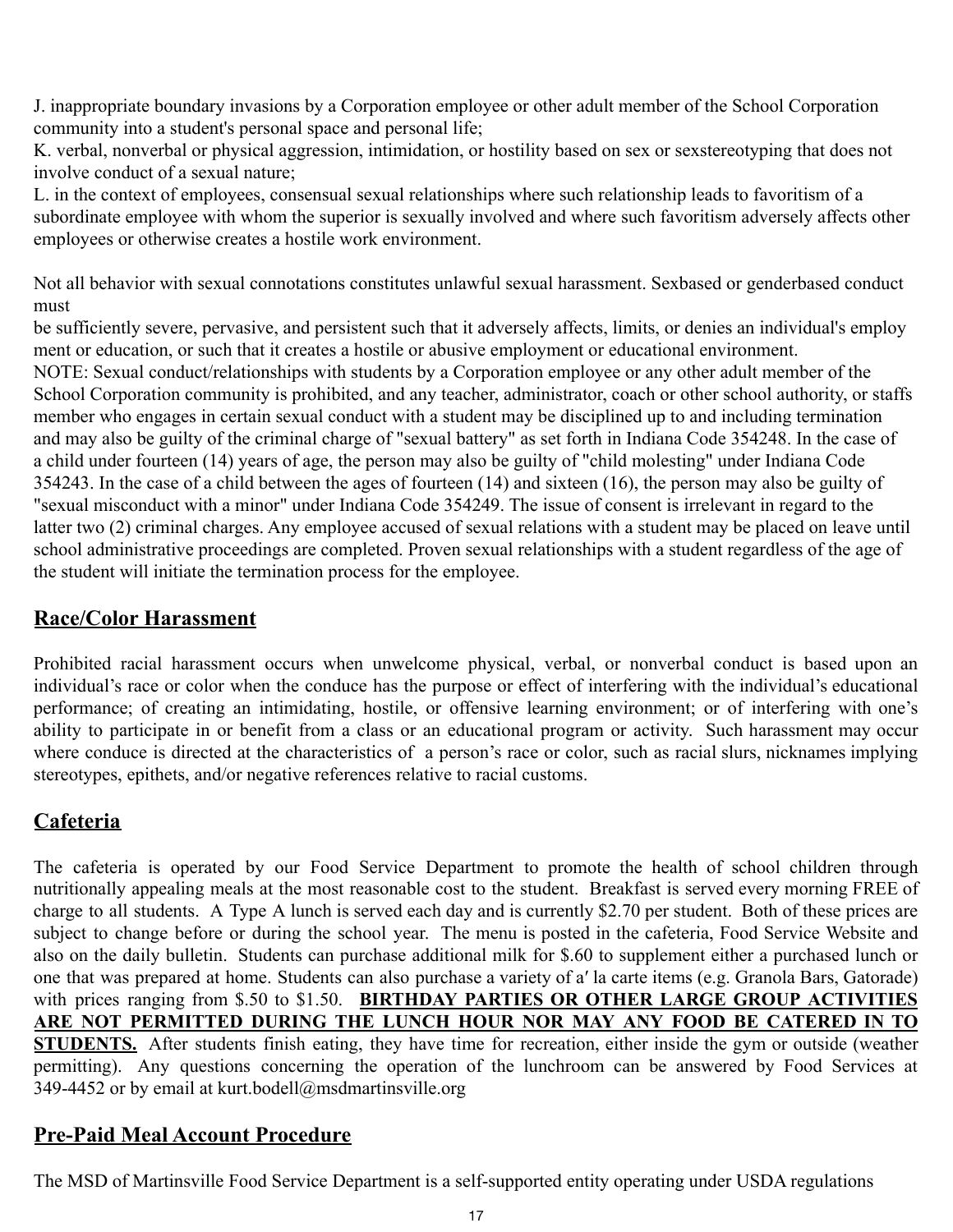J. inappropriate boundary invasions by a Corporation employee or other adult member of the School Corporation community into a student's personal space and personal life;
K. verbal, nonverbal or physical aggression, intimidation, or hostility based on sex or sexstereotyping that does not involve conduct of a sexual nature;
L. in the context of employees, consensual sexual relationships where such relationship leads to favoritism of a subordinate employee with whom the superior is sexually involved and where such favoritism adversely affects other employees or otherwise creates a hostile work environment.

Not all behavior with sexual connotations constitutes unlawful sexual harassment. Sexbased or genderbased conduct must
be sufficiently severe, pervasive, and persistent such that it adversely affects, limits, or denies an individual's employ ment or education, or such that it creates a hostile or abusive employment or educational environment.
NOTE: Sexual conduct/relationships with students by a Corporation employee or any other adult member of the School Corporation community is prohibited, and any teacher, administrator, coach or other school authority, or staffs member who engages in certain sexual conduct with a student may be disciplined up to and including termination and may also be guilty of the criminal charge of "sexual battery" as set forth in Indiana Code 354248. In the case of a child under fourteen (14) years of age, the person may also be guilty of "child molesting" under Indiana Code 354243. In the case of a child between the ages of fourteen (14) and sixteen (16), the person may also be guilty of "sexual misconduct with a minor" under Indiana Code 354249. The issue of consent is irrelevant in regard to the latter two (2) criminal charges. Any employee accused of sexual relations with a student may be placed on leave until school administrative proceedings are completed. Proven sexual relationships with a student regardless of the age of the student will initiate the termination process for the employee.

## Race/Color Harassment

Prohibited racial harassment occurs when unwelcome physical, verbal, or nonverbal conduct is based upon an individual's race or color when the conduce has the purpose or effect of interfering with the individual's educational performance; of creating an intimidating, hostile, or offensive learning environment; or of interfering with one's ability to participate in or benefit from a class or an educational program or activity. Such harassment may occur where conduce is directed at the characteristics of a person's race or color, such as racial slurs, nicknames implying stereotypes, epithets, and/or negative references relative to racial customs.

## Cafeteria

The cafeteria is operated by our Food Service Department to promote the health of school children through nutritionally appealing meals at the most reasonable cost to the student. Breakfast is served every morning FREE of charge to all students. A Type A lunch is served each day and is currently $2.70 per student. Both of these prices are subject to change before or during the school year. The menu is posted in the cafeteria, Food Service Website and also on the daily bulletin. Students can purchase additional milk for $.60 to supplement either a purchased lunch or one that was prepared at home. Students can also purchase a variety of a′ la carte items (e.g. Granola Bars, Gatorade) with prices ranging from $.50 to $1.50. **BIRTHDAY PARTIES OR OTHER LARGE GROUP ACTIVITIES ARE NOT PERMITTED DURING THE LUNCH HOUR NOR MAY ANY FOOD BE CATERED IN TO STUDENTS.** After students finish eating, they have time for recreation, either inside the gym or outside (weather permitting). Any questions concerning the operation of the lunchroom can be answered by Food Services at 349-4452 or by email at kurt.bodell@msdmartinsville.org

## Pre-Paid Meal Account Procedure

The MSD of Martinsville Food Service Department is a self-supported entity operating under USDA regulations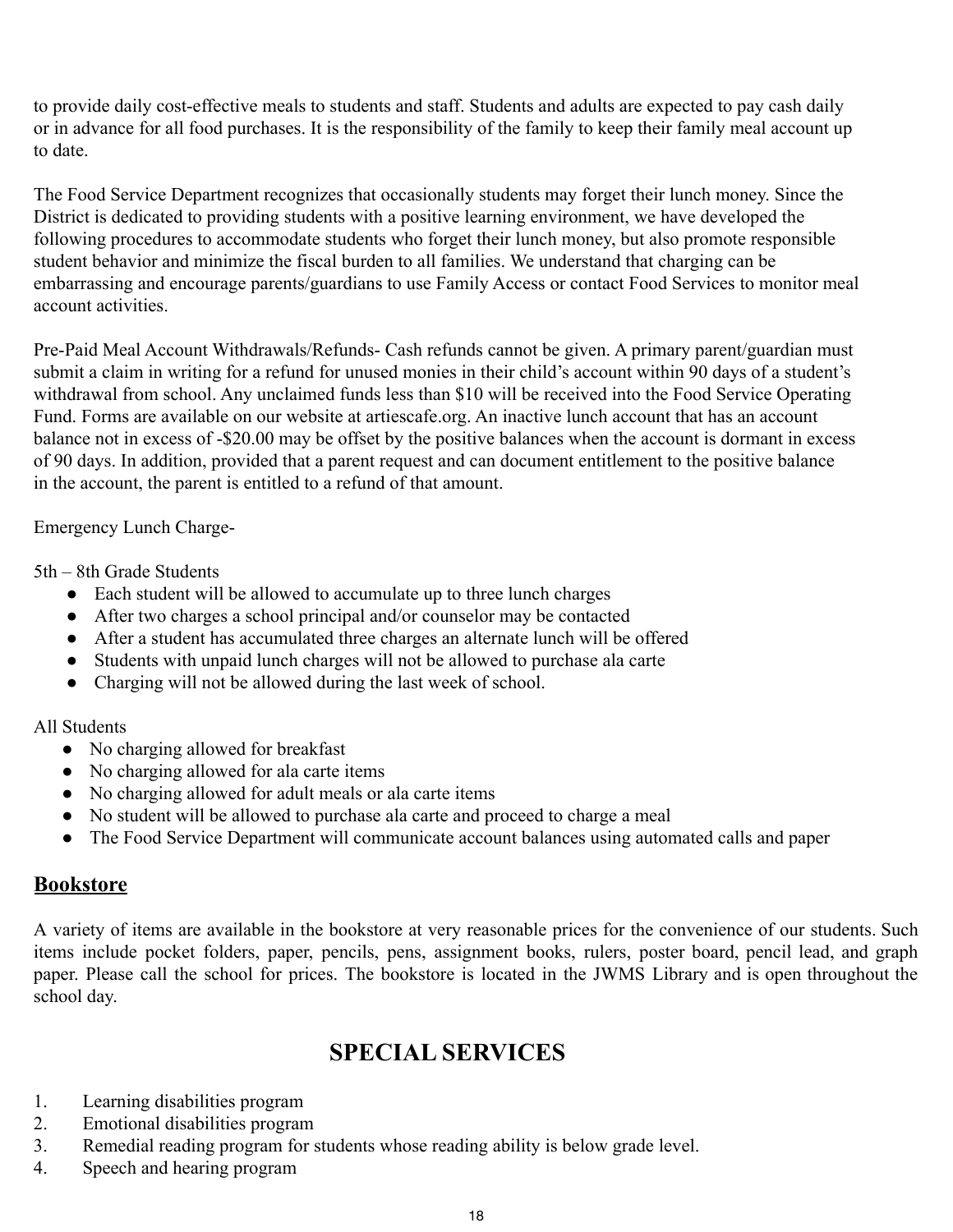to provide daily cost-effective meals to students and staff. Students and adults are expected to pay cash daily or in advance for all food purchases. It is the responsibility of the family to keep their family meal account up to date.

The Food Service Department recognizes that occasionally students may forget their lunch money. Since the District is dedicated to providing students with a positive learning environment, we have developed the following procedures to accommodate students who forget their lunch money, but also promote responsible student behavior and minimize the fiscal burden to all families. We understand that charging can be embarrassing and encourage parents/guardians to use Family Access or contact Food Services to monitor meal account activities.

Pre-Paid Meal Account Withdrawals/Refunds- Cash refunds cannot be given. A primary parent/guardian must submit a claim in writing for a refund for unused monies in their child's account within 90 days of a student's withdrawal from school. Any unclaimed funds less than $10 will be received into the Food Service Operating Fund. Forms are available on our website at artiescafe.org. An inactive lunch account that has an account balance not in excess of -$20.00 may be offset by the positive balances when the account is dormant in excess of 90 days. In addition, provided that a parent request and can document entitlement to the positive balance in the account, the parent is entitled to a refund of that amount.

Emergency Lunch Charge-

5th – 8th Grade Students

- Each student will be allowed to accumulate up to three lunch charges
- After two charges a school principal and/or counselor may be contacted
- After a student has accumulated three charges an alternate lunch will be offered
- Students with unpaid lunch charges will not be allowed to purchase ala carte
- Charging will not be allowed during the last week of school.

All Students

- No charging allowed for breakfast
- No charging allowed for ala carte items
- No charging allowed for adult meals or ala carte items
- No student will be allowed to purchase ala carte and proceed to charge a meal
- The Food Service Department will communicate account balances using automated calls and paper

## Bookstore

A variety of items are available in the bookstore at very reasonable prices for the convenience of our students. Such items include pocket folders, paper, pencils, pens, assignment books, rulers, poster board, pencil lead, and graph paper. Please call the school for prices. The bookstore is located in the JWMS Library and is open throughout the school day.

# SPECIAL SERVICES

1. Learning disabilities program
2. Emotional disabilities program
3. Remedial reading program for students whose reading ability is below grade level.
4. Speech and hearing program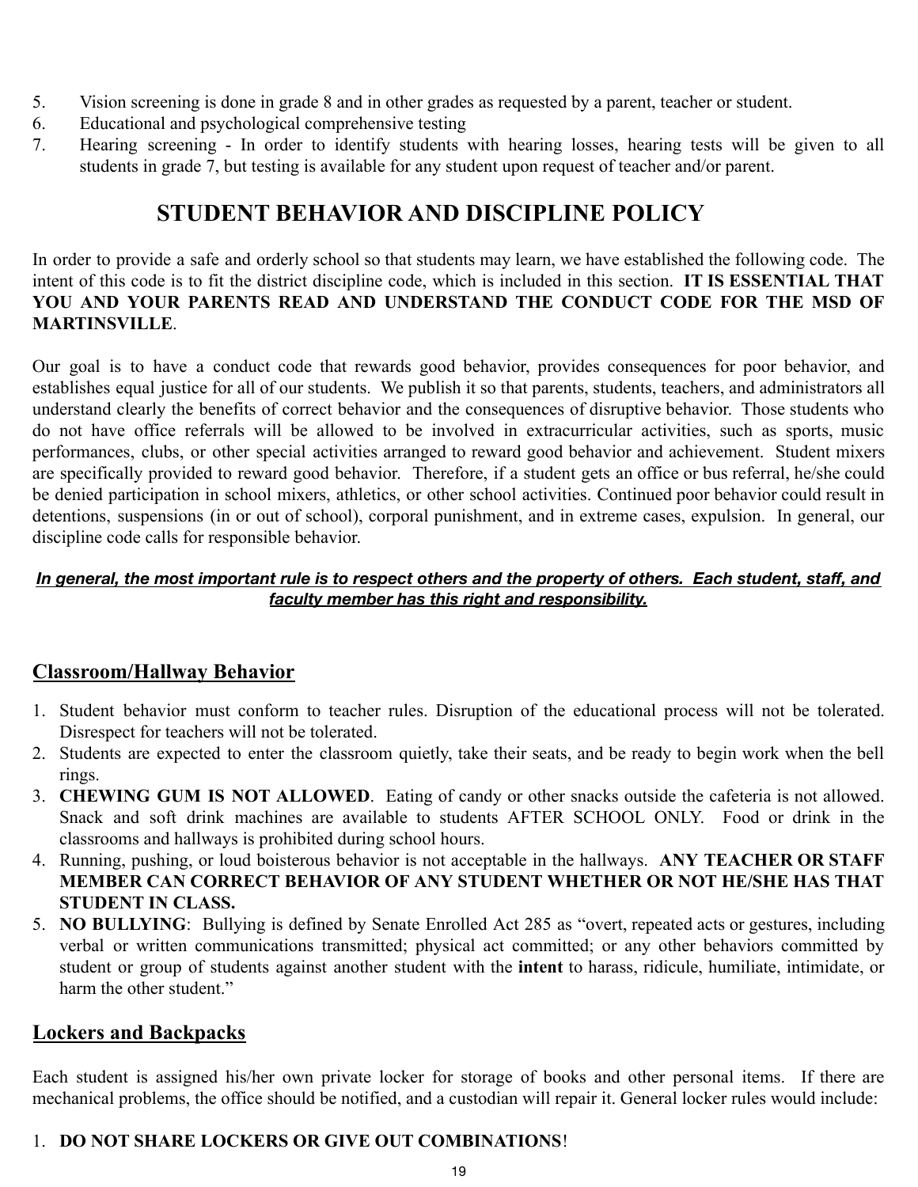5. Vision screening is done in grade 8 and in other grades as requested by a parent, teacher or student.
6. Educational and psychological comprehensive testing
7. Hearing screening - In order to identify students with hearing losses, hearing tests will be given to all students in grade 7, but testing is available for any student upon request of teacher and/or parent.

# STUDENT BEHAVIOR AND DISCIPLINE POLICY

In order to provide a safe and orderly school so that students may learn, we have established the following code. The intent of this code is to fit the district discipline code, which is included in this section. **IT IS ESSENTIAL THAT YOU AND YOUR PARENTS READ AND UNDERSTAND THE CONDUCT CODE FOR THE MSD OF MARTINSVILLE**.

Our goal is to have a conduct code that rewards good behavior, provides consequences for poor behavior, and establishes equal justice for all of our students. We publish it so that parents, students, teachers, and administrators all understand clearly the benefits of correct behavior and the consequences of disruptive behavior. Those students who do not have office referrals will be allowed to be involved in extracurricular activities, such as sports, music performances, clubs, or other special activities arranged to reward good behavior and achievement. Student mixers are specifically provided to reward good behavior. Therefore, if a student gets an office or bus referral, he/she could be denied participation in school mixers, athletics, or other school activities. Continued poor behavior could result in detentions, suspensions (in or out of school), corporal punishment, and in extreme cases, expulsion. In general, our discipline code calls for responsible behavior.

***In general, the most important rule is to respect others and the property of others. Each student, staff, and faculty member has this right and responsibility.***

## Classroom/Hallway Behavior

1. Student behavior must conform to teacher rules. Disruption of the educational process will not be tolerated. Disrespect for teachers will not be tolerated.
2. Students are expected to enter the classroom quietly, take their seats, and be ready to begin work when the bell rings.
3. **CHEWING GUM IS NOT ALLOWED**. Eating of candy or other snacks outside the cafeteria is not allowed. Snack and soft drink machines are available to students AFTER SCHOOL ONLY. Food or drink in the classrooms and hallways is prohibited during school hours.
4. Running, pushing, or loud boisterous behavior is not acceptable in the hallways. **ANY TEACHER OR STAFF MEMBER CAN CORRECT BEHAVIOR OF ANY STUDENT WHETHER OR NOT HE/SHE HAS THAT STUDENT IN CLASS.**
5. **NO BULLYING**: Bullying is defined by Senate Enrolled Act 285 as "overt, repeated acts or gestures, including verbal or written communications transmitted; physical act committed; or any other behaviors committed by student or group of students against another student with the **intent** to harass, ridicule, humiliate, intimidate, or harm the other student."

## Lockers and Backpacks

Each student is assigned his/her own private locker for storage of books and other personal items. If there are mechanical problems, the office should be notified, and a custodian will repair it. General locker rules would include:

1. **DO NOT SHARE LOCKERS OR GIVE OUT COMBINATIONS**!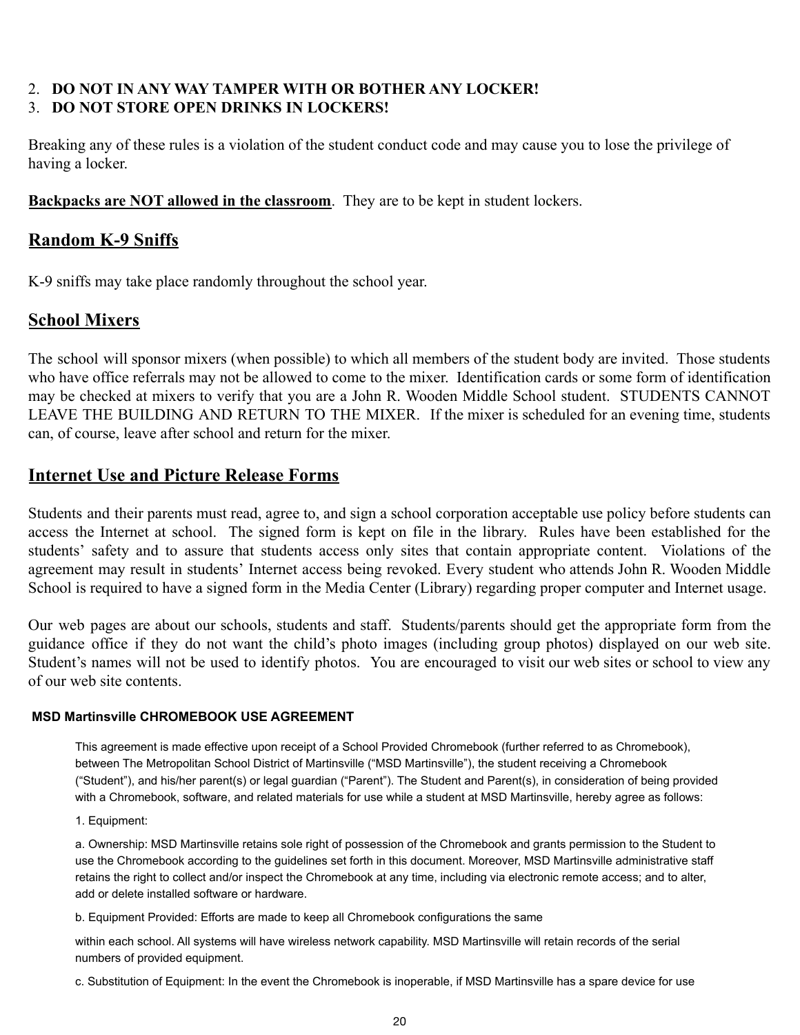2. **DO NOT IN ANY WAY TAMPER WITH OR BOTHER ANY LOCKER!**
3. **DO NOT STORE OPEN DRINKS IN LOCKERS!**

Breaking any of these rules is a violation of the student conduct code and may cause you to lose the privilege of having a locker.

**Backpacks are NOT allowed in the classroom**. They are to be kept in student lockers.

## Random K-9 Sniffs

K-9 sniffs may take place randomly throughout the school year.

## School Mixers

The school will sponsor mixers (when possible) to which all members of the student body are invited. Those students who have office referrals may not be allowed to come to the mixer. Identification cards or some form of identification may be checked at mixers to verify that you are a John R. Wooden Middle School student. STUDENTS CANNOT LEAVE THE BUILDING AND RETURN TO THE MIXER. If the mixer is scheduled for an evening time, students can, of course, leave after school and return for the mixer.

## Internet Use and Picture Release Forms

Students and their parents must read, agree to, and sign a school corporation acceptable use policy before students can access the Internet at school. The signed form is kept on file in the library. Rules have been established for the students' safety and to assure that students access only sites that contain appropriate content. Violations of the agreement may result in students' Internet access being revoked. Every student who attends John R. Wooden Middle School is required to have a signed form in the Media Center (Library) regarding proper computer and Internet usage.

Our web pages are about our schools, students and staff. Students/parents should get the appropriate form from the guidance office if they do not want the child's photo images (including group photos) displayed on our web site. Student's names will not be used to identify photos. You are encouraged to visit our web sites or school to view any of our web site contents.

**MSD Martinsville CHROMEBOOK USE AGREEMENT**

This agreement is made effective upon receipt of a School Provided Chromebook (further referred to as Chromebook), between The Metropolitan School District of Martinsville ("MSD Martinsville"), the student receiving a Chromebook ("Student"), and his/her parent(s) or legal guardian ("Parent"). The Student and Parent(s), in consideration of being provided with a Chromebook, software, and related materials for use while a student at MSD Martinsville, hereby agree as follows:

1. Equipment:

a. Ownership: MSD Martinsville retains sole right of possession of the Chromebook and grants permission to the Student to use the Chromebook according to the guidelines set forth in this document. Moreover, MSD Martinsville administrative staff retains the right to collect and/or inspect the Chromebook at any time, including via electronic remote access; and to alter, add or delete installed software or hardware.

b. Equipment Provided: Efforts are made to keep all Chromebook configurations the same

within each school. All systems will have wireless network capability. MSD Martinsville will retain records of the serial numbers of provided equipment.

c. Substitution of Equipment: In the event the Chromebook is inoperable, if MSD Martinsville has a spare device for use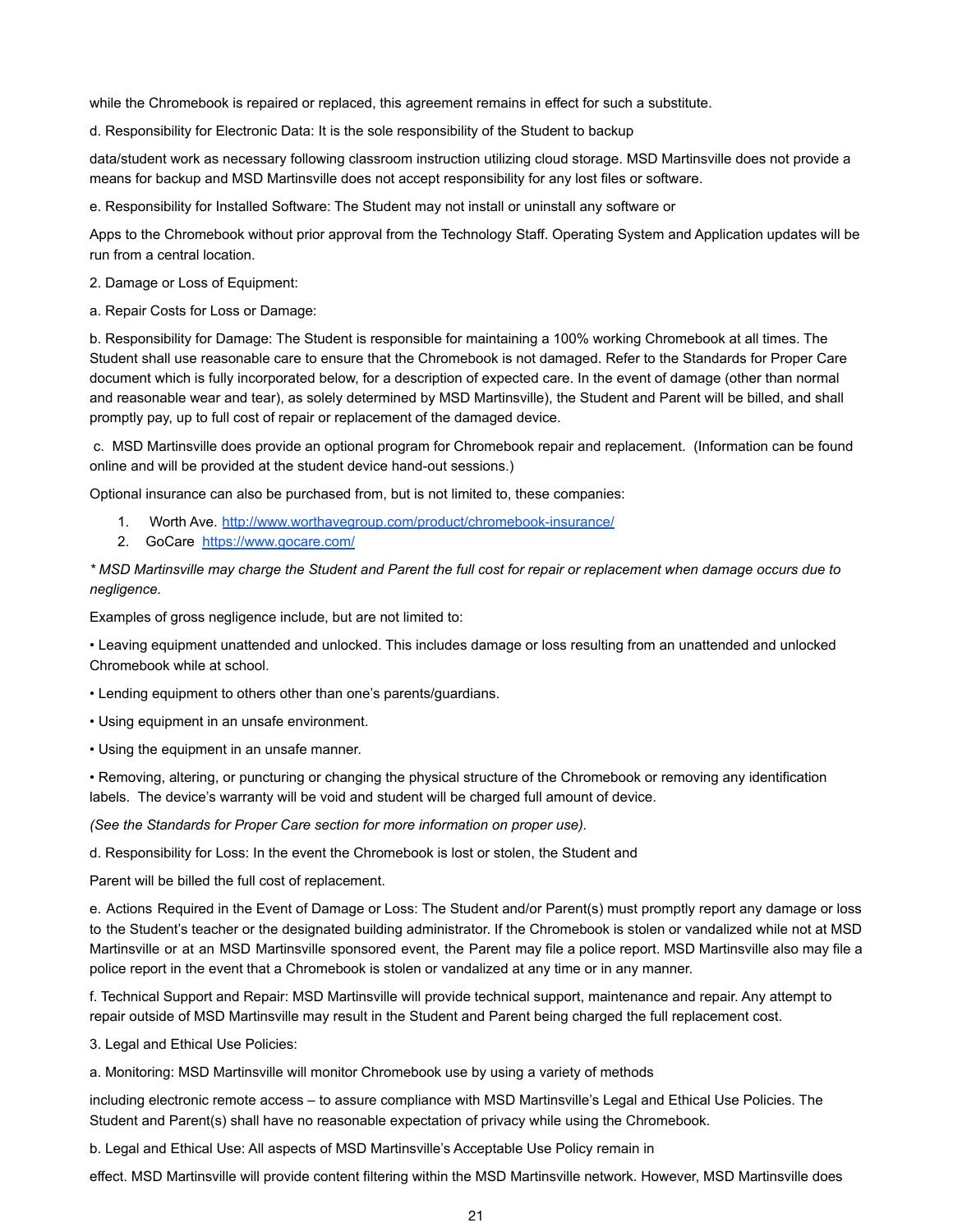while the Chromebook is repaired or replaced, this agreement remains in effect for such a substitute.

d. Responsibility for Electronic Data: It is the sole responsibility of the Student to backup

data/student work as necessary following classroom instruction utilizing cloud storage. MSD Martinsville does not provide a means for backup and MSD Martinsville does not accept responsibility for any lost files or software.

e. Responsibility for Installed Software: The Student may not install or uninstall any software or

Apps to the Chromebook without prior approval from the Technology Staff. Operating System and Application updates will be run from a central location.

2. Damage or Loss of Equipment:

a. Repair Costs for Loss or Damage:

b. Responsibility for Damage: The Student is responsible for maintaining a 100% working Chromebook at all times. The Student shall use reasonable care to ensure that the Chromebook is not damaged. Refer to the Standards for Proper Care document which is fully incorporated below, for a description of expected care. In the event of damage (other than normal and reasonable wear and tear), as solely determined by MSD Martinsville), the Student and Parent will be billed, and shall promptly pay, up to full cost of repair or replacement of the damaged device.

c. MSD Martinsville does provide an optional program for Chromebook repair and replacement. (Information can be found online and will be provided at the student device hand-out sessions.)

Optional insurance can also be purchased from, but is not limited to, these companies:

1. Worth Ave. [http://www.worthavegroup.com/product/chromebook-insurance/](http://www.worthavegroup.com/product/chromebook-insurance/)
2. GoCare [https://www.gocare.com/](https://www.gocare.com/)

*\* MSD Martinsville may charge the Student and Parent the full cost for repair or replacement when damage occurs due to negligence.*

Examples of gross negligence include, but are not limited to:

• Leaving equipment unattended and unlocked. This includes damage or loss resulting from an unattended and unlocked Chromebook while at school.

• Lending equipment to others other than one's parents/guardians.

• Using equipment in an unsafe environment.

• Using the equipment in an unsafe manner.

• Removing, altering, or puncturing or changing the physical structure of the Chromebook or removing any identification labels. The device's warranty will be void and student will be charged full amount of device.

*(See the Standards for Proper Care section for more information on proper use).*

d. Responsibility for Loss: In the event the Chromebook is lost or stolen, the Student and

Parent will be billed the full cost of replacement.

e. Actions Required in the Event of Damage or Loss: The Student and/or Parent(s) must promptly report any damage or loss to the Student's teacher or the designated building administrator. If the Chromebook is stolen or vandalized while not at MSD Martinsville or at an MSD Martinsville sponsored event, the Parent may file a police report. MSD Martinsville also may file a police report in the event that a Chromebook is stolen or vandalized at any time or in any manner.

f. Technical Support and Repair: MSD Martinsville will provide technical support, maintenance and repair. Any attempt to repair outside of MSD Martinsville may result in the Student and Parent being charged the full replacement cost.

3. Legal and Ethical Use Policies:

a. Monitoring: MSD Martinsville will monitor Chromebook use by using a variety of methods

including electronic remote access – to assure compliance with MSD Martinsville's Legal and Ethical Use Policies. The Student and Parent(s) shall have no reasonable expectation of privacy while using the Chromebook.

b. Legal and Ethical Use: All aspects of MSD Martinsville's Acceptable Use Policy remain in

effect. MSD Martinsville will provide content filtering within the MSD Martinsville network. However, MSD Martinsville does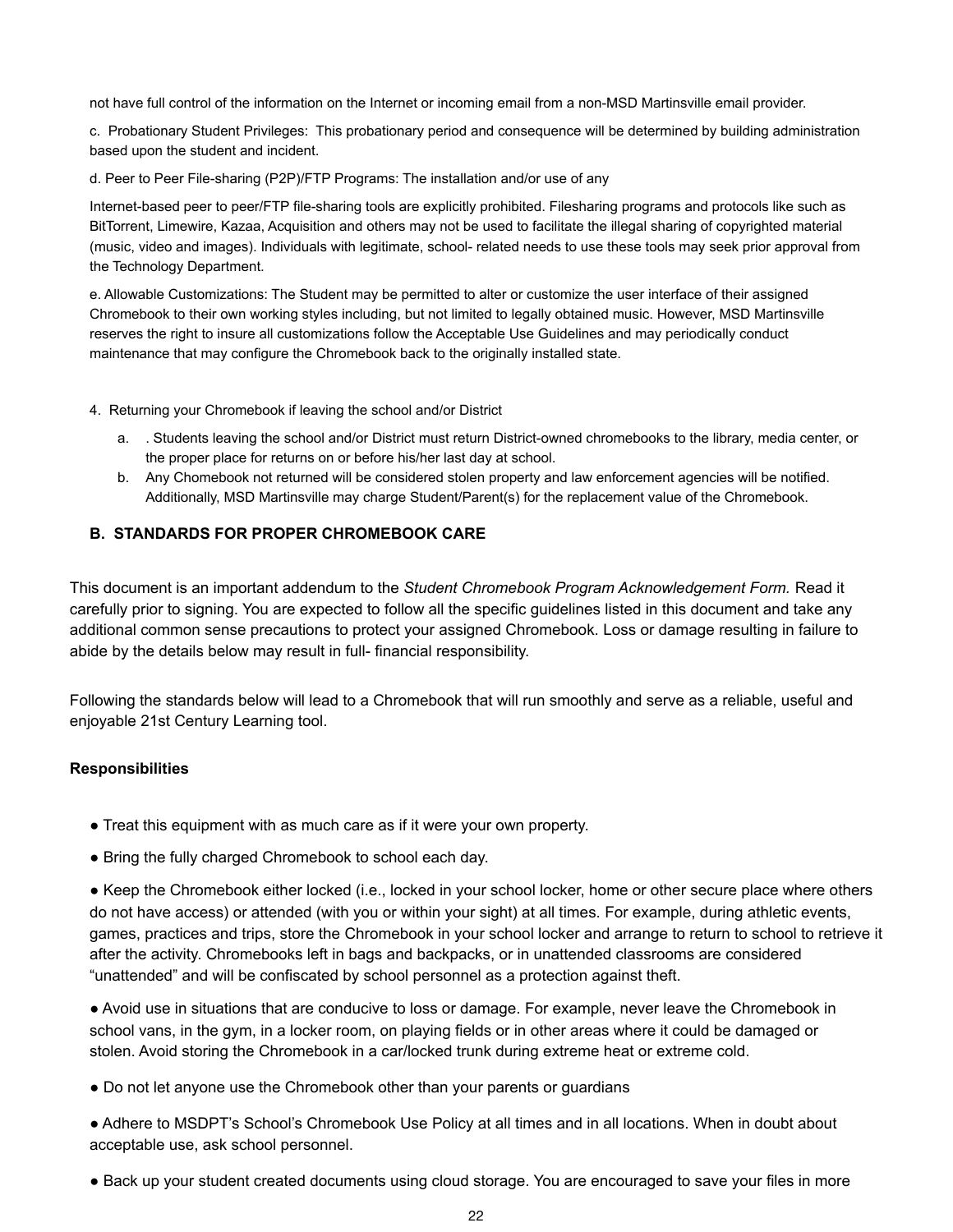not have full control of the information on the Internet or incoming email from a non-MSD Martinsville email provider.

c.  Probationary Student Privileges:  This probationary period and consequence will be determined by building administration based upon the student and incident.

d. Peer to Peer File-sharing (P2P)/FTP Programs: The installation and/or use of any

Internet-based peer to peer/FTP file-sharing tools are explicitly prohibited. Filesharing programs and protocols like such as BitTorrent, Limewire, Kazaa, Acquisition and others may not be used to facilitate the illegal sharing of copyrighted material (music, video and images). Individuals with legitimate, school- related needs to use these tools may seek prior approval from the Technology Department.

e. Allowable Customizations: The Student may be permitted to alter or customize the user interface of their assigned Chromebook to their own working styles including, but not limited to legally obtained music. However, MSD Martinsville reserves the right to insure all customizations follow the Acceptable Use Guidelines and may periodically conduct maintenance that may configure the Chromebook back to the originally installed state.

4.  Returning your Chromebook if leaving the school and/or District

a. . Students leaving the school and/or District must return District-owned chromebooks to the library, media center, or the proper place for returns on or before his/her last day at school.
b. Any Chomebook not returned will be considered stolen property and law enforcement agencies will be notified. Additionally, MSD Martinsville may charge Student/Parent(s) for the replacement value of the Chromebook.

## B.  STANDARDS FOR PROPER CHROMEBOOK CARE

This document is an important addendum to the *Student Chromebook Program Acknowledgement Form.* Read it carefully prior to signing. You are expected to follow all the specific guidelines listed in this document and take any additional common sense precautions to protect your assigned Chromebook. Loss or damage resulting in failure to abide by the details below may result in full- financial responsibility.

Following the standards below will lead to a Chromebook that will run smoothly and serve as a reliable, useful and enjoyable 21st Century Learning tool.

**Responsibilities**

- Treat this equipment with as much care as if it were your own property.
- Bring the fully charged Chromebook to school each day.
- Keep the Chromebook either locked (i.e., locked in your school locker, home or other secure place where others do not have access) or attended (with you or within your sight) at all times. For example, during athletic events, games, practices and trips, store the Chromebook in your school locker and arrange to return to school to retrieve it after the activity. Chromebooks left in bags and backpacks, or in unattended classrooms are considered "unattended" and will be confiscated by school personnel as a protection against theft.
- Avoid use in situations that are conducive to loss or damage. For example, never leave the Chromebook in school vans, in the gym, in a locker room, on playing fields or in other areas where it could be damaged or stolen. Avoid storing the Chromebook in a car/locked trunk during extreme heat or extreme cold.
- Do not let anyone use the Chromebook other than your parents or guardians
- Adhere to MSDPT's School's Chromebook Use Policy at all times and in all locations. When in doubt about acceptable use, ask school personnel.
- Back up your student created documents using cloud storage. You are encouraged to save your files in more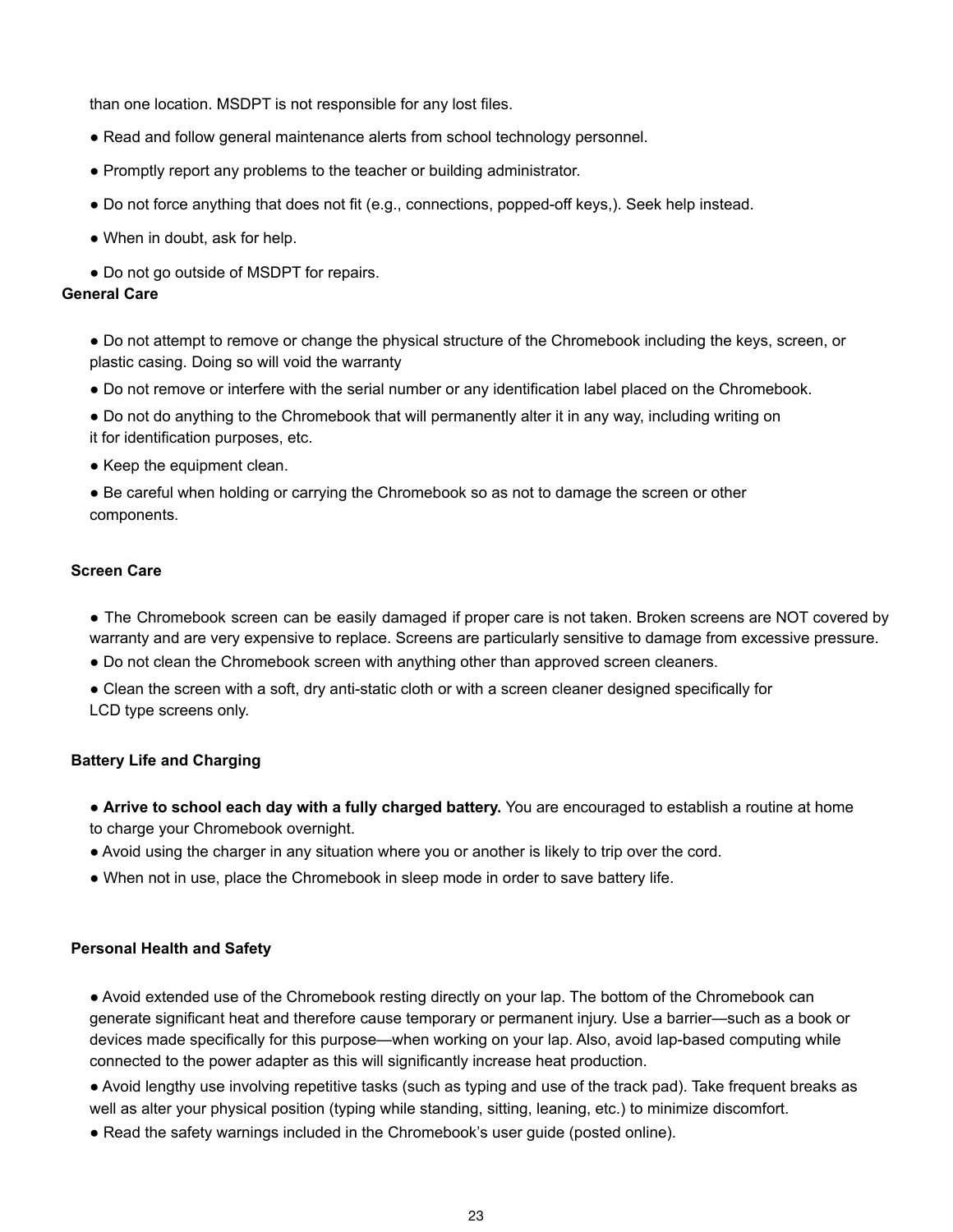than one location. MSDPT is not responsible for any lost files.

- Read and follow general maintenance alerts from school technology personnel.
- Promptly report any problems to the teacher or building administrator.
- Do not force anything that does not fit (e.g., connections, popped-off keys,). Seek help instead.
- When in doubt, ask for help.
- Do not go outside of MSDPT for repairs.

**General Care**

- Do not attempt to remove or change the physical structure of the Chromebook including the keys, screen, or plastic casing. Doing so will void the warranty
- Do not remove or interfere with the serial number or any identification label placed on the Chromebook.
- Do not do anything to the Chromebook that will permanently alter it in any way, including writing on it for identification purposes, etc.
- Keep the equipment clean.
- Be careful when holding or carrying the Chromebook so as not to damage the screen or other components.

**Screen Care**

- The Chromebook screen can be easily damaged if proper care is not taken. Broken screens are NOT covered by warranty and are very expensive to replace. Screens are particularly sensitive to damage from excessive pressure.
- Do not clean the Chromebook screen with anything other than approved screen cleaners.
- Clean the screen with a soft, dry anti-static cloth or with a screen cleaner designed specifically for LCD type screens only.

**Battery Life and Charging**

- **Arrive to school each day with a fully charged battery.** You are encouraged to establish a routine at home to charge your Chromebook overnight.
- Avoid using the charger in any situation where you or another is likely to trip over the cord.
- When not in use, place the Chromebook in sleep mode in order to save battery life.

**Personal Health and Safety**

- Avoid extended use of the Chromebook resting directly on your lap. The bottom of the Chromebook can generate significant heat and therefore cause temporary or permanent injury. Use a barrier—such as a book or devices made specifically for this purpose—when working on your lap. Also, avoid lap-based computing while connected to the power adapter as this will significantly increase heat production.
- Avoid lengthy use involving repetitive tasks (such as typing and use of the track pad). Take frequent breaks as well as alter your physical position (typing while standing, sitting, leaning, etc.) to minimize discomfort.
- Read the safety warnings included in the Chromebook's user guide (posted online).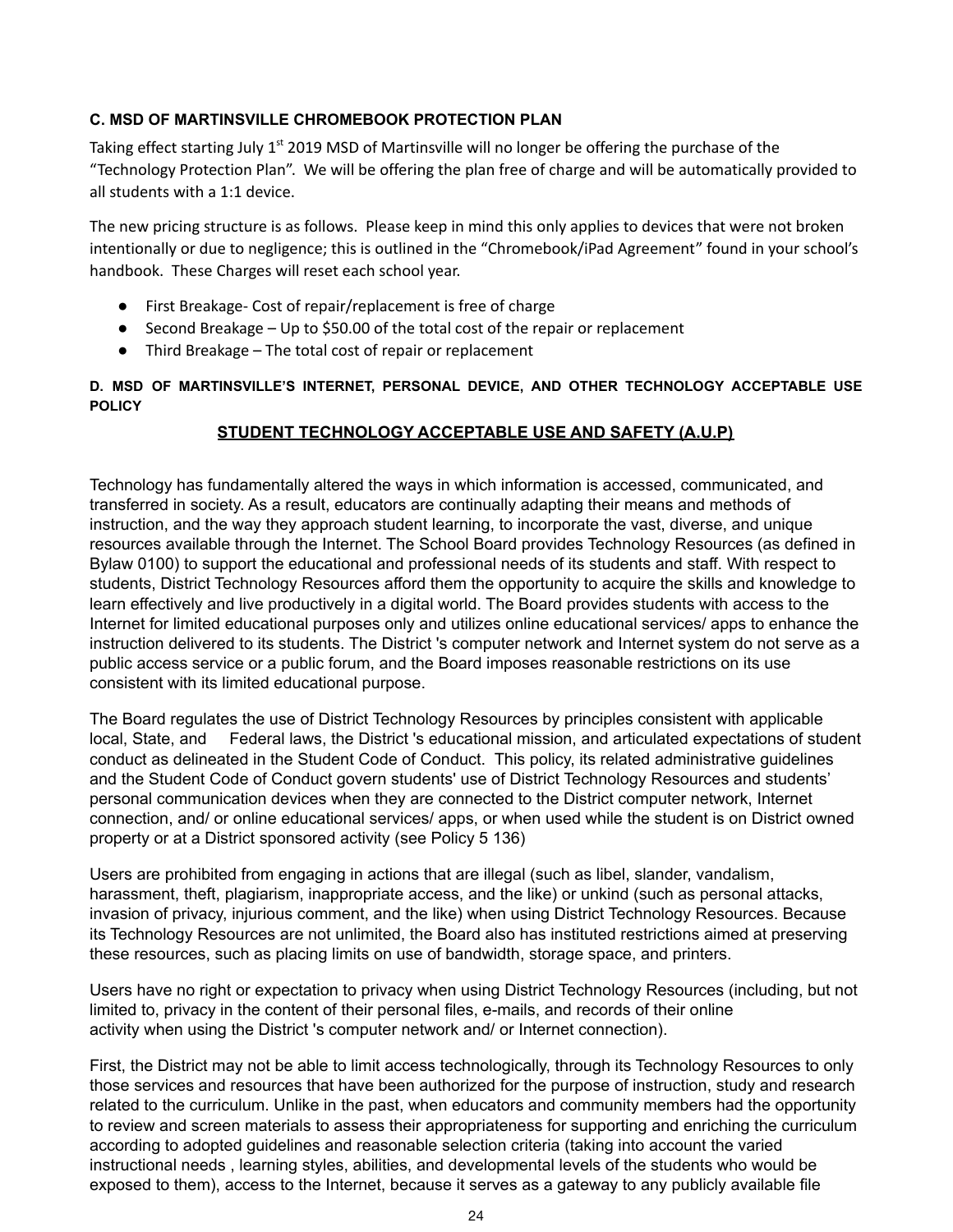### C. MSD OF MARTINSVILLE CHROMEBOOK PROTECTION PLAN

Taking effect starting July 1st 2019 MSD of Martinsville will no longer be offering the purchase of the "Technology Protection Plan". We will be offering the plan free of charge and will be automatically provided to all students with a 1:1 device.

The new pricing structure is as follows. Please keep in mind this only applies to devices that were not broken intentionally or due to negligence; this is outlined in the "Chromebook/iPad Agreement" found in your school's handbook. These Charges will reset each school year.

- First Breakage- Cost of repair/replacement is free of charge
- Second Breakage – Up to $50.00 of the total cost of the repair or replacement
- Third Breakage – The total cost of repair or replacement

### D. MSD OF MARTINSVILLE'S INTERNET, PERSONAL DEVICE, AND OTHER TECHNOLOGY ACCEPTABLE USE POLICY

**STUDENT TECHNOLOGY ACCEPTABLE USE AND SAFETY (A.U.P)**

Technology has fundamentally altered the ways in which information is accessed, communicated, and transferred in society. As a result, educators are continually adapting their means and methods of instruction, and the way they approach student learning, to incorporate the vast, diverse, and unique resources available through the Internet. The School Board provides Technology Resources (as defined in Bylaw 0100) to support the educational and professional needs of its students and staff. With respect to students, District Technology Resources afford them the opportunity to acquire the skills and knowledge to learn effectively and live productively in a digital world. The Board provides students with access to the Internet for limited educational purposes only and utilizes online educational services/ apps to enhance the instruction delivered to its students. The District 's computer network and Internet system do not serve as a public access service or a public forum, and the Board imposes reasonable restrictions on its use consistent with its limited educational purpose.

The Board regulates the use of District Technology Resources by principles consistent with applicable local, State, and Federal laws, the District 's educational mission, and articulated expectations of student conduct as delineated in the Student Code of Conduct. This policy, its related administrative guidelines and the Student Code of Conduct govern students' use of District Technology Resources and students' personal communication devices when they are connected to the District computer network, Internet connection, and/ or online educational services/ apps, or when used while the student is on District owned property or at a District sponsored activity (see Policy 5 136)

Users are prohibited from engaging in actions that are illegal (such as libel, slander, vandalism, harassment, theft, plagiarism, inappropriate access, and the like) or unkind (such as personal attacks, invasion of privacy, injurious comment, and the like) when using District Technology Resources. Because its Technology Resources are not unlimited, the Board also has instituted restrictions aimed at preserving these resources, such as placing limits on use of bandwidth, storage space, and printers.

Users have no right or expectation to privacy when using District Technology Resources (including, but not limited to, privacy in the content of their personal files, e-mails, and records of their online activity when using the District 's computer network and/ or Internet connection).

First, the District may not be able to limit access technologically, through its Technology Resources to only those services and resources that have been authorized for the purpose of instruction, study and research related to the curriculum. Unlike in the past, when educators and community members had the opportunity to review and screen materials to assess their appropriateness for supporting and enriching the curriculum according to adopted guidelines and reasonable selection criteria (taking into account the varied instructional needs , learning styles, abilities, and developmental levels of the students who would be exposed to them), access to the Internet, because it serves as a gateway to any publicly available file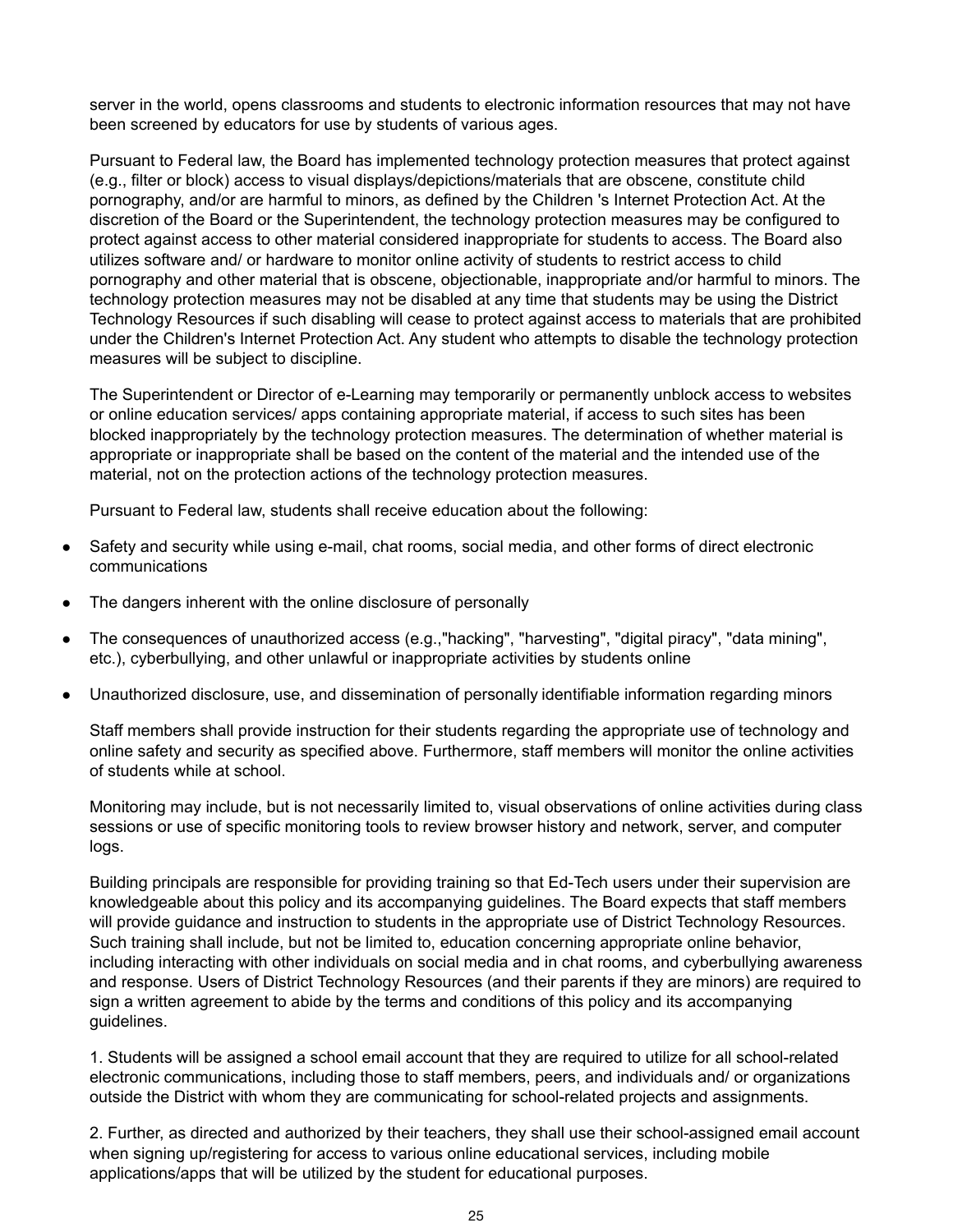server in the world, opens classrooms and students to electronic information resources that may not have been screened by educators for use by students of various ages.

Pursuant to Federal law, the Board has implemented technology protection measures that protect against (e.g., filter or block) access to visual displays/depictions/materials that are obscene, constitute child pornography, and/or are harmful to minors, as defined by the Children 's Internet Protection Act. At the discretion of the Board or the Superintendent, the technology protection measures may be configured to protect against access to other material considered inappropriate for students to access. The Board also utilizes software and/ or hardware to monitor online activity of students to restrict access to child pornography and other material that is obscene, objectionable, inappropriate and/or harmful to minors. The technology protection measures may not be disabled at any time that students may be using the District Technology Resources if such disabling will cease to protect against access to materials that are prohibited under the Children's Internet Protection Act. Any student who attempts to disable the technology protection measures will be subject to discipline.

The Superintendent or Director of e-Learning may temporarily or permanently unblock access to websites or online education services/ apps containing appropriate material, if access to such sites has been blocked inappropriately by the technology protection measures. The determination of whether material is appropriate or inappropriate shall be based on the content of the material and the intended use of the material, not on the protection actions of the technology protection measures.

Pursuant to Federal law, students shall receive education about the following:

- Safety and security while using e-mail, chat rooms, social media, and other forms of direct electronic communications
- The dangers inherent with the online disclosure of personally
- The consequences of unauthorized access (e.g.,"hacking", "harvesting", "digital piracy", "data mining", etc.), cyberbullying, and other unlawful or inappropriate activities by students online
- Unauthorized disclosure, use, and dissemination of personally identifiable information regarding minors

Staff members shall provide instruction for their students regarding the appropriate use of technology and online safety and security as specified above. Furthermore, staff members will monitor the online activities of students while at school.

Monitoring may include, but is not necessarily limited to, visual observations of online activities during class sessions or use of specific monitoring tools to review browser history and network, server, and computer logs.

Building principals are responsible for providing training so that Ed-Tech users under their supervision are knowledgeable about this policy and its accompanying guidelines. The Board expects that staff members will provide guidance and instruction to students in the appropriate use of District Technology Resources. Such training shall include, but not be limited to, education concerning appropriate online behavior, including interacting with other individuals on social media and in chat rooms, and cyberbullying awareness and response. Users of District Technology Resources (and their parents if they are minors) are required to sign a written agreement to abide by the terms and conditions of this policy and its accompanying guidelines.

1. Students will be assigned a school email account that they are required to utilize for all school-related electronic communications, including those to staff members, peers, and individuals and/ or organizations outside the District with whom they are communicating for school-related projects and assignments.

2. Further, as directed and authorized by their teachers, they shall use their school-assigned email account when signing up/registering for access to various online educational services, including mobile applications/apps that will be utilized by the student for educational purposes.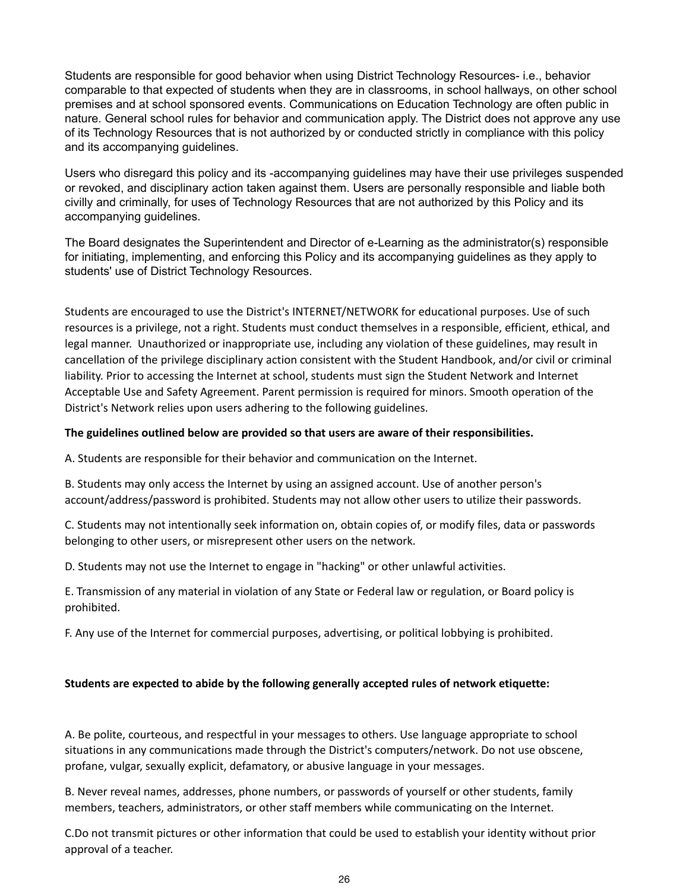Students are responsible for good behavior when using District Technology Resources- i.e., behavior comparable to that expected of students when they are in classrooms, in school hallways, on other school premises and at school sponsored events. Communications on Education Technology are often public in nature. General school rules for behavior and communication apply. The District does not approve any use of its Technology Resources that is not authorized by or conducted strictly in compliance with this policy and its accompanying guidelines.

Users who disregard this policy and its -accompanying guidelines may have their use privileges suspended or revoked, and disciplinary action taken against them. Users are personally responsible and liable both civilly and criminally, for uses of Technology Resources that are not authorized by this Policy and its accompanying guidelines.

The Board designates the Superintendent and Director of e-Learning as the administrator(s) responsible for initiating, implementing, and enforcing this Policy and its accompanying guidelines as they apply to students' use of District Technology Resources.

Students are encouraged to use the District's INTERNET/NETWORK for educational purposes. Use of such resources is a privilege, not a right. Students must conduct themselves in a responsible, efficient, ethical, and legal manner. Unauthorized or inappropriate use, including any violation of these guidelines, may result in cancellation of the privilege disciplinary action consistent with the Student Handbook, and/or civil or criminal liability. Prior to accessing the Internet at school, students must sign the Student Network and Internet Acceptable Use and Safety Agreement. Parent permission is required for minors. Smooth operation of the District's Network relies upon users adhering to the following guidelines.

**The guidelines outlined below are provided so that users are aware of their responsibilities.**

A. Students are responsible for their behavior and communication on the Internet.

B. Students may only access the Internet by using an assigned account. Use of another person's account/address/password is prohibited. Students may not allow other users to utilize their passwords.

C. Students may not intentionally seek information on, obtain copies of, or modify files, data or passwords belonging to other users, or misrepresent other users on the network.

D. Students may not use the Internet to engage in "hacking" or other unlawful activities.

E. Transmission of any material in violation of any State or Federal law or regulation, or Board policy is prohibited.

F. Any use of the Internet for commercial purposes, advertising, or political lobbying is prohibited.

**Students are expected to abide by the following generally accepted rules of network etiquette:**

A. Be polite, courteous, and respectful in your messages to others. Use language appropriate to school situations in any communications made through the District's computers/network. Do not use obscene, profane, vulgar, sexually explicit, defamatory, or abusive language in your messages.

B. Never reveal names, addresses, phone numbers, or passwords of yourself or other students, family members, teachers, administrators, or other staff members while communicating on the Internet.

C.Do not transmit pictures or other information that could be used to establish your identity without prior approval of a teacher.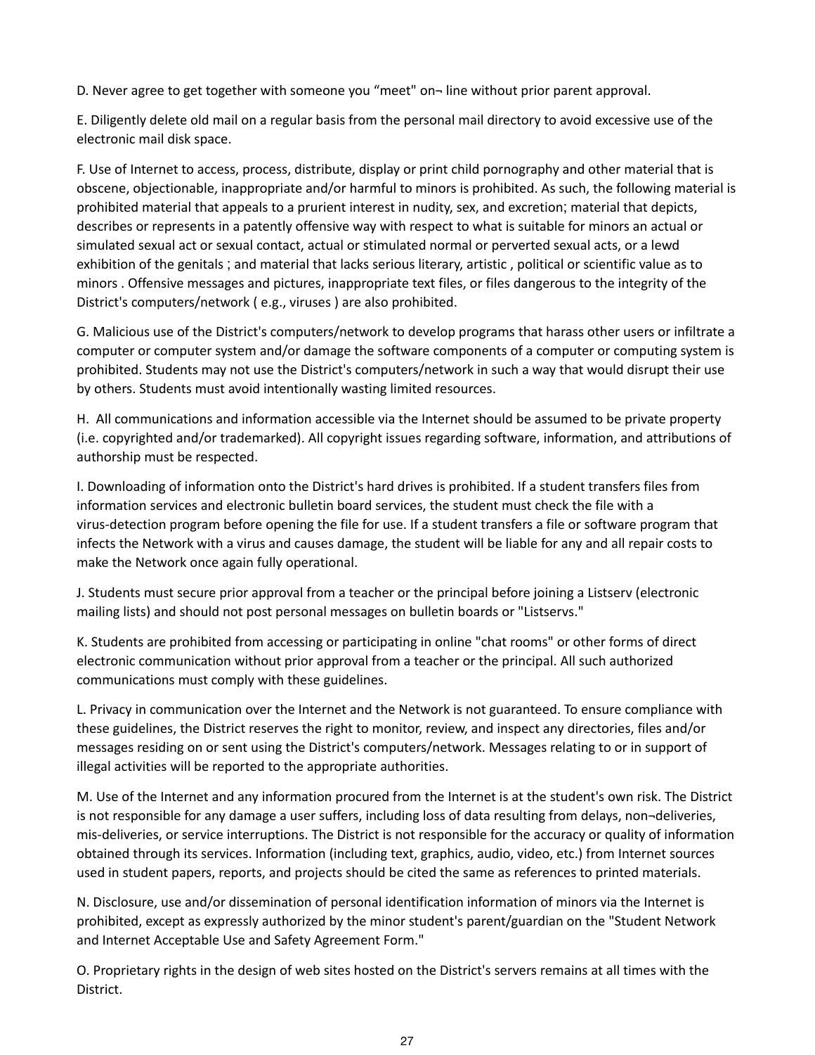D. Never agree to get together with someone you “meet" on¬ line without prior parent approval.

E. Diligently delete old mail on a regular basis from the personal mail directory to avoid excessive use of the electronic mail disk space.

F. Use of Internet to access, process, distribute, display or print child pornography and other material that is obscene, objectionable, inappropriate and/or harmful to minors is prohibited. As such, the following material is prohibited material that appeals to a prurient interest in nudity, sex, and excretion; material that depicts, describes or represents in a patently offensive way with respect to what is suitable for minors an actual or simulated sexual act or sexual contact, actual or stimulated normal or perverted sexual acts, or a lewd exhibition of the genitals ; and material that lacks serious literary, artistic , political or scientific value as to minors . Offensive messages and pictures, inappropriate text files, or files dangerous to the integrity of the District's computers/network ( e.g., viruses ) are also prohibited.

G. Malicious use of the District's computers/network to develop programs that harass other users or infiltrate a computer or computer system and/or damage the software components of a computer or computing system is prohibited. Students may not use the District's computers/network in such a way that would disrupt their use by others. Students must avoid intentionally wasting limited resources.

H. All communications and information accessible via the Internet should be assumed to be private property (i.e. copyrighted and/or trademarked). All copyright issues regarding software, information, and attributions of authorship must be respected.

I. Downloading of information onto the District's hard drives is prohibited. If a student transfers files from information services and electronic bulletin board services, the student must check the file with a virus-detection program before opening the file for use. If a student transfers a file or software program that infects the Network with a virus and causes damage, the student will be liable for any and all repair costs to make the Network once again fully operational.

J. Students must secure prior approval from a teacher or the principal before joining a Listserv (electronic mailing lists) and should not post personal messages on bulletin boards or "Listservs."

K. Students are prohibited from accessing or participating in online "chat rooms" or other forms of direct electronic communication without prior approval from a teacher or the principal. All such authorized communications must comply with these guidelines.

L. Privacy in communication over the Internet and the Network is not guaranteed. To ensure compliance with these guidelines, the District reserves the right to monitor, review, and inspect any directories, files and/or messages residing on or sent using the District's computers/network. Messages relating to or in support of illegal activities will be reported to the appropriate authorities.

M. Use of the Internet and any information procured from the Internet is at the student's own risk. The District is not responsible for any damage a user suffers, including loss of data resulting from delays, non¬deliveries, mis-deliveries, or service interruptions. The District is not responsible for the accuracy or quality of information obtained through its services. Information (including text, graphics, audio, video, etc.) from Internet sources used in student papers, reports, and projects should be cited the same as references to printed materials.

N. Disclosure, use and/or dissemination of personal identification information of minors via the Internet is prohibited, except as expressly authorized by the minor student's parent/guardian on the "Student Network and Internet Acceptable Use and Safety Agreement Form."

O. Proprietary rights in the design of web sites hosted on the District's servers remains at all times with the District.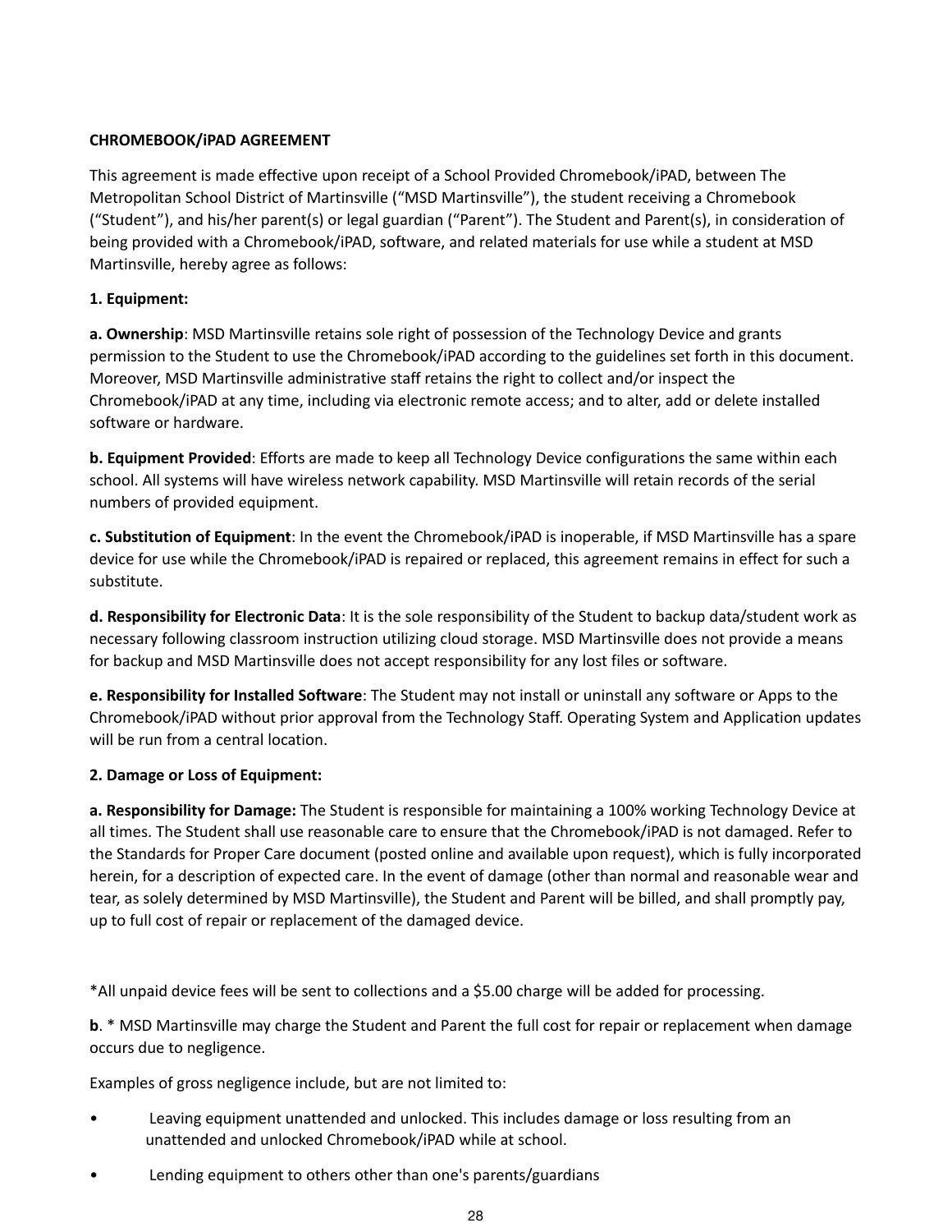**CHROMEBOOK/iPAD AGREEMENT**

This agreement is made effective upon receipt of a School Provided Chromebook/iPAD, between The Metropolitan School District of Martinsville ("MSD Martinsville"), the student receiving a Chromebook ("Student"), and his/her parent(s) or legal guardian ("Parent"). The Student and Parent(s), in consideration of being provided with a Chromebook/iPAD, software, and related materials for use while a student at MSD Martinsville, hereby agree as follows:

**1. Equipment:**

**a. Ownership**: MSD Martinsville retains sole right of possession of the Technology Device and grants permission to the Student to use the Chromebook/iPAD according to the guidelines set forth in this document. Moreover, MSD Martinsville administrative staff retains the right to collect and/or inspect the Chromebook/iPAD at any time, including via electronic remote access; and to alter, add or delete installed software or hardware.

**b. Equipment Provided**: Efforts are made to keep all Technology Device configurations the same within each school. All systems will have wireless network capability. MSD Martinsville will retain records of the serial numbers of provided equipment.

**c. Substitution of Equipment**: In the event the Chromebook/iPAD is inoperable, if MSD Martinsville has a spare device for use while the Chromebook/iPAD is repaired or replaced, this agreement remains in effect for such a substitute.

**d. Responsibility for Electronic Data**: It is the sole responsibility of the Student to backup data/student work as necessary following classroom instruction utilizing cloud storage. MSD Martinsville does not provide a means for backup and MSD Martinsville does not accept responsibility for any lost files or software.

**e. Responsibility for Installed Software**: The Student may not install or uninstall any software or Apps to the Chromebook/iPAD without prior approval from the Technology Staff. Operating System and Application updates will be run from a central location.

**2. Damage or Loss of Equipment:**

**a. Responsibility for Damage:** The Student is responsible for maintaining a 100% working Technology Device at all times. The Student shall use reasonable care to ensure that the Chromebook/iPAD is not damaged. Refer to the Standards for Proper Care document (posted online and available upon request), which is fully incorporated herein, for a description of expected care. In the event of damage (other than normal and reasonable wear and tear, as solely determined by MSD Martinsville), the Student and Parent will be billed, and shall promptly pay, up to full cost of repair or replacement of the damaged device.

*All unpaid device fees will be sent to collections and a $5.00 charge will be added for processing.

**b**. * MSD Martinsville may charge the Student and Parent the full cost for repair or replacement when damage occurs due to negligence.

Examples of gross negligence include, but are not limited to:

- Leaving equipment unattended and unlocked. This includes damage or loss resulting from an unattended and unlocked Chromebook/iPAD while at school.
- Lending equipment to others other than one's parents/guardians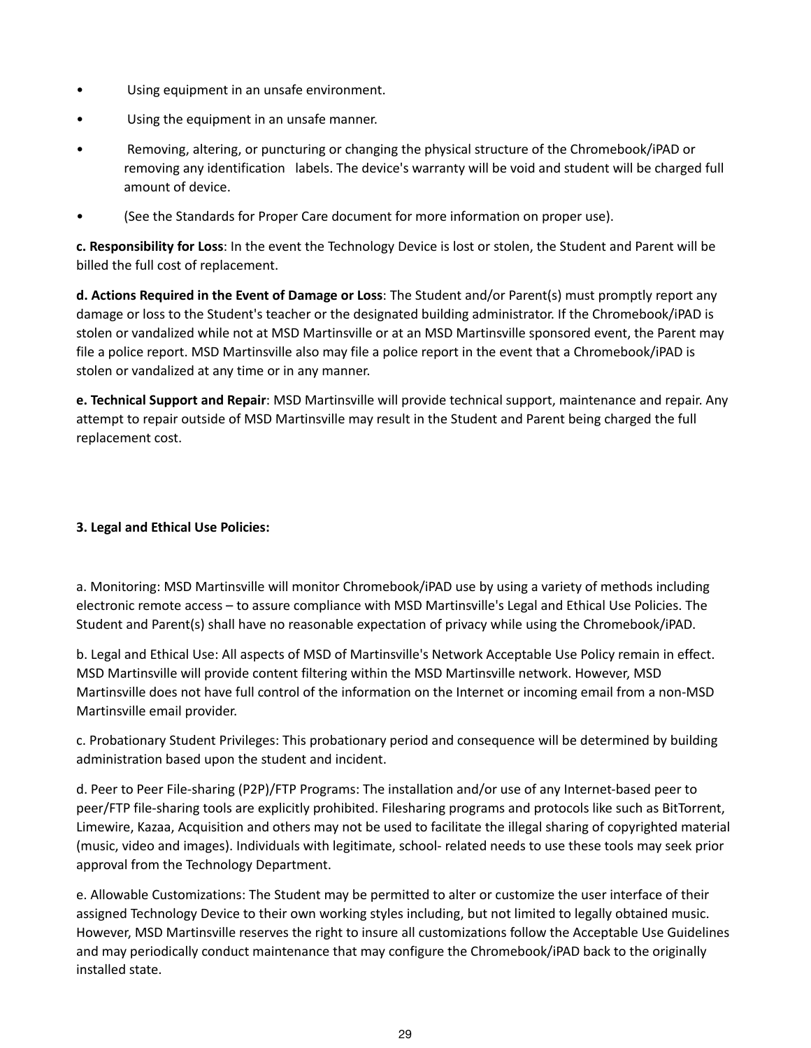- Using equipment in an unsafe environment.
- Using the equipment in an unsafe manner.
- Removing, altering, or puncturing or changing the physical structure of the Chromebook/iPAD or removing any identification labels. The device's warranty will be void and student will be charged full amount of device.
- (See the Standards for Proper Care document for more information on proper use).

**c. Responsibility for Loss**: In the event the Technology Device is lost or stolen, the Student and Parent will be billed the full cost of replacement.

**d. Actions Required in the Event of Damage or Loss**: The Student and/or Parent(s) must promptly report any damage or loss to the Student's teacher or the designated building administrator. If the Chromebook/iPAD is stolen or vandalized while not at MSD Martinsville or at an MSD Martinsville sponsored event, the Parent may file a police report. MSD Martinsville also may file a police report in the event that a Chromebook/iPAD is stolen or vandalized at any time or in any manner.

**e. Technical Support and Repair**: MSD Martinsville will provide technical support, maintenance and repair. Any attempt to repair outside of MSD Martinsville may result in the Student and Parent being charged the full replacement cost.

**3. Legal and Ethical Use Policies:**

a. Monitoring: MSD Martinsville will monitor Chromebook/iPAD use by using a variety of methods including electronic remote access – to assure compliance with MSD Martinsville's Legal and Ethical Use Policies. The Student and Parent(s) shall have no reasonable expectation of privacy while using the Chromebook/iPAD.

b. Legal and Ethical Use: All aspects of MSD of Martinsville's Network Acceptable Use Policy remain in effect. MSD Martinsville will provide content filtering within the MSD Martinsville network. However, MSD Martinsville does not have full control of the information on the Internet or incoming email from a non-MSD Martinsville email provider.

c. Probationary Student Privileges: This probationary period and consequence will be determined by building administration based upon the student and incident.

d. Peer to Peer File-sharing (P2P)/FTP Programs: The installation and/or use of any Internet-based peer to peer/FTP file-sharing tools are explicitly prohibited. Filesharing programs and protocols like such as BitTorrent, Limewire, Kazaa, Acquisition and others may not be used to facilitate the illegal sharing of copyrighted material (music, video and images). Individuals with legitimate, school- related needs to use these tools may seek prior approval from the Technology Department.

e. Allowable Customizations: The Student may be permitted to alter or customize the user interface of their assigned Technology Device to their own working styles including, but not limited to legally obtained music. However, MSD Martinsville reserves the right to insure all customizations follow the Acceptable Use Guidelines and may periodically conduct maintenance that may configure the Chromebook/iPAD back to the originally installed state.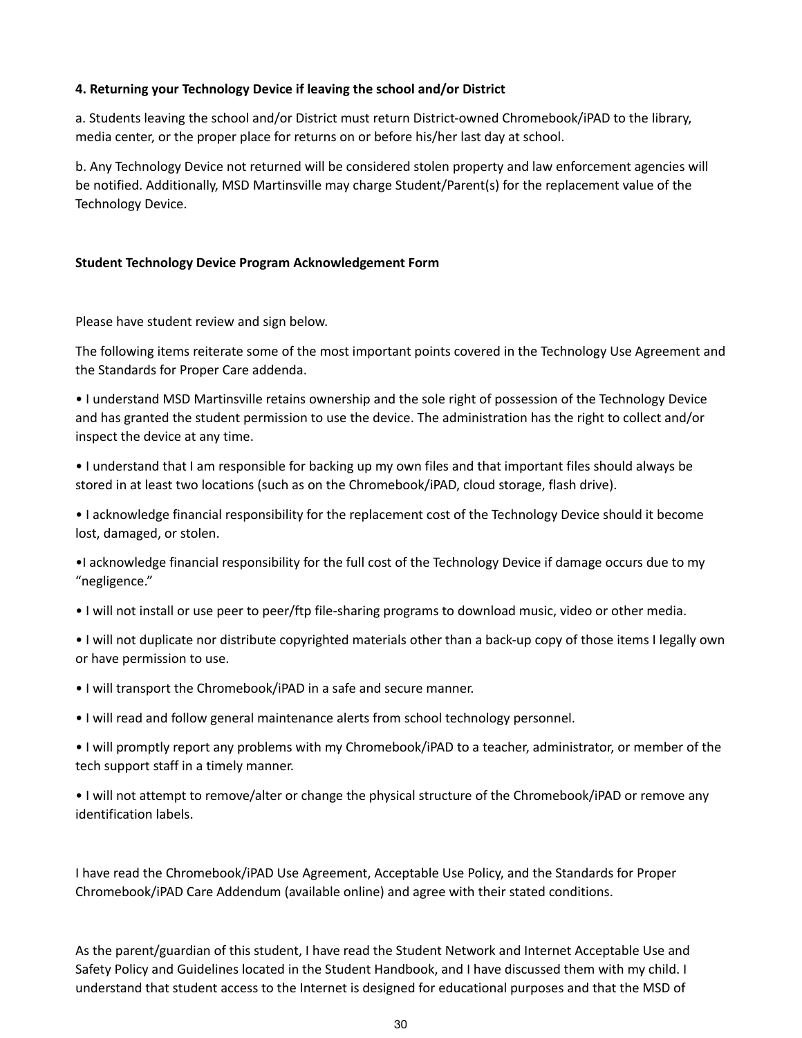**4. Returning your Technology Device if leaving the school and/or District**

a. Students leaving the school and/or District must return District-owned Chromebook/iPAD to the library, media center, or the proper place for returns on or before his/her last day at school.

b. Any Technology Device not returned will be considered stolen property and law enforcement agencies will be notified. Additionally, MSD Martinsville may charge Student/Parent(s) for the replacement value of the Technology Device.

**Student Technology Device Program Acknowledgement Form**

Please have student review and sign below.

The following items reiterate some of the most important points covered in the Technology Use Agreement and the Standards for Proper Care addenda.

- I understand MSD Martinsville retains ownership and the sole right of possession of the Technology Device and has granted the student permission to use the device. The administration has the right to collect and/or inspect the device at any time.
- I understand that I am responsible for backing up my own files and that important files should always be stored in at least two locations (such as on the Chromebook/iPAD, cloud storage, flash drive).
- I acknowledge financial responsibility for the replacement cost of the Technology Device should it become lost, damaged, or stolen.
- I acknowledge financial responsibility for the full cost of the Technology Device if damage occurs due to my "negligence."
- I will not install or use peer to peer/ftp file-sharing programs to download music, video or other media.
- I will not duplicate nor distribute copyrighted materials other than a back-up copy of those items I legally own or have permission to use.
- I will transport the Chromebook/iPAD in a safe and secure manner.
- I will read and follow general maintenance alerts from school technology personnel.
- I will promptly report any problems with my Chromebook/iPAD to a teacher, administrator, or member of the tech support staff in a timely manner.
- I will not attempt to remove/alter or change the physical structure of the Chromebook/iPAD or remove any identification labels.

I have read the Chromebook/iPAD Use Agreement, Acceptable Use Policy, and the Standards for Proper Chromebook/iPAD Care Addendum (available online) and agree with their stated conditions.

As the parent/guardian of this student, I have read the Student Network and Internet Acceptable Use and Safety Policy and Guidelines located in the Student Handbook, and I have discussed them with my child. I understand that student access to the Internet is designed for educational purposes and that the MSD of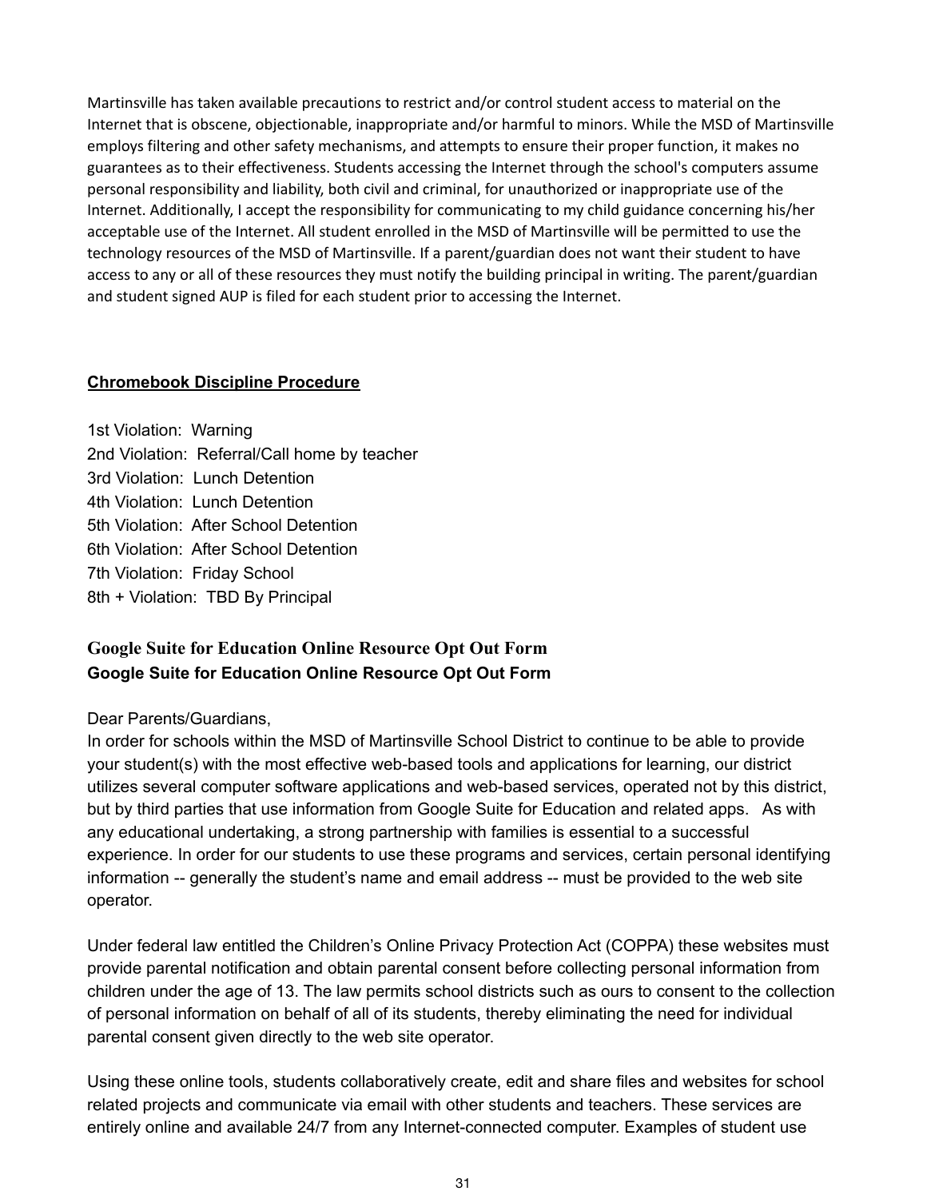Martinsville has taken available precautions to restrict and/or control student access to material on the Internet that is obscene, objectionable, inappropriate and/or harmful to minors. While the MSD of Martinsville employs filtering and other safety mechanisms, and attempts to ensure their proper function, it makes no guarantees as to their effectiveness. Students accessing the Internet through the school's computers assume personal responsibility and liability, both civil and criminal, for unauthorized or inappropriate use of the Internet. Additionally, I accept the responsibility for communicating to my child guidance concerning his/her acceptable use of the Internet. All student enrolled in the MSD of Martinsville will be permitted to use the technology resources of the MSD of Martinsville. If a parent/guardian does not want their student to have access to any or all of these resources they must notify the building principal in writing. The parent/guardian and student signed AUP is filed for each student prior to accessing the Internet.

**Chromebook Discipline Procedure**

1st Violation: Warning
2nd Violation: Referral/Call home by teacher
3rd Violation: Lunch Detention
4th Violation: Lunch Detention
5th Violation: After School Detention
6th Violation: After School Detention
7th Violation: Friday School
8th + Violation: TBD By Principal

### Google Suite for Education Online Resource Opt Out Form

**Google Suite for Education Online Resource Opt Out Form**

Dear Parents/Guardians,
In order for schools within the MSD of Martinsville School District to continue to be able to provide your student(s) with the most effective web-based tools and applications for learning, our district utilizes several computer software applications and web-based services, operated not by this district, but by third parties that use information from Google Suite for Education and related apps. As with any educational undertaking, a strong partnership with families is essential to a successful experience. In order for our students to use these programs and services, certain personal identifying information -- generally the student's name and email address -- must be provided to the web site operator.

Under federal law entitled the Children's Online Privacy Protection Act (COPPA) these websites must provide parental notification and obtain parental consent before collecting personal information from children under the age of 13. The law permits school districts such as ours to consent to the collection of personal information on behalf of all of its students, thereby eliminating the need for individual parental consent given directly to the web site operator.

Using these online tools, students collaboratively create, edit and share files and websites for school related projects and communicate via email with other students and teachers. These services are entirely online and available 24/7 from any Internet-connected computer. Examples of student use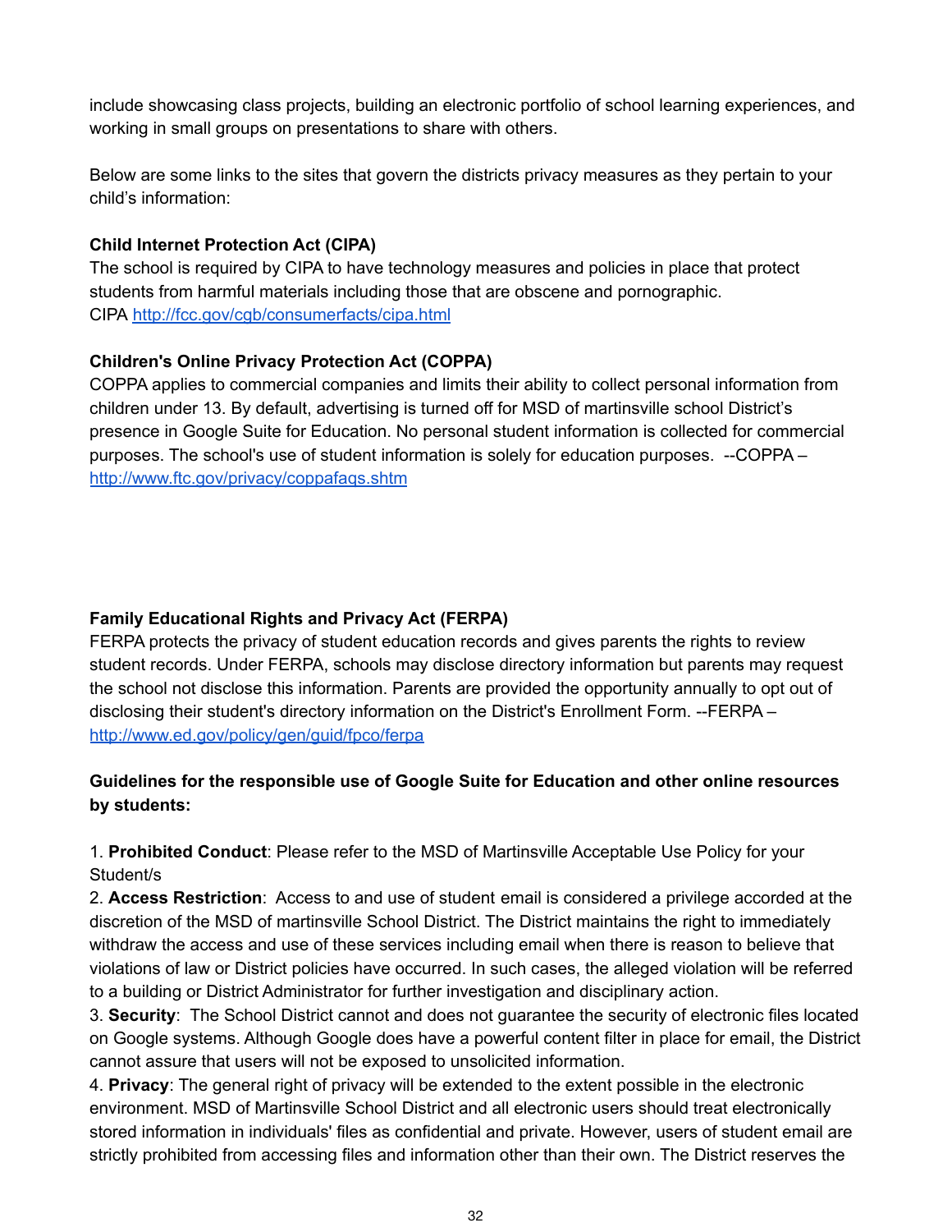include showcasing class projects, building an electronic portfolio of school learning experiences, and working in small groups on presentations to share with others.

Below are some links to the sites that govern the districts privacy measures as they pertain to your child's information:

**Child Internet Protection Act (CIPA)**
The school is required by CIPA to have technology measures and policies in place that protect students from harmful materials including those that are obscene and pornographic.
CIPA http://fcc.gov/cgb/consumerfacts/cipa.html

**Children's Online Privacy Protection Act (COPPA)**
COPPA applies to commercial companies and limits their ability to collect personal information from children under 13. By default, advertising is turned off for MSD of martinsville school District's presence in Google Suite for Education. No personal student information is collected for commercial purposes. The school's use of student information is solely for education purposes. --COPPA – http://www.ftc.gov/privacy/coppafaqs.shtm

**Family Educational Rights and Privacy Act (FERPA)**
FERPA protects the privacy of student education records and gives parents the rights to review student records. Under FERPA, schools may disclose directory information but parents may request the school not disclose this information. Parents are provided the opportunity annually to opt out of disclosing their student's directory information on the District's Enrollment Form. --FERPA – http://www.ed.gov/policy/gen/guid/fpco/ferpa

**Guidelines for the responsible use of Google Suite for Education and other online resources by students:**

1. **Prohibited Conduct**: Please refer to the MSD of Martinsville Acceptable Use Policy for your Student/s
2. **Access Restriction**: Access to and use of student email is considered a privilege accorded at the discretion of the MSD of martinsville School District. The District maintains the right to immediately withdraw the access and use of these services including email when there is reason to believe that violations of law or District policies have occurred. In such cases, the alleged violation will be referred to a building or District Administrator for further investigation and disciplinary action.
3. **Security**: The School District cannot and does not guarantee the security of electronic files located on Google systems. Although Google does have a powerful content filter in place for email, the District cannot assure that users will not be exposed to unsolicited information.
4. **Privacy**: The general right of privacy will be extended to the extent possible in the electronic environment. MSD of Martinsville School District and all electronic users should treat electronically stored information in individuals' files as confidential and private. However, users of student email are strictly prohibited from accessing files and information other than their own. The District reserves the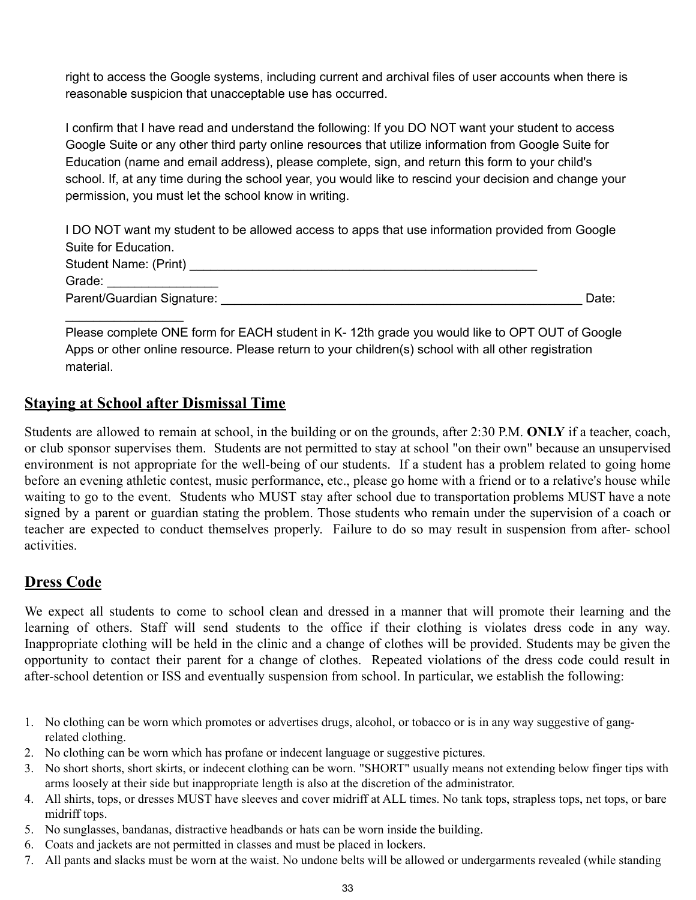right to access the Google systems, including current and archival files of user accounts when there is reasonable suspicion that unacceptable use has occurred.

I confirm that I have read and understand the following: If you DO NOT want your student to access Google Suite or any other third party online resources that utilize information from Google Suite for Education (name and email address), please complete, sign, and return this form to your child's school. If, at any time during the school year, you would like to rescind your decision and change your permission, you must let the school know in writing.

I DO NOT want my student to be allowed access to apps that use information provided from Google Suite for Education.
Student Name: (Print) ____________________________________________________
Grade: ________________
Parent/Guardian Signature: _______________________________________________________ Date: _________________

Please complete ONE form for EACH student in K- 12th grade you would like to OPT OUT of Google Apps or other online resource. Please return to your children(s) school with all other registration material.

## Staying at School after Dismissal Time

Students are allowed to remain at school, in the building or on the grounds, after 2:30 P.M. **ONLY** if a teacher, coach, or club sponsor supervises them. Students are not permitted to stay at school "on their own" because an unsupervised environment is not appropriate for the well-being of our students. If a student has a problem related to going home before an evening athletic contest, music performance, etc., please go home with a friend or to a relative's house while waiting to go to the event. Students who MUST stay after school due to transportation problems MUST have a note signed by a parent or guardian stating the problem. Those students who remain under the supervision of a coach or teacher are expected to conduct themselves properly. Failure to do so may result in suspension from after- school activities.

## Dress Code

We expect all students to come to school clean and dressed in a manner that will promote their learning and the learning of others. Staff will send students to the office if their clothing is violates dress code in any way. Inappropriate clothing will be held in the clinic and a change of clothes will be provided. Students may be given the opportunity to contact their parent for a change of clothes. Repeated violations of the dress code could result in after-school detention or ISS and eventually suspension from school. In particular, we establish the following:

1. No clothing can be worn which promotes or advertises drugs, alcohol, or tobacco or is in any way suggestive of gang-related clothing.
2. No clothing can be worn which has profane or indecent language or suggestive pictures.
3. No short shorts, short skirts, or indecent clothing can be worn. "SHORT" usually means not extending below finger tips with arms loosely at their side but inappropriate length is also at the discretion of the administrator.
4. All shirts, tops, or dresses MUST have sleeves and cover midriff at ALL times. No tank tops, strapless tops, net tops, or bare midriff tops.
5. No sunglasses, bandanas, distractive headbands or hats can be worn inside the building.
6. Coats and jackets are not permitted in classes and must be placed in lockers.
7. All pants and slacks must be worn at the waist. No undone belts will be allowed or undergarments revealed (while standing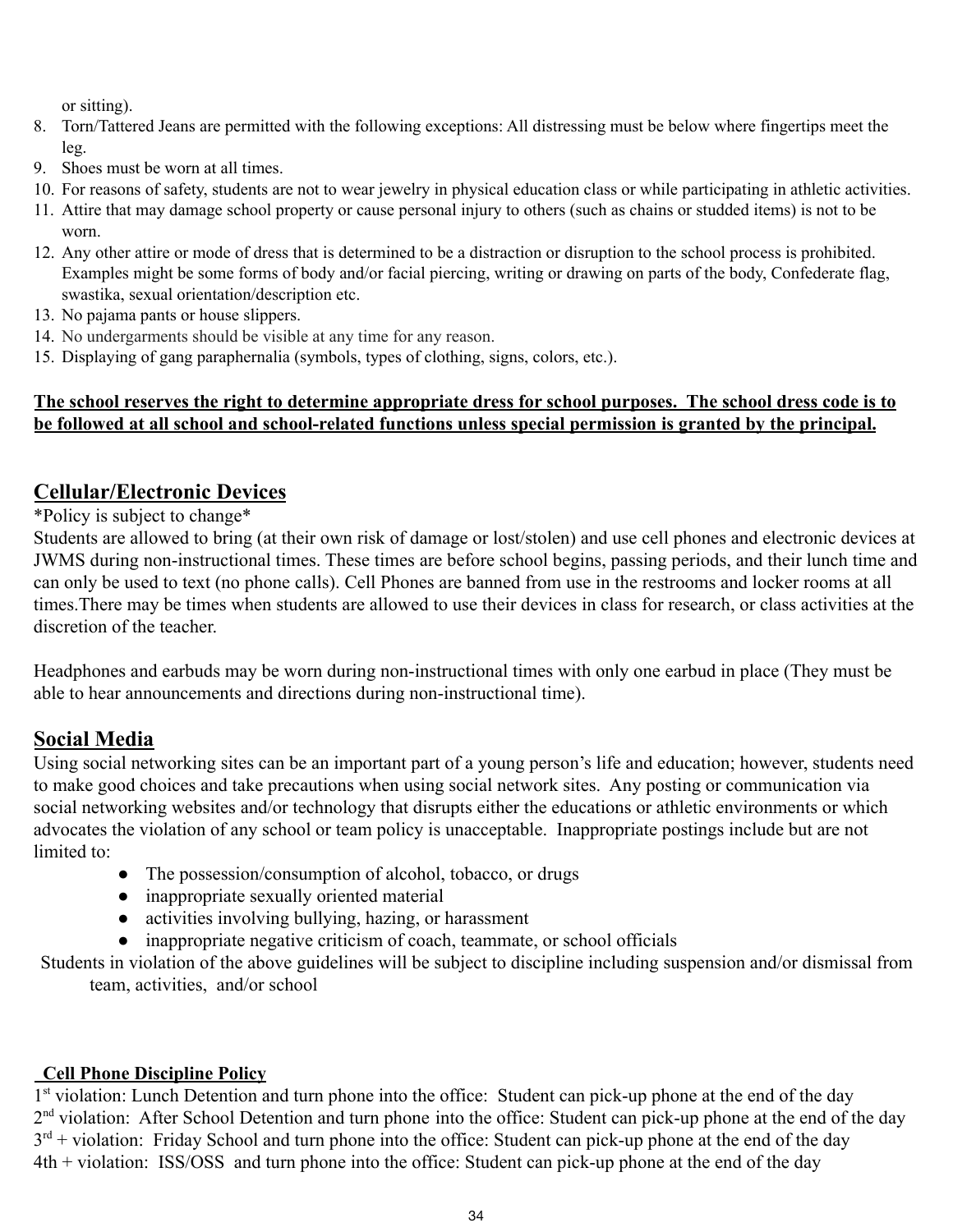or sitting).

8. Torn/Tattered Jeans are permitted with the following exceptions: All distressing must be below where fingertips meet the leg.
9. Shoes must be worn at all times.
10. For reasons of safety, students are not to wear jewelry in physical education class or while participating in athletic activities.
11. Attire that may damage school property or cause personal injury to others (such as chains or studded items) is not to be worn.
12. Any other attire or mode of dress that is determined to be a distraction or disruption to the school process is prohibited. Examples might be some forms of body and/or facial piercing, writing or drawing on parts of the body, Confederate flag, swastika, sexual orientation/description etc.
13. No pajama pants or house slippers.
14. No undergarments should be visible at any time for any reason.
15. Displaying of gang paraphernalia (symbols, types of clothing, signs, colors, etc.).

**The school reserves the right to determine appropriate dress for school purposes. The school dress code is to be followed at all school and school-related functions unless special permission is granted by the principal.**

## Cellular/Electronic Devices

*Policy is subject to change*

Students are allowed to bring (at their own risk of damage or lost/stolen) and use cell phones and electronic devices at JWMS during non-instructional times. These times are before school begins, passing periods, and their lunch time and can only be used to text (no phone calls). Cell Phones are banned from use in the restrooms and locker rooms at all times.There may be times when students are allowed to use their devices in class for research, or class activities at the discretion of the teacher.

Headphones and earbuds may be worn during non-instructional times with only one earbud in place (They must be able to hear announcements and directions during non-instructional time).

## Social Media

Using social networking sites can be an important part of a young person's life and education; however, students need to make good choices and take precautions when using social network sites. Any posting or communication via social networking websites and/or technology that disrupts either the educations or athletic environments or which advocates the violation of any school or team policy is unacceptable. Inappropriate postings include but are not limited to:

- The possession/consumption of alcohol, tobacco, or drugs
- inappropriate sexually oriented material
- activities involving bullying, hazing, or harassment
- inappropriate negative criticism of coach, teammate, or school officials

Students in violation of the above guidelines will be subject to discipline including suspension and/or dismissal from team, activities, and/or school

### Cell Phone Discipline Policy

1st violation: Lunch Detention and turn phone into the office: Student can pick-up phone at the end of the day
2nd violation: After School Detention and turn phone into the office: Student can pick-up phone at the end of the day
3rd + violation: Friday School and turn phone into the office: Student can pick-up phone at the end of the day
4th + violation: ISS/OSS and turn phone into the office: Student can pick-up phone at the end of the day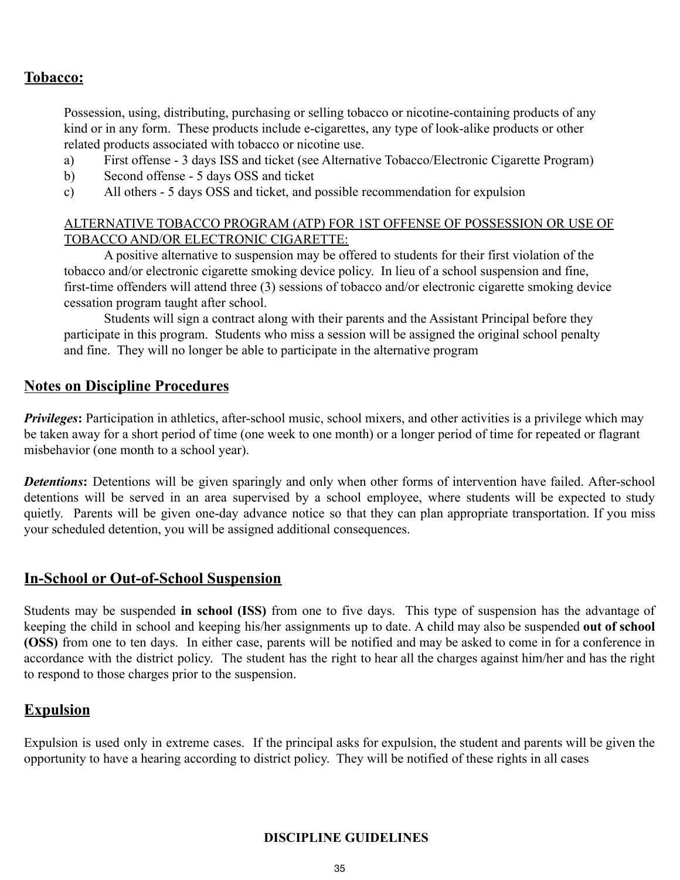## Tobacco:

Possession, using, distributing, purchasing or selling tobacco or nicotine-containing products of any kind or in any form. These products include e-cigarettes, any type of look-alike products or other related products associated with tobacco or nicotine use.

a) First offense - 3 days ISS and ticket (see Alternative Tobacco/Electronic Cigarette Program)
b) Second offense - 5 days OSS and ticket
c) All others - 5 days OSS and ticket, and possible recommendation for expulsion

<u>ALTERNATIVE TOBACCO PROGRAM (ATP) FOR 1ST OFFENSE OF POSSESSION OR USE OF TOBACCO AND/OR ELECTRONIC CIGARETTE:</u>

A positive alternative to suspension may be offered to students for their first violation of the tobacco and/or electronic cigarette smoking device policy. In lieu of a school suspension and fine, first-time offenders will attend three (3) sessions of tobacco and/or electronic cigarette smoking device cessation program taught after school.

Students will sign a contract along with their parents and the Assistant Principal before they participate in this program. Students who miss a session will be assigned the original school penalty and fine. They will no longer be able to participate in the alternative program

## Notes on Discipline Procedures

***Privileges*:** Participation in athletics, after-school music, school mixers, and other activities is a privilege which may be taken away for a short period of time (one week to one month) or a longer period of time for repeated or flagrant misbehavior (one month to a school year).

***Detentions*:** Detentions will be given sparingly and only when other forms of intervention have failed. After-school detentions will be served in an area supervised by a school employee, where students will be expected to study quietly. Parents will be given one-day advance notice so that they can plan appropriate transportation. If you miss your scheduled detention, you will be assigned additional consequences.

## In-School or Out-of-School Suspension

Students may be suspended **in school (ISS)** from one to five days. This type of suspension has the advantage of keeping the child in school and keeping his/her assignments up to date. A child may also be suspended **out of school (OSS)** from one to ten days. In either case, parents will be notified and may be asked to come in for a conference in accordance with the district policy. The student has the right to hear all the charges against him/her and has the right to respond to those charges prior to the suspension.

## Expulsion

Expulsion is used only in extreme cases. If the principal asks for expulsion, the student and parents will be given the opportunity to have a hearing according to district policy. They will be notified of these rights in all cases

**DISCIPLINE GUIDELINES**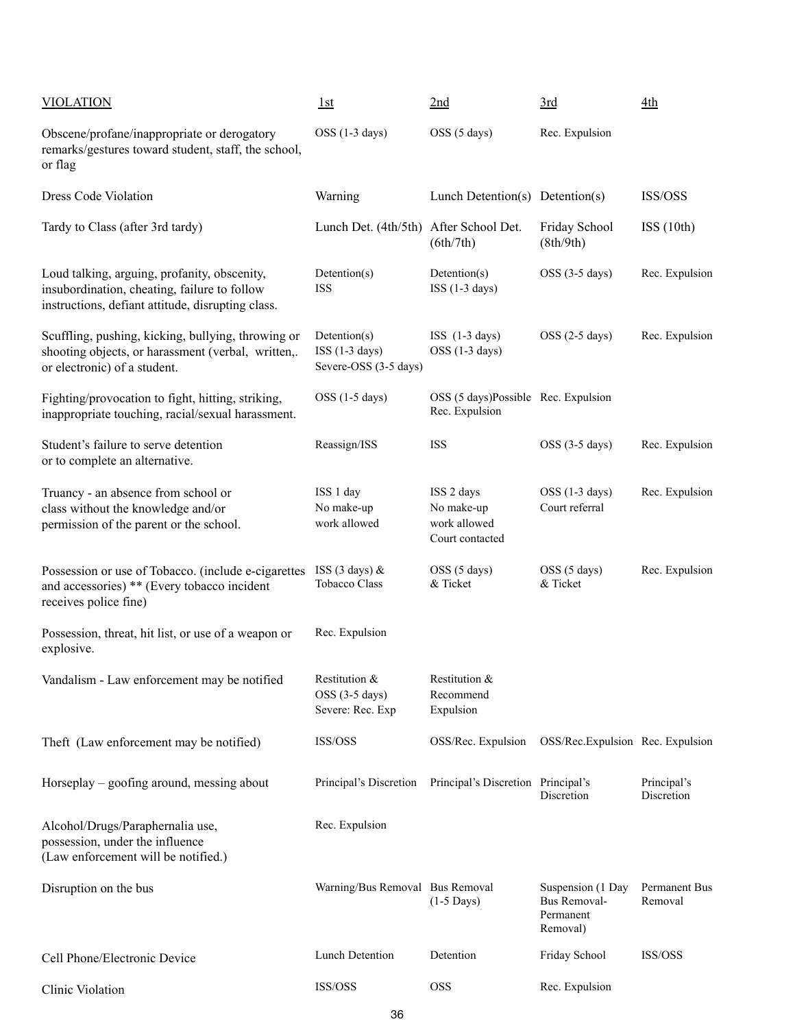| VIOLATION | 1st | 2nd | 3rd | 4th |
|---|---|---|---|---|
| Obscene/profane/inappropriate or derogatory remarks/gestures toward student, staff, the school, or flag | OSS (1-3 days) | OSS (5 days) | Rec. Expulsion | |
| Dress Code Violation | Warning | Lunch Detention(s) | Detention(s) | ISS/OSS |
| Tardy to Class (after 3rd tardy) | Lunch Det. (4th/5th) | After School Det. (6th/7th) | Friday School (8th/9th) | ISS (10th) |
| Loud talking, arguing, profanity, obscenity, insubordination, cheating, failure to follow instructions, defiant attitude, disrupting class. | Detention(s) ISS | Detention(s) ISS (1-3 days) | OSS (3-5 days) | Rec. Expulsion |
| Scuffling, pushing, kicking, bullying, throwing or shooting objects, or harassment (verbal, written,. or electronic) of a student. | Detention(s) ISS (1-3 days) Severe-OSS (3-5 days) | ISS (1-3 days) OSS (1-3 days) | OSS (2-5 days) | Rec. Expulsion |
| Fighting/provocation to fight, hitting, striking, inappropriate touching, racial/sexual harassment. | OSS (1-5 days) | OSS (5 days)Possible Rec. Expulsion | Rec. Expulsion | |
| Student's failure to serve detention or to complete an alternative. | Reassign/ISS | ISS | OSS (3-5 days) | Rec. Expulsion |
| Truancy - an absence from school or class without the knowledge and/or permission of the parent or the school. | ISS 1 day No make-up work allowed | ISS 2 days No make-up work allowed Court contacted | OSS (1-3 days) Court referral | Rec. Expulsion |
| Possession or use of Tobacco. (include e-cigarettes and accessories) ** (Every tobacco incident receives police fine) | ISS (3 days) & Tobacco Class | OSS (5 days) & Ticket | OSS (5 days) & Ticket | Rec. Expulsion |
| Possession, threat, hit list, or use of a weapon or explosive. | Rec. Expulsion | | | |
| Vandalism - Law enforcement may be notified | Restitution & OSS (3-5 days) Severe: Rec. Exp | Restitution & Recommend Expulsion | | |
| Theft (Law enforcement may be notified) | ISS/OSS | OSS/Rec. Expulsion | OSS/Rec.Expulsion | Rec. Expulsion |
| Horseplay – goofing around, messing about | Principal's Discretion | Principal's Discretion | Principal's Discretion | Principal's Discretion |
| Alcohol/Drugs/Paraphernalia use, possession, under the influence (Law enforcement will be notified.) | Rec. Expulsion | | | |
| Disruption on the bus | Warning/Bus Removal | Bus Removal (1-5 Days) | Suspension (1 Day Bus Removal- Permanent Removal) | Permanent Bus Removal |
| Cell Phone/Electronic Device | Lunch Detention | Detention | Friday School | ISS/OSS |
| Clinic Violation | ISS/OSS | OSS | Rec. Expulsion | |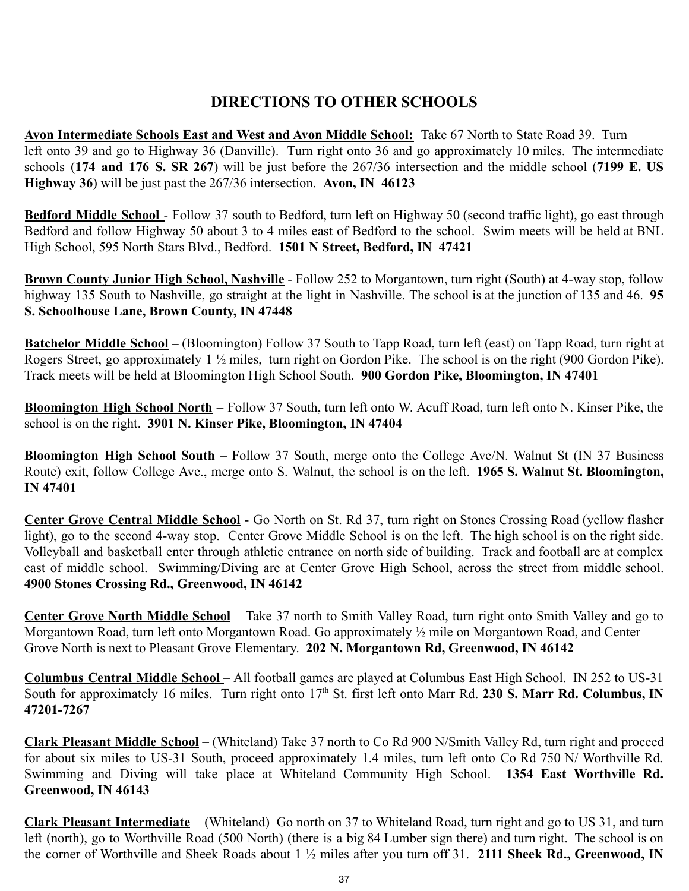# DIRECTIONS TO OTHER SCHOOLS

**Avon Intermediate Schools East and West and Avon Middle School:** Take 67 North to State Road 39. Turn left onto 39 and go to Highway 36 (Danville). Turn right onto 36 and go approximately 10 miles. The intermediate schools (**174 and 176 S. SR 267**) will be just before the 267/36 intersection and the middle school (**7199 E. US Highway 36**) will be just past the 267/36 intersection. **Avon, IN 46123**

**Bedford Middle School** - Follow 37 south to Bedford, turn left on Highway 50 (second traffic light), go east through Bedford and follow Highway 50 about 3 to 4 miles east of Bedford to the school. Swim meets will be held at BNL High School, 595 North Stars Blvd., Bedford. **1501 N Street, Bedford, IN 47421**

**Brown County Junior High School, Nashville** - Follow 252 to Morgantown, turn right (South) at 4-way stop, follow highway 135 South to Nashville, go straight at the light in Nashville. The school is at the junction of 135 and 46. **95 S. Schoolhouse Lane, Brown County, IN 47448**

**Batchelor Middle School** – (Bloomington) Follow 37 South to Tapp Road, turn left (east) on Tapp Road, turn right at Rogers Street, go approximately 1 ½ miles, turn right on Gordon Pike. The school is on the right (900 Gordon Pike). Track meets will be held at Bloomington High School South. **900 Gordon Pike, Bloomington, IN 47401**

**Bloomington High School North** – Follow 37 South, turn left onto W. Acuff Road, turn left onto N. Kinser Pike, the school is on the right. **3901 N. Kinser Pike, Bloomington, IN 47404**

**Bloomington High School South** – Follow 37 South, merge onto the College Ave/N. Walnut St (IN 37 Business Route) exit, follow College Ave., merge onto S. Walnut, the school is on the left. **1965 S. Walnut St. Bloomington, IN 47401**

**Center Grove Central Middle School** - Go North on St. Rd 37, turn right on Stones Crossing Road (yellow flasher light), go to the second 4-way stop. Center Grove Middle School is on the left. The high school is on the right side. Volleyball and basketball enter through athletic entrance on north side of building. Track and football are at complex east of middle school. Swimming/Diving are at Center Grove High School, across the street from middle school. **4900 Stones Crossing Rd., Greenwood, IN 46142**

**Center Grove North Middle School** – Take 37 north to Smith Valley Road, turn right onto Smith Valley and go to Morgantown Road, turn left onto Morgantown Road. Go approximately ½ mile on Morgantown Road, and Center Grove North is next to Pleasant Grove Elementary. **202 N. Morgantown Rd, Greenwood, IN 46142**

**Columbus Central Middle School** – All football games are played at Columbus East High School. IN 252 to US-31 South for approximately 16 miles. Turn right onto 17th St. first left onto Marr Rd. **230 S. Marr Rd. Columbus, IN 47201-7267**

**Clark Pleasant Middle School** – (Whiteland) Take 37 north to Co Rd 900 N/Smith Valley Rd, turn right and proceed for about six miles to US-31 South, proceed approximately 1.4 miles, turn left onto Co Rd 750 N/ Worthville Rd. Swimming and Diving will take place at Whiteland Community High School. **1354 East Worthville Rd. Greenwood, IN 46143**

**Clark Pleasant Intermediate** – (Whiteland) Go north on 37 to Whiteland Road, turn right and go to US 31, and turn left (north), go to Worthville Road (500 North) (there is a big 84 Lumber sign there) and turn right. The school is on the corner of Worthville and Sheek Roads about 1 ½ miles after you turn off 31. **2111 Sheek Rd., Greenwood, IN**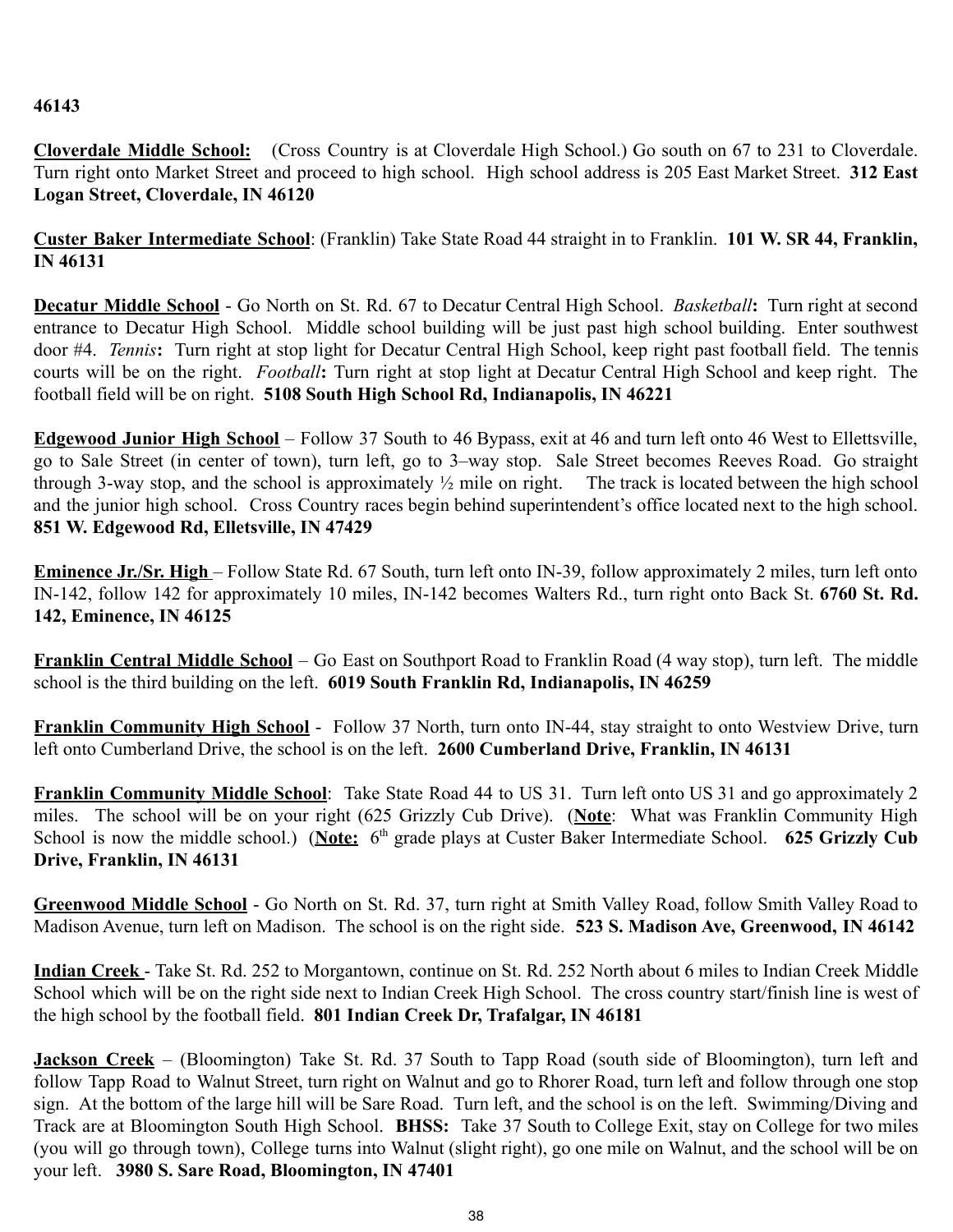**46143**

**Cloverdale Middle School:** (Cross Country is at Cloverdale High School.) Go south on 67 to 231 to Cloverdale. Turn right onto Market Street and proceed to high school. High school address is 205 East Market Street. **312 East Logan Street, Cloverdale, IN 46120**

**Custer Baker Intermediate School**: (Franklin) Take State Road 44 straight in to Franklin. **101 W. SR 44, Franklin, IN 46131**

**Decatur Middle School** - Go North on St. Rd. 67 to Decatur Central High School. *Basketball***:** Turn right at second entrance to Decatur High School. Middle school building will be just past high school building. Enter southwest door #4. *Tennis***:** Turn right at stop light for Decatur Central High School, keep right past football field. The tennis courts will be on the right. *Football***:** Turn right at stop light at Decatur Central High School and keep right. The football field will be on right. **5108 South High School Rd, Indianapolis, IN 46221**

**Edgewood Junior High School** – Follow 37 South to 46 Bypass, exit at 46 and turn left onto 46 West to Ellettsville, go to Sale Street (in center of town), turn left, go to 3–way stop. Sale Street becomes Reeves Road. Go straight through 3-way stop, and the school is approximately ½ mile on right. The track is located between the high school and the junior high school. Cross Country races begin behind superintendent's office located next to the high school. **851 W. Edgewood Rd, Elletsville, IN 47429**

**Eminence Jr./Sr. High** – Follow State Rd. 67 South, turn left onto IN-39, follow approximately 2 miles, turn left onto IN-142, follow 142 for approximately 10 miles, IN-142 becomes Walters Rd., turn right onto Back St. **6760 St. Rd. 142, Eminence, IN 46125**

**Franklin Central Middle School** – Go East on Southport Road to Franklin Road (4 way stop), turn left. The middle school is the third building on the left. **6019 South Franklin Rd, Indianapolis, IN 46259**

**Franklin Community High School** - Follow 37 North, turn onto IN-44, stay straight to onto Westview Drive, turn left onto Cumberland Drive, the school is on the left. **2600 Cumberland Drive, Franklin, IN 46131**

**Franklin Community Middle School**: Take State Road 44 to US 31. Turn left onto US 31 and go approximately 2 miles. The school will be on your right (625 Grizzly Cub Drive). (**Note**: What was Franklin Community High School is now the middle school.) (**Note:** 6th grade plays at Custer Baker Intermediate School. **625 Grizzly Cub Drive, Franklin, IN 46131**

**Greenwood Middle School** - Go North on St. Rd. 37, turn right at Smith Valley Road, follow Smith Valley Road to Madison Avenue, turn left on Madison. The school is on the right side. **523 S. Madison Ave, Greenwood, IN 46142**

**Indian Creek** - Take St. Rd. 252 to Morgantown, continue on St. Rd. 252 North about 6 miles to Indian Creek Middle School which will be on the right side next to Indian Creek High School. The cross country start/finish line is west of the high school by the football field. **801 Indian Creek Dr, Trafalgar, IN 46181**

**Jackson Creek** – (Bloomington) Take St. Rd. 37 South to Tapp Road (south side of Bloomington), turn left and follow Tapp Road to Walnut Street, turn right on Walnut and go to Rhorer Road, turn left and follow through one stop sign. At the bottom of the large hill will be Sare Road. Turn left, and the school is on the left. Swimming/Diving and Track are at Bloomington South High School. **BHSS:** Take 37 South to College Exit, stay on College for two miles (you will go through town), College turns into Walnut (slight right), go one mile on Walnut, and the school will be on your left. **3980 S. Sare Road, Bloomington, IN 47401**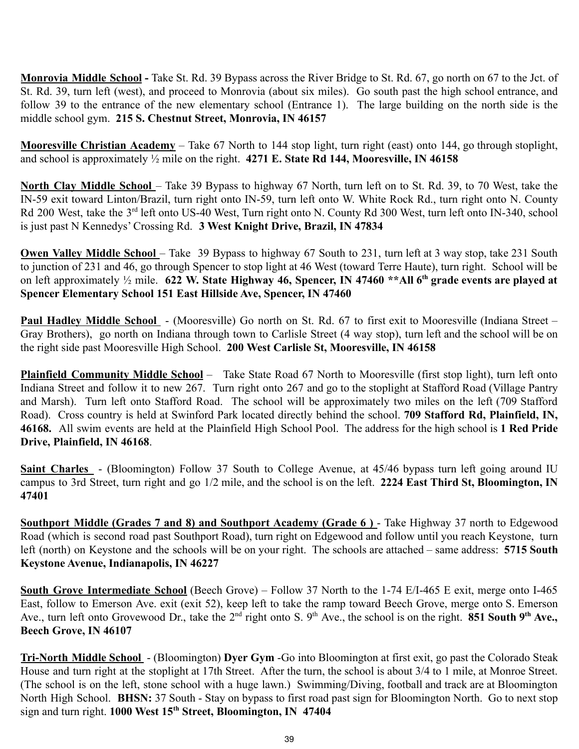**Monrovia Middle School -** Take St. Rd. 39 Bypass across the River Bridge to St. Rd. 67, go north on 67 to the Jct. of St. Rd. 39, turn left (west), and proceed to Monrovia (about six miles). Go south past the high school entrance, and follow 39 to the entrance of the new elementary school (Entrance 1). The large building on the north side is the middle school gym. **215 S. Chestnut Street, Monrovia, IN 46157**

**Mooresville Christian Academy** – Take 67 North to 144 stop light, turn right (east) onto 144, go through stoplight, and school is approximately ½ mile on the right. **4271 E. State Rd 144, Mooresville, IN 46158**

**North Clay Middle School** – Take 39 Bypass to highway 67 North, turn left on to St. Rd. 39, to 70 West, take the IN-59 exit toward Linton/Brazil, turn right onto IN-59, turn left onto W. White Rock Rd., turn right onto N. County Rd 200 West, take the 3rd left onto US-40 West, Turn right onto N. County Rd 300 West, turn left onto IN-340, school is just past N Kennedys' Crossing Rd. **3 West Knight Drive, Brazil, IN 47834**

**Owen Valley Middle School** – Take 39 Bypass to highway 67 South to 231, turn left at 3 way stop, take 231 South to junction of 231 and 46, go through Spencer to stop light at 46 West (toward Terre Haute), turn right. School will be on left approximately ½ mile. **622 W. State Highway 46, Spencer, IN 47460 **All 6th grade events are played at Spencer Elementary School 151 East Hillside Ave, Spencer, IN 47460**

**Paul Hadley Middle School** - (Mooresville) Go north on St. Rd. 67 to first exit to Mooresville (Indiana Street – Gray Brothers), go north on Indiana through town to Carlisle Street (4 way stop), turn left and the school will be on the right side past Mooresville High School. **200 West Carlisle St, Mooresville, IN 46158**

**Plainfield Community Middle School** – Take State Road 67 North to Mooresville (first stop light), turn left onto Indiana Street and follow it to new 267. Turn right onto 267 and go to the stoplight at Stafford Road (Village Pantry and Marsh). Turn left onto Stafford Road. The school will be approximately two miles on the left (709 Stafford Road). Cross country is held at Swinford Park located directly behind the school. **709 Stafford Rd, Plainfield, IN, 46168.** All swim events are held at the Plainfield High School Pool. The address for the high school is **1 Red Pride Drive, Plainfield, IN 46168**.

**Saint Charles** - (Bloomington) Follow 37 South to College Avenue, at 45/46 bypass turn left going around IU campus to 3rd Street, turn right and go 1/2 mile, and the school is on the left. **2224 East Third St, Bloomington, IN 47401**

**Southport Middle (Grades 7 and 8) and Southport Academy (Grade 6 )** - Take Highway 37 north to Edgewood Road (which is second road past Southport Road), turn right on Edgewood and follow until you reach Keystone, turn left (north) on Keystone and the schools will be on your right. The schools are attached – same address: **5715 South Keystone Avenue, Indianapolis, IN 46227**

**South Grove Intermediate School** (Beech Grove) – Follow 37 North to the 1-74 E/I-465 E exit, merge onto I-465 East, follow to Emerson Ave. exit (exit 52), keep left to take the ramp toward Beech Grove, merge onto S. Emerson Ave., turn left onto Grovewood Dr., take the 2nd right onto S. 9th Ave., the school is on the right. **851 South 9th Ave., Beech Grove, IN 46107**

**Tri-North Middle School** - (Bloomington) **Dyer Gym** -Go into Bloomington at first exit, go past the Colorado Steak House and turn right at the stoplight at 17th Street. After the turn, the school is about 3/4 to 1 mile, at Monroe Street. (The school is on the left, stone school with a huge lawn.) Swimming/Diving, football and track are at Bloomington North High School. **BHSN:** 37 South - Stay on bypass to first road past sign for Bloomington North. Go to next stop sign and turn right. **1000 West 15th Street, Bloomington, IN 47404**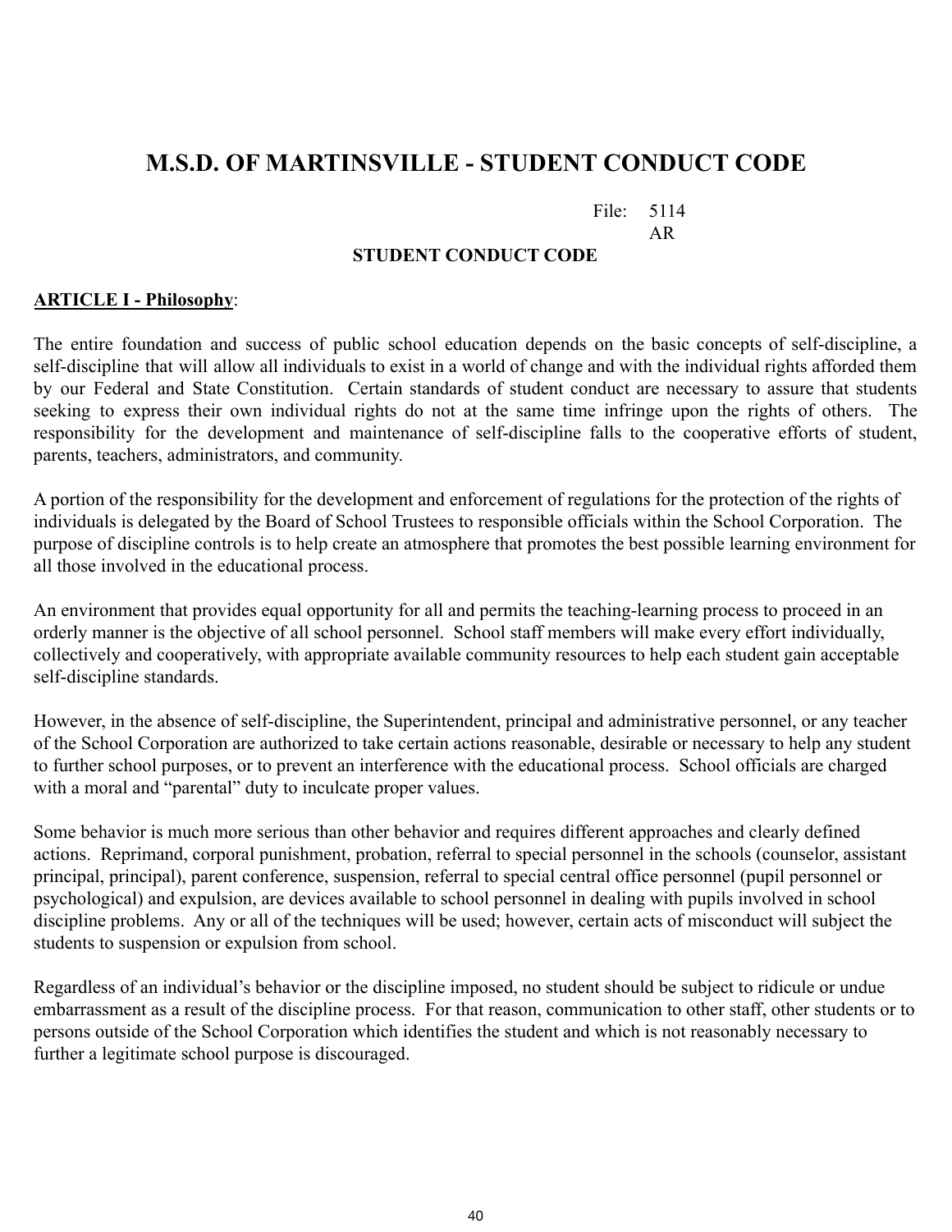# M.S.D. OF MARTINSVILLE - STUDENT CONDUCT CODE

File: 5114
AR

**STUDENT CONDUCT CODE**

**ARTICLE I - Philosophy**:

The entire foundation and success of public school education depends on the basic concepts of self-discipline, a self-discipline that will allow all individuals to exist in a world of change and with the individual rights afforded them by our Federal and State Constitution. Certain standards of student conduct are necessary to assure that students seeking to express their own individual rights do not at the same time infringe upon the rights of others. The responsibility for the development and maintenance of self-discipline falls to the cooperative efforts of student, parents, teachers, administrators, and community.

A portion of the responsibility for the development and enforcement of regulations for the protection of the rights of individuals is delegated by the Board of School Trustees to responsible officials within the School Corporation. The purpose of discipline controls is to help create an atmosphere that promotes the best possible learning environment for all those involved in the educational process.

An environment that provides equal opportunity for all and permits the teaching-learning process to proceed in an orderly manner is the objective of all school personnel. School staff members will make every effort individually, collectively and cooperatively, with appropriate available community resources to help each student gain acceptable self-discipline standards.

However, in the absence of self-discipline, the Superintendent, principal and administrative personnel, or any teacher of the School Corporation are authorized to take certain actions reasonable, desirable or necessary to help any student to further school purposes, or to prevent an interference with the educational process. School officials are charged with a moral and "parental" duty to inculcate proper values.

Some behavior is much more serious than other behavior and requires different approaches and clearly defined actions. Reprimand, corporal punishment, probation, referral to special personnel in the schools (counselor, assistant principal, principal), parent conference, suspension, referral to special central office personnel (pupil personnel or psychological) and expulsion, are devices available to school personnel in dealing with pupils involved in school discipline problems. Any or all of the techniques will be used; however, certain acts of misconduct will subject the students to suspension or expulsion from school.

Regardless of an individual's behavior or the discipline imposed, no student should be subject to ridicule or undue embarrassment as a result of the discipline process. For that reason, communication to other staff, other students or to persons outside of the School Corporation which identifies the student and which is not reasonably necessary to further a legitimate school purpose is discouraged.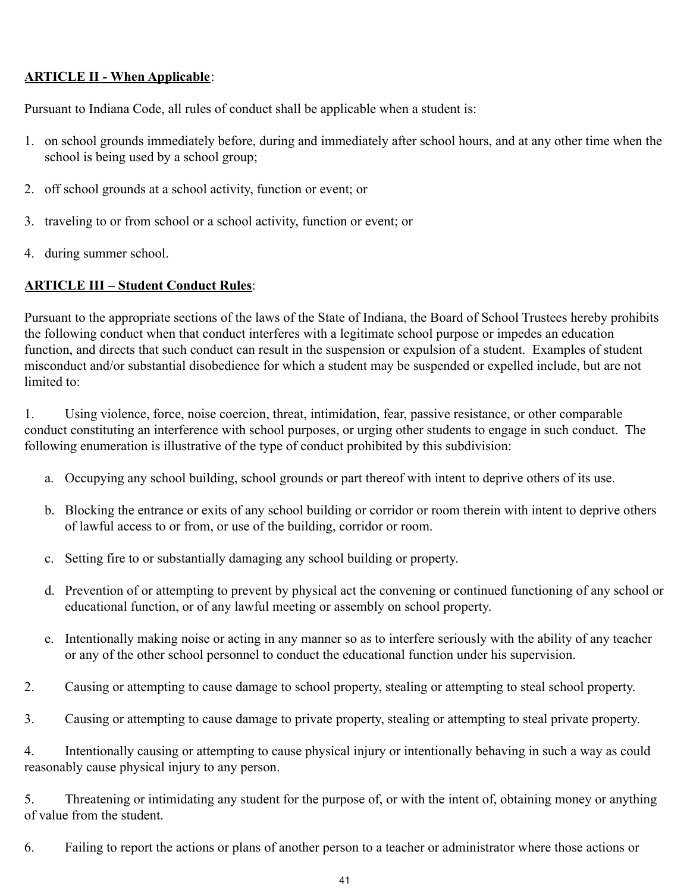**ARTICLE II - When Applicable**:

Pursuant to Indiana Code, all rules of conduct shall be applicable when a student is:

1. on school grounds immediately before, during and immediately after school hours, and at any other time when the school is being used by a school group;

2. off school grounds at a school activity, function or event; or

3. traveling to or from school or a school activity, function or event; or

4. during summer school.

**ARTICLE III – Student Conduct Rules**:

Pursuant to the appropriate sections of the laws of the State of Indiana, the Board of School Trustees hereby prohibits the following conduct when that conduct interferes with a legitimate school purpose or impedes an education function, and directs that such conduct can result in the suspension or expulsion of a student. Examples of student misconduct and/or substantial disobedience for which a student may be suspended or expelled include, but are not limited to:

1. Using violence, force, noise coercion, threat, intimidation, fear, passive resistance, or other comparable conduct constituting an interference with school purposes, or urging other students to engage in such conduct. The following enumeration is illustrative of the type of conduct prohibited by this subdivision:

   a. Occupying any school building, school grounds or part thereof with intent to deprive others of its use.

   b. Blocking the entrance or exits of any school building or corridor or room therein with intent to deprive others of lawful access to or from, or use of the building, corridor or room.

   c. Setting fire to or substantially damaging any school building or property.

   d. Prevention of or attempting to prevent by physical act the convening or continued functioning of any school or educational function, or of any lawful meeting or assembly on school property.

   e. Intentionally making noise or acting in any manner so as to interfere seriously with the ability of any teacher or any of the other school personnel to conduct the educational function under his supervision.

2. Causing or attempting to cause damage to school property, stealing or attempting to steal school property.

3. Causing or attempting to cause damage to private property, stealing or attempting to steal private property.

4. Intentionally causing or attempting to cause physical injury or intentionally behaving in such a way as could reasonably cause physical injury to any person.

5. Threatening or intimidating any student for the purpose of, or with the intent of, obtaining money or anything of value from the student.

6. Failing to report the actions or plans of another person to a teacher or administrator where those actions or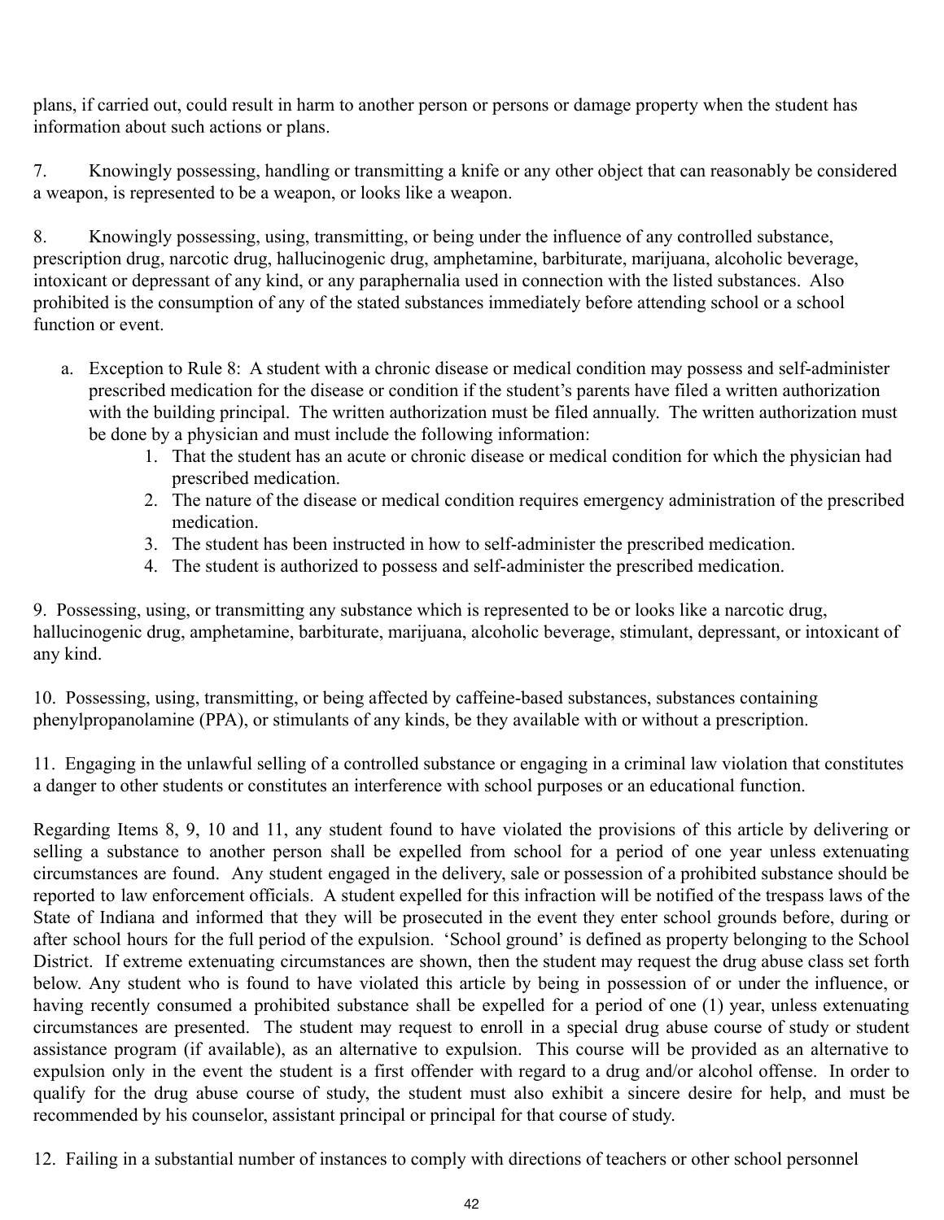plans, if carried out, could result in harm to another person or persons or damage property when the student has information about such actions or plans.

7. Knowingly possessing, handling or transmitting a knife or any other object that can reasonably be considered a weapon, is represented to be a weapon, or looks like a weapon.

8. Knowingly possessing, using, transmitting, or being under the influence of any controlled substance, prescription drug, narcotic drug, hallucinogenic drug, amphetamine, barbiturate, marijuana, alcoholic beverage, intoxicant or depressant of any kind, or any paraphernalia used in connection with the listed substances. Also prohibited is the consumption of any of the stated substances immediately before attending school or a school function or event.

   a. Exception to Rule 8: A student with a chronic disease or medical condition may possess and self-administer prescribed medication for the disease or condition if the student's parents have filed a written authorization with the building principal. The written authorization must be filed annually. The written authorization must be done by a physician and must include the following information:
      1. That the student has an acute or chronic disease or medical condition for which the physician had prescribed medication.
      2. The nature of the disease or medical condition requires emergency administration of the prescribed medication.
      3. The student has been instructed in how to self-administer the prescribed medication.
      4. The student is authorized to possess and self-administer the prescribed medication.

9. Possessing, using, or transmitting any substance which is represented to be or looks like a narcotic drug, hallucinogenic drug, amphetamine, barbiturate, marijuana, alcoholic beverage, stimulant, depressant, or intoxicant of any kind.

10. Possessing, using, transmitting, or being affected by caffeine-based substances, substances containing phenylpropanolamine (PPA), or stimulants of any kinds, be they available with or without a prescription.

11. Engaging in the unlawful selling of a controlled substance or engaging in a criminal law violation that constitutes a danger to other students or constitutes an interference with school purposes or an educational function.

Regarding Items 8, 9, 10 and 11, any student found to have violated the provisions of this article by delivering or selling a substance to another person shall be expelled from school for a period of one year unless extenuating circumstances are found. Any student engaged in the delivery, sale or possession of a prohibited substance should be reported to law enforcement officials. A student expelled for this infraction will be notified of the trespass laws of the State of Indiana and informed that they will be prosecuted in the event they enter school grounds before, during or after school hours for the full period of the expulsion. 'School ground' is defined as property belonging to the School District. If extreme extenuating circumstances are shown, then the student may request the drug abuse class set forth below. Any student who is found to have violated this article by being in possession of or under the influence, or having recently consumed a prohibited substance shall be expelled for a period of one (1) year, unless extenuating circumstances are presented. The student may request to enroll in a special drug abuse course of study or student assistance program (if available), as an alternative to expulsion. This course will be provided as an alternative to expulsion only in the event the student is a first offender with regard to a drug and/or alcohol offense. In order to qualify for the drug abuse course of study, the student must also exhibit a sincere desire for help, and must be recommended by his counselor, assistant principal or principal for that course of study.

12. Failing in a substantial number of instances to comply with directions of teachers or other school personnel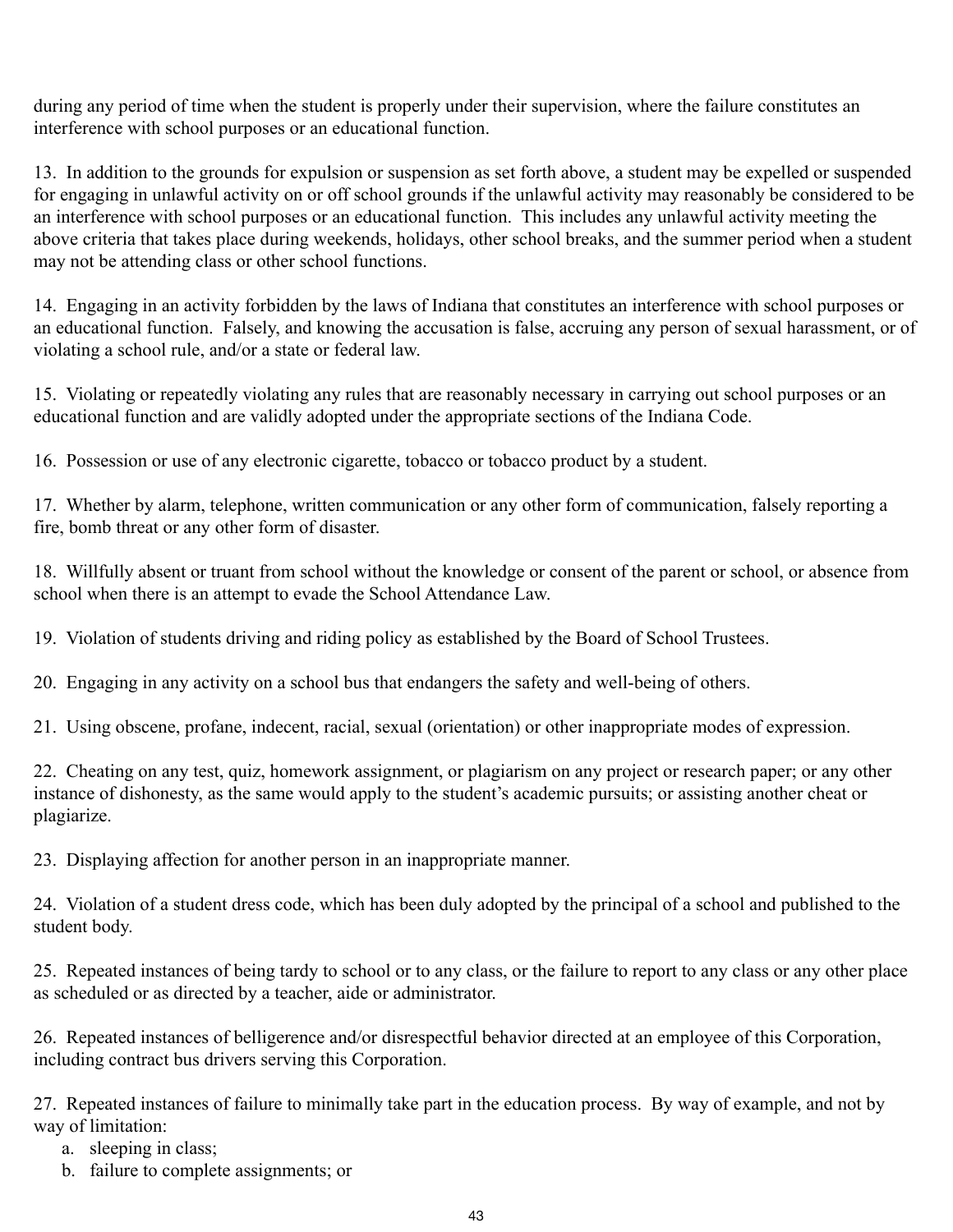during any period of time when the student is properly under their supervision, where the failure constitutes an interference with school purposes or an educational function.

13. In addition to the grounds for expulsion or suspension as set forth above, a student may be expelled or suspended for engaging in unlawful activity on or off school grounds if the unlawful activity may reasonably be considered to be an interference with school purposes or an educational function. This includes any unlawful activity meeting the above criteria that takes place during weekends, holidays, other school breaks, and the summer period when a student may not be attending class or other school functions.

14. Engaging in an activity forbidden by the laws of Indiana that constitutes an interference with school purposes or an educational function. Falsely, and knowing the accusation is false, accruing any person of sexual harassment, or of violating a school rule, and/or a state or federal law.

15. Violating or repeatedly violating any rules that are reasonably necessary in carrying out school purposes or an educational function and are validly adopted under the appropriate sections of the Indiana Code.

16. Possession or use of any electronic cigarette, tobacco or tobacco product by a student.

17. Whether by alarm, telephone, written communication or any other form of communication, falsely reporting a fire, bomb threat or any other form of disaster.

18. Willfully absent or truant from school without the knowledge or consent of the parent or school, or absence from school when there is an attempt to evade the School Attendance Law.

19. Violation of students driving and riding policy as established by the Board of School Trustees.

20. Engaging in any activity on a school bus that endangers the safety and well-being of others.

21. Using obscene, profane, indecent, racial, sexual (orientation) or other inappropriate modes of expression.

22. Cheating on any test, quiz, homework assignment, or plagiarism on any project or research paper; or any other instance of dishonesty, as the same would apply to the student's academic pursuits; or assisting another cheat or plagiarize.

23. Displaying affection for another person in an inappropriate manner.

24. Violation of a student dress code, which has been duly adopted by the principal of a school and published to the student body.

25. Repeated instances of being tardy to school or to any class, or the failure to report to any class or any other place as scheduled or as directed by a teacher, aide or administrator.

26. Repeated instances of belligerence and/or disrespectful behavior directed at an employee of this Corporation, including contract bus drivers serving this Corporation.

27. Repeated instances of failure to minimally take part in the education process. By way of example, and not by way of limitation:

a. sleeping in class;
b. failure to complete assignments; or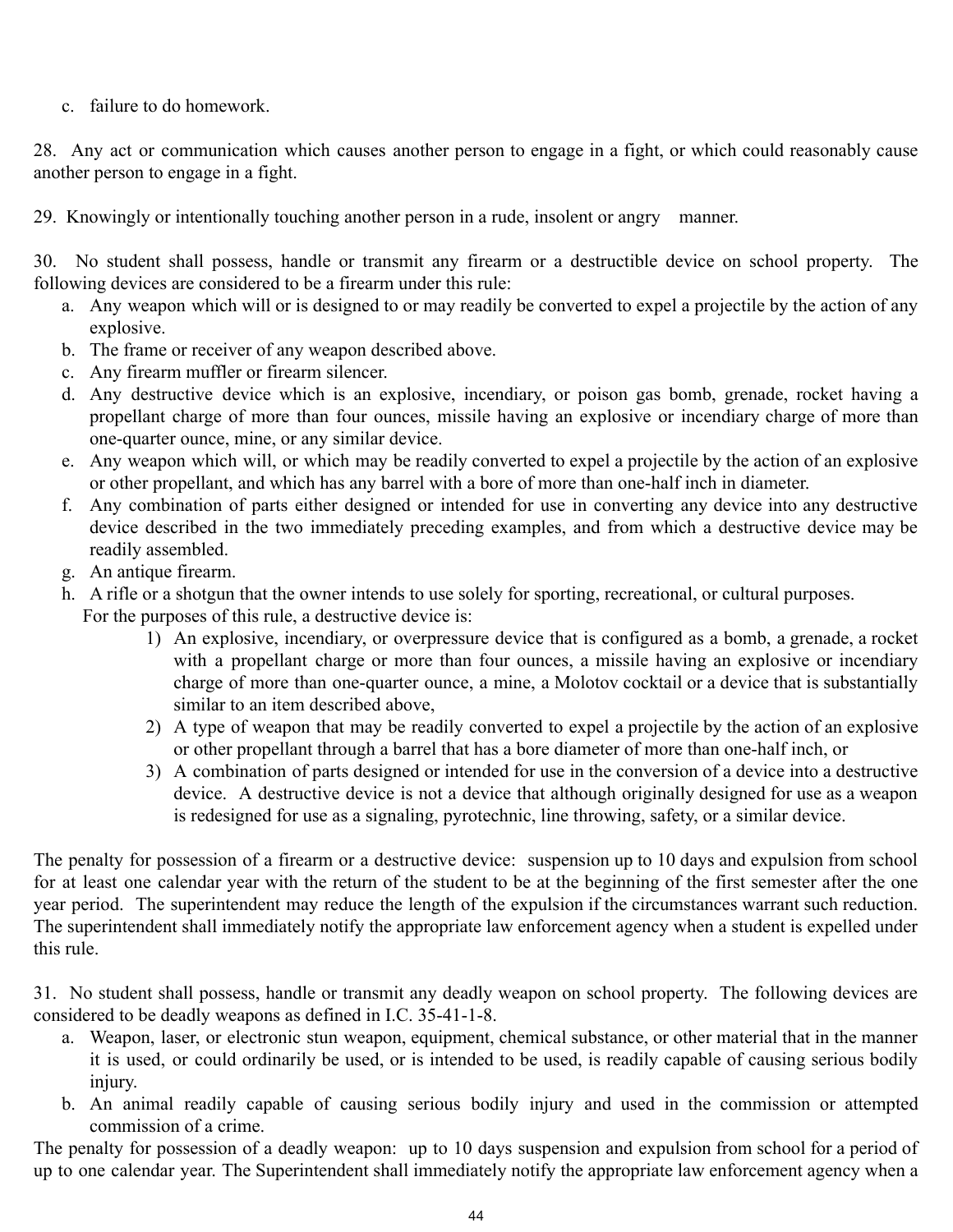c. failure to do homework.

28. Any act or communication which causes another person to engage in a fight, or which could reasonably cause another person to engage in a fight.

29. Knowingly or intentionally touching another person in a rude, insolent or angry manner.

30. No student shall possess, handle or transmit any firearm or a destructible device on school property. The following devices are considered to be a firearm under this rule:

a. Any weapon which will or is designed to or may readily be converted to expel a projectile by the action of any explosive.
b. The frame or receiver of any weapon described above.
c. Any firearm muffler or firearm silencer.
d. Any destructive device which is an explosive, incendiary, or poison gas bomb, grenade, rocket having a propellant charge of more than four ounces, missile having an explosive or incendiary charge of more than one-quarter ounce, mine, or any similar device.
e. Any weapon which will, or which may be readily converted to expel a projectile by the action of an explosive or other propellant, and which has any barrel with a bore of more than one-half inch in diameter.
f. Any combination of parts either designed or intended for use in converting any device into any destructive device described in the two immediately preceding examples, and from which a destructive device may be readily assembled.
g. An antique firearm.
h. A rifle or a shotgun that the owner intends to use solely for sporting, recreational, or cultural purposes.

For the purposes of this rule, a destructive device is:

1) An explosive, incendiary, or overpressure device that is configured as a bomb, a grenade, a rocket with a propellant charge or more than four ounces, a missile having an explosive or incendiary charge of more than one-quarter ounce, a mine, a Molotov cocktail or a device that is substantially similar to an item described above,
2) A type of weapon that may be readily converted to expel a projectile by the action of an explosive or other propellant through a barrel that has a bore diameter of more than one-half inch, or
3) A combination of parts designed or intended for use in the conversion of a device into a destructive device. A destructive device is not a device that although originally designed for use as a weapon is redesigned for use as a signaling, pyrotechnic, line throwing, safety, or a similar device.

The penalty for possession of a firearm or a destructive device: suspension up to 10 days and expulsion from school for at least one calendar year with the return of the student to be at the beginning of the first semester after the one year period. The superintendent may reduce the length of the expulsion if the circumstances warrant such reduction. The superintendent shall immediately notify the appropriate law enforcement agency when a student is expelled under this rule.

31. No student shall possess, handle or transmit any deadly weapon on school property. The following devices are considered to be deadly weapons as defined in I.C. 35-41-1-8.

a. Weapon, laser, or electronic stun weapon, equipment, chemical substance, or other material that in the manner it is used, or could ordinarily be used, or is intended to be used, is readily capable of causing serious bodily injury.
b. An animal readily capable of causing serious bodily injury and used in the commission or attempted commission of a crime.

The penalty for possession of a deadly weapon: up to 10 days suspension and expulsion from school for a period of up to one calendar year. The Superintendent shall immediately notify the appropriate law enforcement agency when a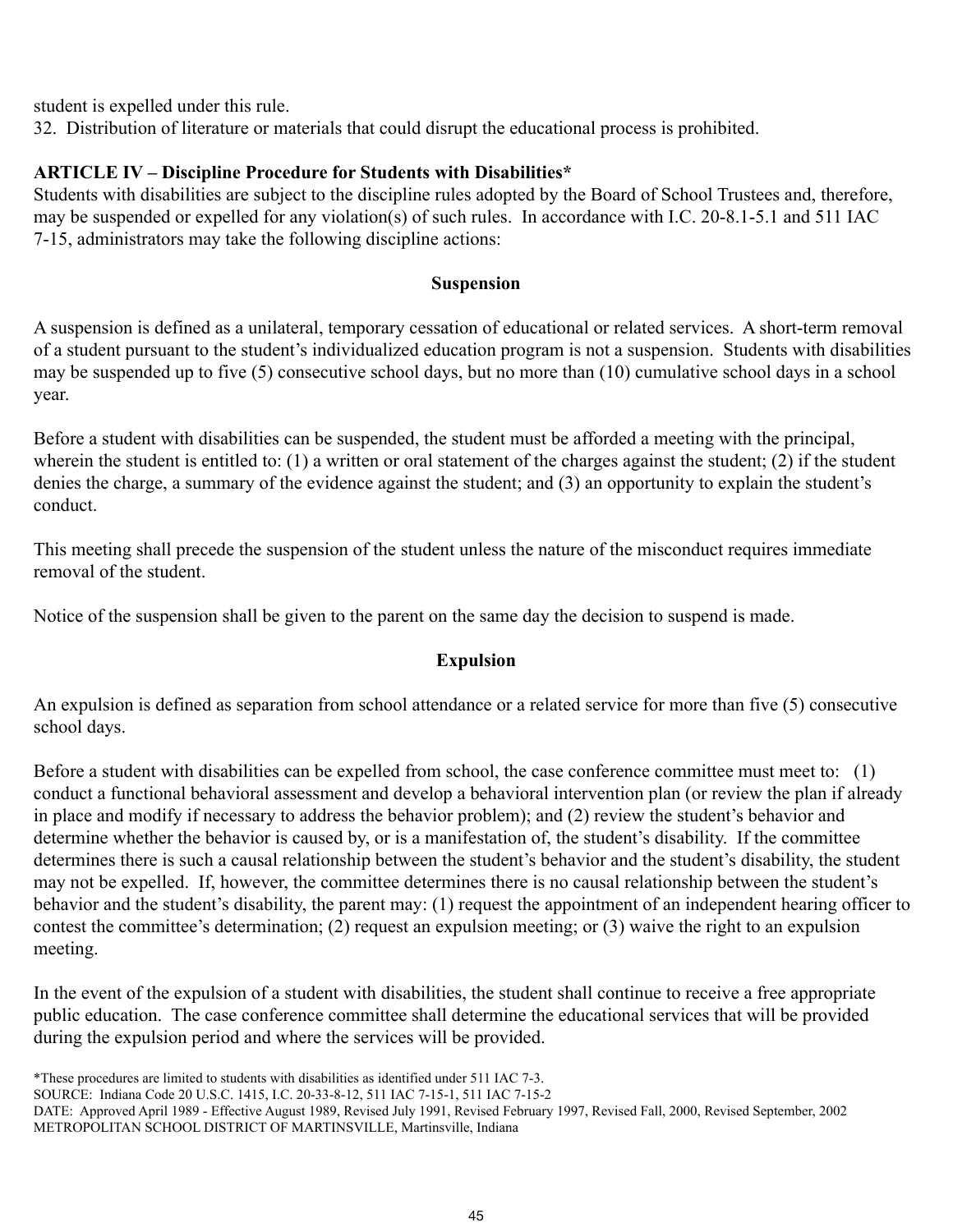student is expelled under this rule.

32. Distribution of literature or materials that could disrupt the educational process is prohibited.

**ARTICLE IV – Discipline Procedure for Students with Disabilities***

Students with disabilities are subject to the discipline rules adopted by the Board of School Trustees and, therefore, may be suspended or expelled for any violation(s) of such rules. In accordance with I.C. 20-8.1-5.1 and 511 IAC 7-15, administrators may take the following discipline actions:

**Suspension**

A suspension is defined as a unilateral, temporary cessation of educational or related services. A short-term removal of a student pursuant to the student's individualized education program is not a suspension. Students with disabilities may be suspended up to five (5) consecutive school days, but no more than (10) cumulative school days in a school year.

Before a student with disabilities can be suspended, the student must be afforded a meeting with the principal, wherein the student is entitled to: (1) a written or oral statement of the charges against the student; (2) if the student denies the charge, a summary of the evidence against the student; and (3) an opportunity to explain the student's conduct.

This meeting shall precede the suspension of the student unless the nature of the misconduct requires immediate removal of the student.

Notice of the suspension shall be given to the parent on the same day the decision to suspend is made.

**Expulsion**

An expulsion is defined as separation from school attendance or a related service for more than five (5) consecutive school days.

Before a student with disabilities can be expelled from school, the case conference committee must meet to: (1) conduct a functional behavioral assessment and develop a behavioral intervention plan (or review the plan if already in place and modify if necessary to address the behavior problem); and (2) review the student's behavior and determine whether the behavior is caused by, or is a manifestation of, the student's disability. If the committee determines there is such a causal relationship between the student's behavior and the student's disability, the student may not be expelled. If, however, the committee determines there is no causal relationship between the student's behavior and the student's disability, the parent may: (1) request the appointment of an independent hearing officer to contest the committee's determination; (2) request an expulsion meeting; or (3) waive the right to an expulsion meeting.

In the event of the expulsion of a student with disabilities, the student shall continue to receive a free appropriate public education. The case conference committee shall determine the educational services that will be provided during the expulsion period and where the services will be provided.

*These procedures are limited to students with disabilities as identified under 511 IAC 7-3.

SOURCE: Indiana Code 20 U.S.C. 1415, I.C. 20-33-8-12, 511 IAC 7-15-1, 511 IAC 7-15-2

DATE: Approved April 1989 - Effective August 1989, Revised July 1991, Revised February 1997, Revised Fall, 2000, Revised September, 2002

METROPOLITAN SCHOOL DISTRICT OF MARTINSVILLE, Martinsville, Indiana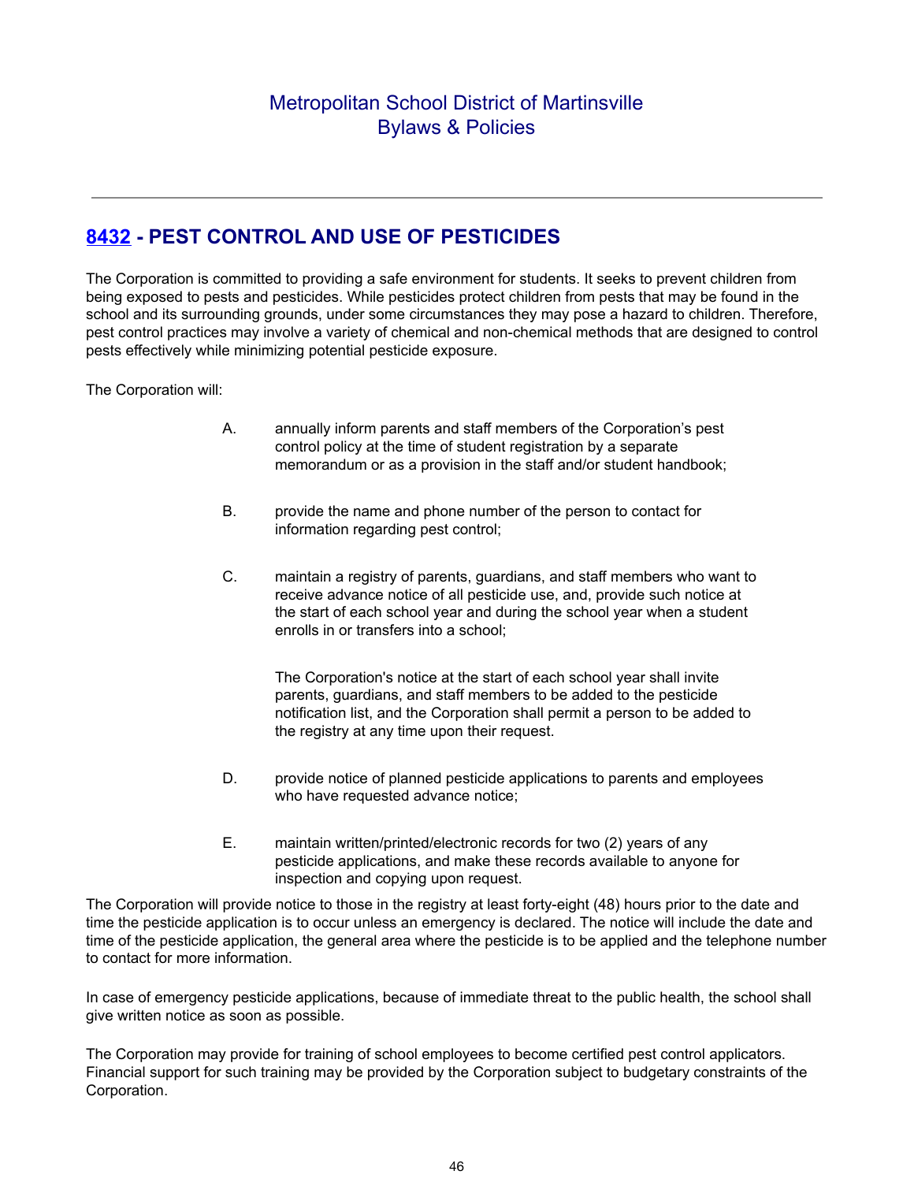Metropolitan School District of Martinsville
Bylaws & Policies

---

## 8432 - PEST CONTROL AND USE OF PESTICIDES

The Corporation is committed to providing a safe environment for students. It seeks to prevent children from being exposed to pests and pesticides. While pesticides protect children from pests that may be found in the school and its surrounding grounds, under some circumstances they may pose a hazard to children. Therefore, pest control practices may involve a variety of chemical and non-chemical methods that are designed to control pests effectively while minimizing potential pesticide exposure.

The Corporation will:

A. annually inform parents and staff members of the Corporation's pest control policy at the time of student registration by a separate memorandum or as a provision in the staff and/or student handbook;

B. provide the name and phone number of the person to contact for information regarding pest control;

C. maintain a registry of parents, guardians, and staff members who want to receive advance notice of all pesticide use, and, provide such notice at the start of each school year and during the school year when a student enrolls in or transfers into a school;

   The Corporation's notice at the start of each school year shall invite parents, guardians, and staff members to be added to the pesticide notification list, and the Corporation shall permit a person to be added to the registry at any time upon their request.

D. provide notice of planned pesticide applications to parents and employees who have requested advance notice;

E. maintain written/printed/electronic records for two (2) years of any pesticide applications, and make these records available to anyone for inspection and copying upon request.

The Corporation will provide notice to those in the registry at least forty-eight (48) hours prior to the date and time the pesticide application is to occur unless an emergency is declared. The notice will include the date and time of the pesticide application, the general area where the pesticide is to be applied and the telephone number to contact for more information.

In case of emergency pesticide applications, because of immediate threat to the public health, the school shall give written notice as soon as possible.

The Corporation may provide for training of school employees to become certified pest control applicators. Financial support for such training may be provided by the Corporation subject to budgetary constraints of the Corporation.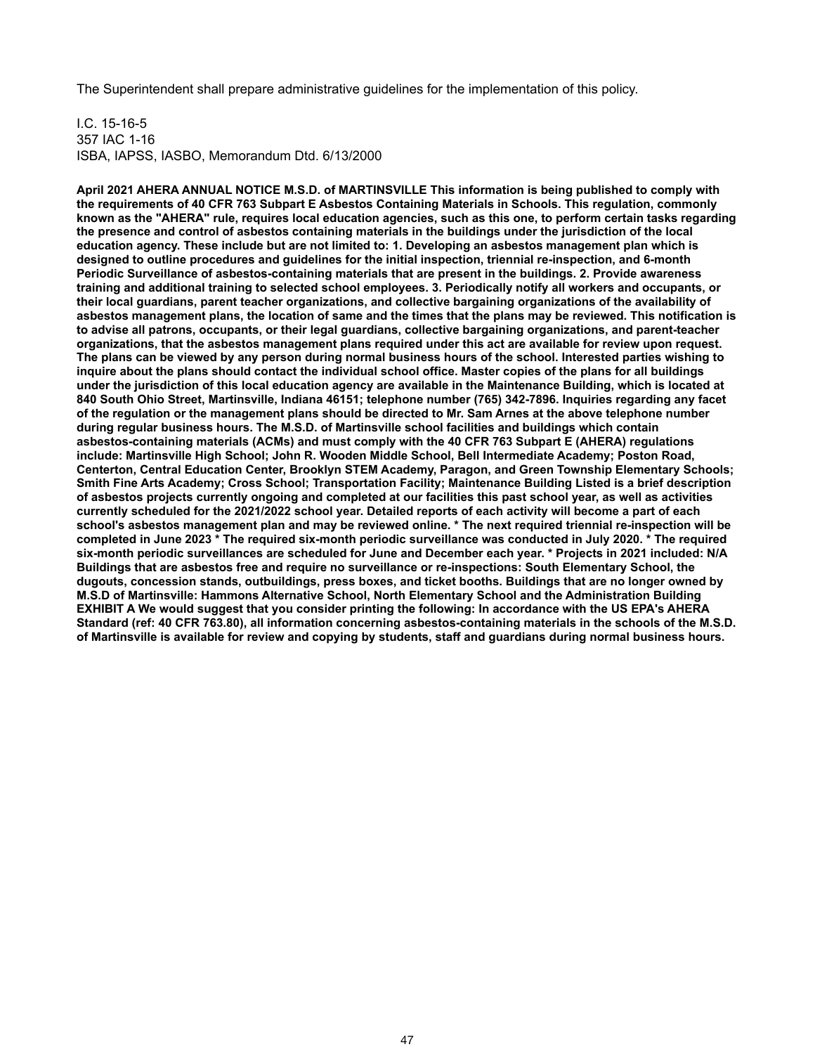The Superintendent shall prepare administrative guidelines for the implementation of this policy.

I.C. 15-16-5
357 IAC 1-16
ISBA, IAPSS, IASBO, Memorandum Dtd. 6/13/2000

**April 2021 AHERA ANNUAL NOTICE M.S.D. of MARTINSVILLE This information is being published to comply with the requirements of 40 CFR 763 Subpart E Asbestos Containing Materials in Schools. This regulation, commonly known as the "AHERA" rule, requires local education agencies, such as this one, to perform certain tasks regarding the presence and control of asbestos containing materials in the buildings under the jurisdiction of the local education agency. These include but are not limited to: 1. Developing an asbestos management plan which is designed to outline procedures and guidelines for the initial inspection, triennial re-inspection, and 6-month Periodic Surveillance of asbestos-containing materials that are present in the buildings. 2. Provide awareness training and additional training to selected school employees. 3. Periodically notify all workers and occupants, or their local guardians, parent teacher organizations, and collective bargaining organizations of the availability of asbestos management plans, the location of same and the times that the plans may be reviewed. This notification is to advise all patrons, occupants, or their legal guardians, collective bargaining organizations, and parent-teacher organizations, that the asbestos management plans required under this act are available for review upon request. The plans can be viewed by any person during normal business hours of the school. Interested parties wishing to inquire about the plans should contact the individual school office. Master copies of the plans for all buildings under the jurisdiction of this local education agency are available in the Maintenance Building, which is located at 840 South Ohio Street, Martinsville, Indiana 46151; telephone number (765) 342-7896. Inquiries regarding any facet of the regulation or the management plans should be directed to Mr. Sam Arnes at the above telephone number during regular business hours. The M.S.D. of Martinsville school facilities and buildings which contain asbestos-containing materials (ACMs) and must comply with the 40 CFR 763 Subpart E (AHERA) regulations include: Martinsville High School; John R. Wooden Middle School, Bell Intermediate Academy; Poston Road, Centerton, Central Education Center, Brooklyn STEM Academy, Paragon, and Green Township Elementary Schools; Smith Fine Arts Academy; Cross School; Transportation Facility; Maintenance Building Listed is a brief description of asbestos projects currently ongoing and completed at our facilities this past school year, as well as activities currently scheduled for the 2021/2022 school year. Detailed reports of each activity will become a part of each school's asbestos management plan and may be reviewed online. * The next required triennial re-inspection will be completed in June 2023 * The required six-month periodic surveillance was conducted in July 2020. * The required six-month periodic surveillances are scheduled for June and December each year. * Projects in 2021 included: N/A Buildings that are asbestos free and require no surveillance or re-inspections: South Elementary School, the dugouts, concession stands, outbuildings, press boxes, and ticket booths. Buildings that are no longer owned by M.S.D of Martinsville: Hammons Alternative School, North Elementary School and the Administration Building EXHIBIT A We would suggest that you consider printing the following: In accordance with the US EPA's AHERA Standard (ref: 40 CFR 763.80), all information concerning asbestos-containing materials in the schools of the M.S.D. of Martinsville is available for review and copying by students, staff and guardians during normal business hours.**